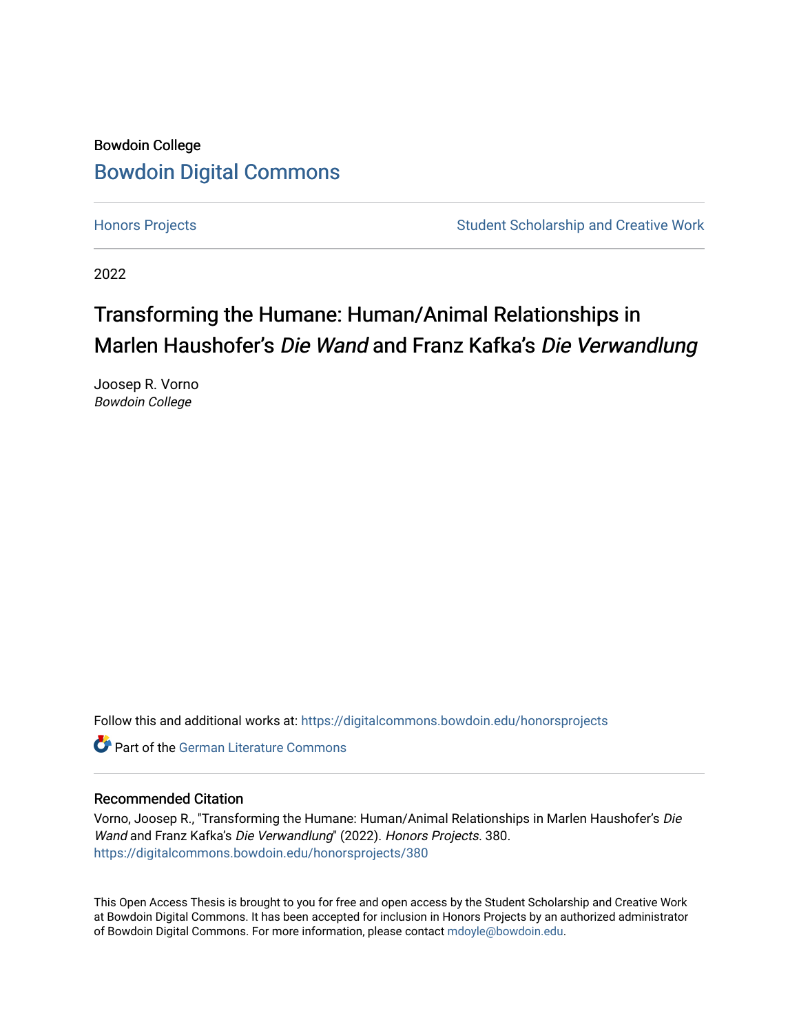Bowdoin College

# Bowdoin Digital Commons

Honors Projects | Student Scholarship and Creative Work

2022

## Transforming the Humane: Human/Animal Relationships in Marlen Haushofer’s *Die Wand* and Franz Kafka’s *Die Verwandlung*

Joosep R. Vorno
*Bowdoin College*

Follow this and additional works at: https://digitalcommons.bowdoin.edu/honorsprojects

Part of the German Literature Commons

### Recommended Citation

Vorno, Joosep R., "Transforming the Humane: Human/Animal Relationships in Marlen Haushofer’s *Die Wand* and Franz Kafka’s *Die Verwandlung*" (2022). *Honors Projects*. 380.
https://digitalcommons.bowdoin.edu/honorsprojects/380

This Open Access Thesis is brought to you for free and open access by the Student Scholarship and Creative Work at Bowdoin Digital Commons. It has been accepted for inclusion in Honors Projects by an authorized administrator of Bowdoin Digital Commons. For more information, please contact mdoyle@bowdoin.edu.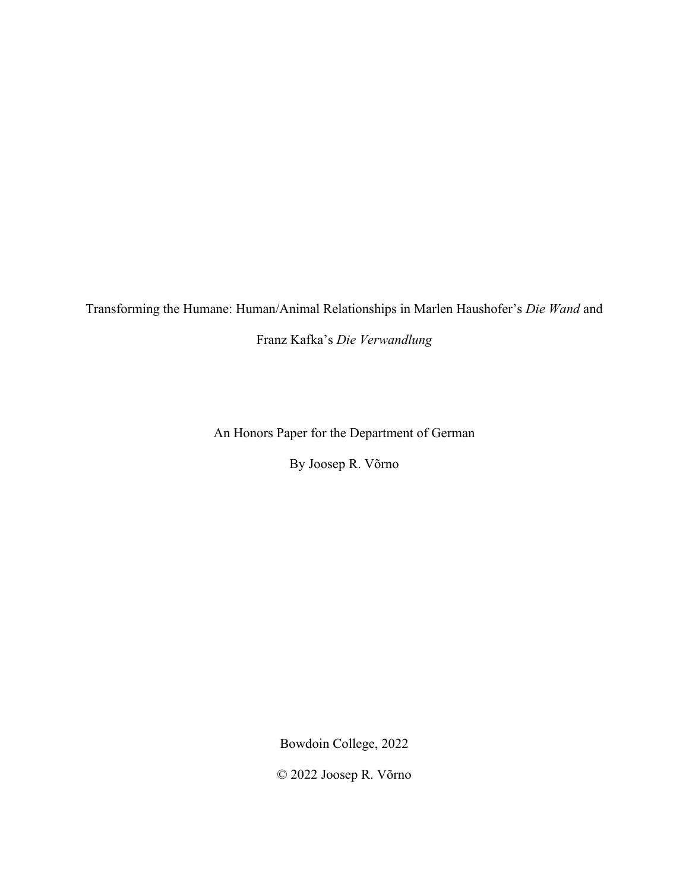# Transforming the Humane: Human/Animal Relationships in Marlen Haushofer's *Die Wand* and Franz Kafka's *Die Verwandlung*

An Honors Paper for the Department of German

By Joosep R. Võrno

Bowdoin College, 2022

© 2022 Joosep R. Võrno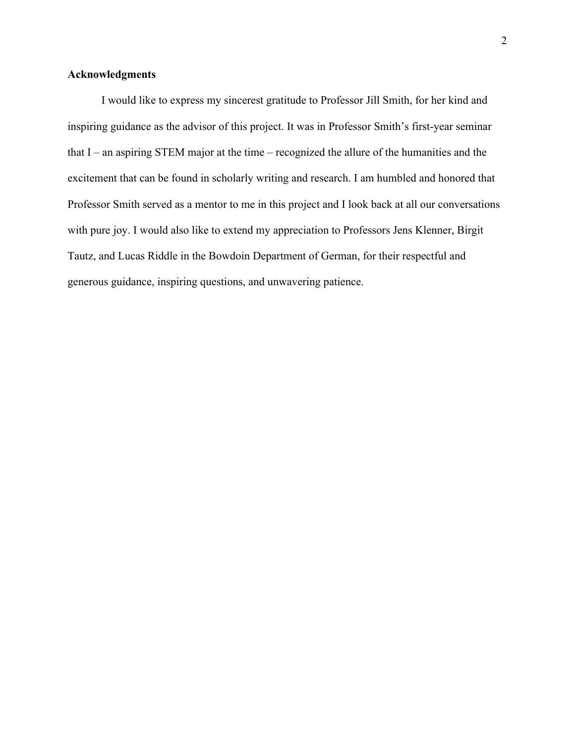## Acknowledgments

I would like to express my sincerest gratitude to Professor Jill Smith, for her kind and inspiring guidance as the advisor of this project. It was in Professor Smith's first-year seminar that I – an aspiring STEM major at the time – recognized the allure of the humanities and the excitement that can be found in scholarly writing and research. I am humbled and honored that Professor Smith served as a mentor to me in this project and I look back at all our conversations with pure joy. I would also like to extend my appreciation to Professors Jens Klenner, Birgit Tautz, and Lucas Riddle in the Bowdoin Department of German, for their respectful and generous guidance, inspiring questions, and unwavering patience.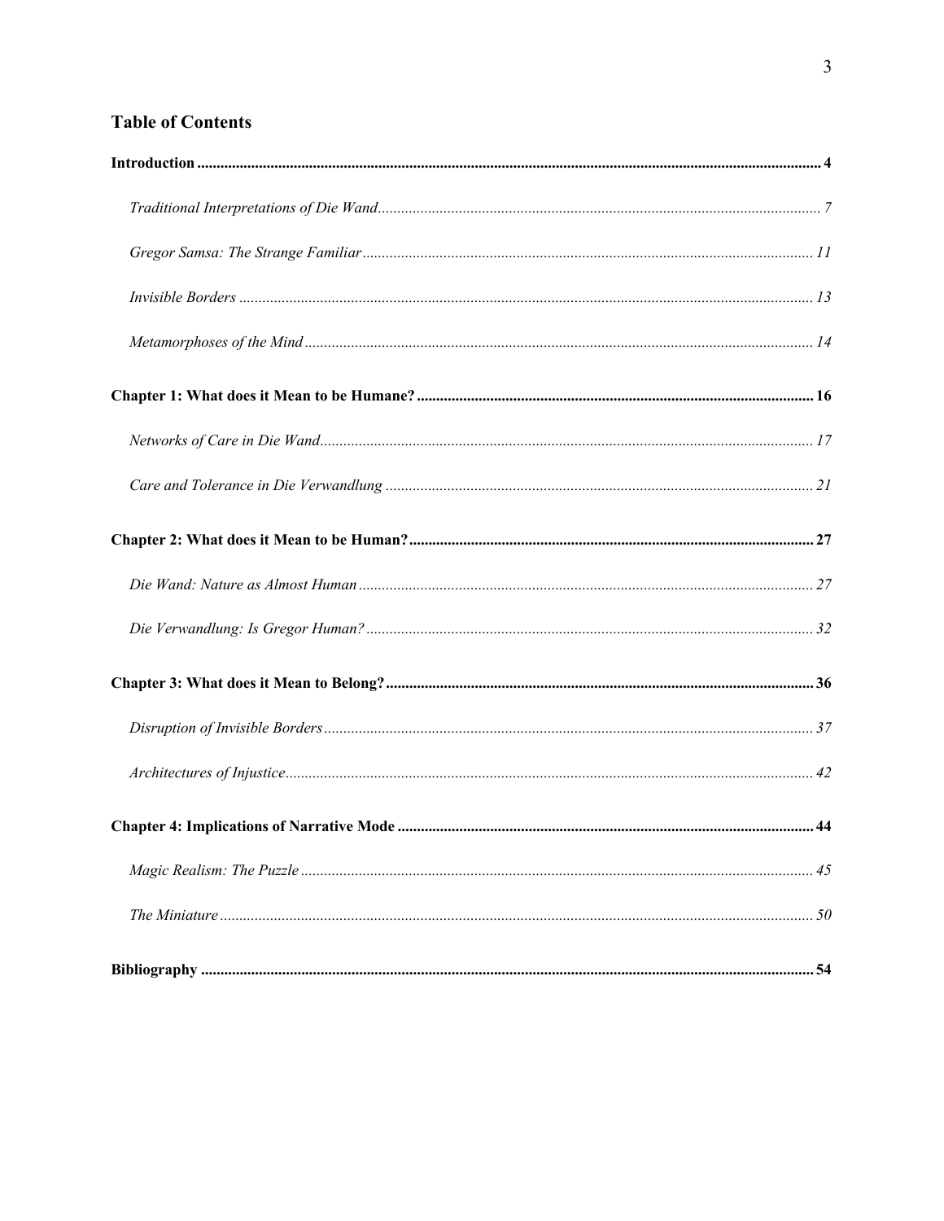## Table of Contents

**Introduction** .......... **4**

*Traditional Interpretations of Die Wand* .......... *7*

*Gregor Samsa: The Strange Familiar* .......... *11*

*Invisible Borders* .......... *13*

*Metamorphoses of the Mind* .......... *14*

**Chapter 1: What does it Mean to be Humane?** .......... **16**

*Networks of Care in Die Wand* .......... *17*

*Care and Tolerance in Die Verwandlung* .......... *21*

**Chapter 2: What does it Mean to be Human?** .......... **27**

*Die Wand: Nature as Almost Human* .......... *27*

*Die Verwandlung: Is Gregor Human?* .......... *32*

**Chapter 3: What does it Mean to Belong?** .......... **36**

*Disruption of Invisible Borders* .......... *37*

*Architectures of Injustice* .......... *42*

**Chapter 4: Implications of Narrative Mode** .......... **44**

*Magic Realism: The Puzzle* .......... *45*

*The Miniature* .......... *50*

**Bibliography** .......... **54**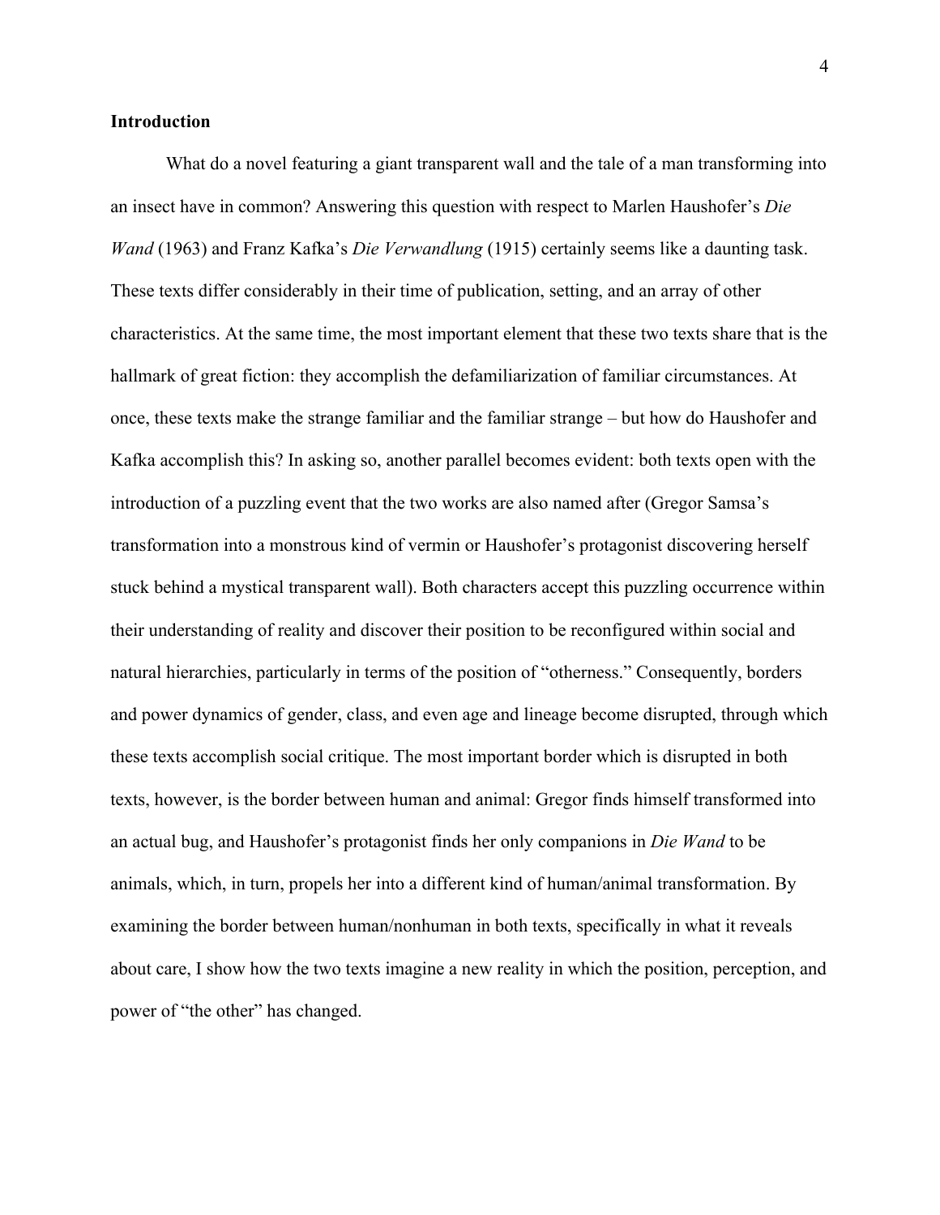## Introduction

What do a novel featuring a giant transparent wall and the tale of a man transforming into an insect have in common? Answering this question with respect to Marlen Haushofer's *Die Wand* (1963) and Franz Kafka's *Die Verwandlung* (1915) certainly seems like a daunting task. These texts differ considerably in their time of publication, setting, and an array of other characteristics. At the same time, the most important element that these two texts share that is the hallmark of great fiction: they accomplish the defamiliarization of familiar circumstances. At once, these texts make the strange familiar and the familiar strange – but how do Haushofer and Kafka accomplish this? In asking so, another parallel becomes evident: both texts open with the introduction of a puzzling event that the two works are also named after (Gregor Samsa's transformation into a monstrous kind of vermin or Haushofer's protagonist discovering herself stuck behind a mystical transparent wall). Both characters accept this puzzling occurrence within their understanding of reality and discover their position to be reconfigured within social and natural hierarchies, particularly in terms of the position of "otherness." Consequently, borders and power dynamics of gender, class, and even age and lineage become disrupted, through which these texts accomplish social critique. The most important border which is disrupted in both texts, however, is the border between human and animal: Gregor finds himself transformed into an actual bug, and Haushofer's protagonist finds her only companions in *Die Wand* to be animals, which, in turn, propels her into a different kind of human/animal transformation. By examining the border between human/nonhuman in both texts, specifically in what it reveals about care, I show how the two texts imagine a new reality in which the position, perception, and power of "the other" has changed.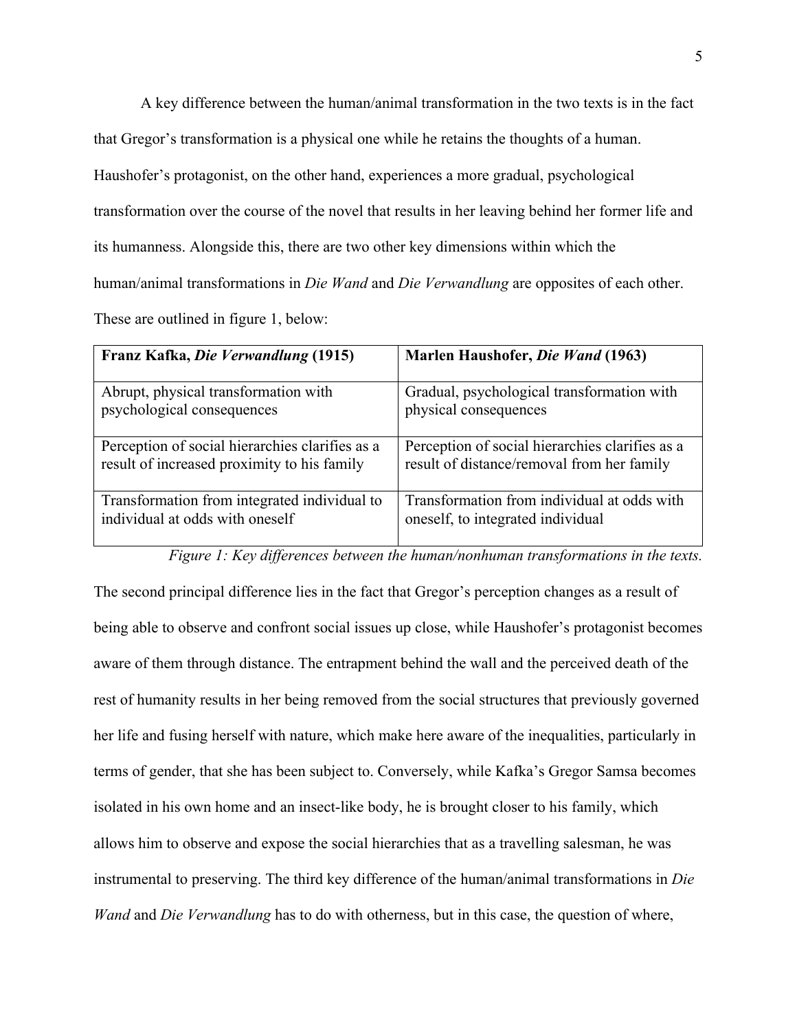A key difference between the human/animal transformation in the two texts is in the fact that Gregor's transformation is a physical one while he retains the thoughts of a human. Haushofer's protagonist, on the other hand, experiences a more gradual, psychological transformation over the course of the novel that results in her leaving behind her former life and its humanness. Alongside this, there are two other key dimensions within which the human/animal transformations in *Die Wand* and *Die Verwandlung* are opposites of each other. These are outlined in figure 1, below:

| **Franz Kafka, *Die Verwandlung* (1915)** | **Marlen Haushofer, *Die Wand* (1963)** |
| --- | --- |
| Abrupt, physical transformation with psychological consequences | Gradual, psychological transformation with physical consequences |
| Perception of social hierarchies clarifies as a result of increased proximity to his family | Perception of social hierarchies clarifies as a result of distance/removal from her family |
| Transformation from integrated individual to individual at odds with oneself | Transformation from individual at odds with oneself, to integrated individual |

*Figure 1: Key differences between the human/nonhuman transformations in the texts.*

The second principal difference lies in the fact that Gregor's perception changes as a result of being able to observe and confront social issues up close, while Haushofer's protagonist becomes aware of them through distance. The entrapment behind the wall and the perceived death of the rest of humanity results in her being removed from the social structures that previously governed her life and fusing herself with nature, which make here aware of the inequalities, particularly in terms of gender, that she has been subject to. Conversely, while Kafka's Gregor Samsa becomes isolated in his own home and an insect-like body, he is brought closer to his family, which allows him to observe and expose the social hierarchies that as a travelling salesman, he was instrumental to preserving. The third key difference of the human/animal transformations in *Die Wand* and *Die Verwandlung* has to do with otherness, but in this case, the question of where,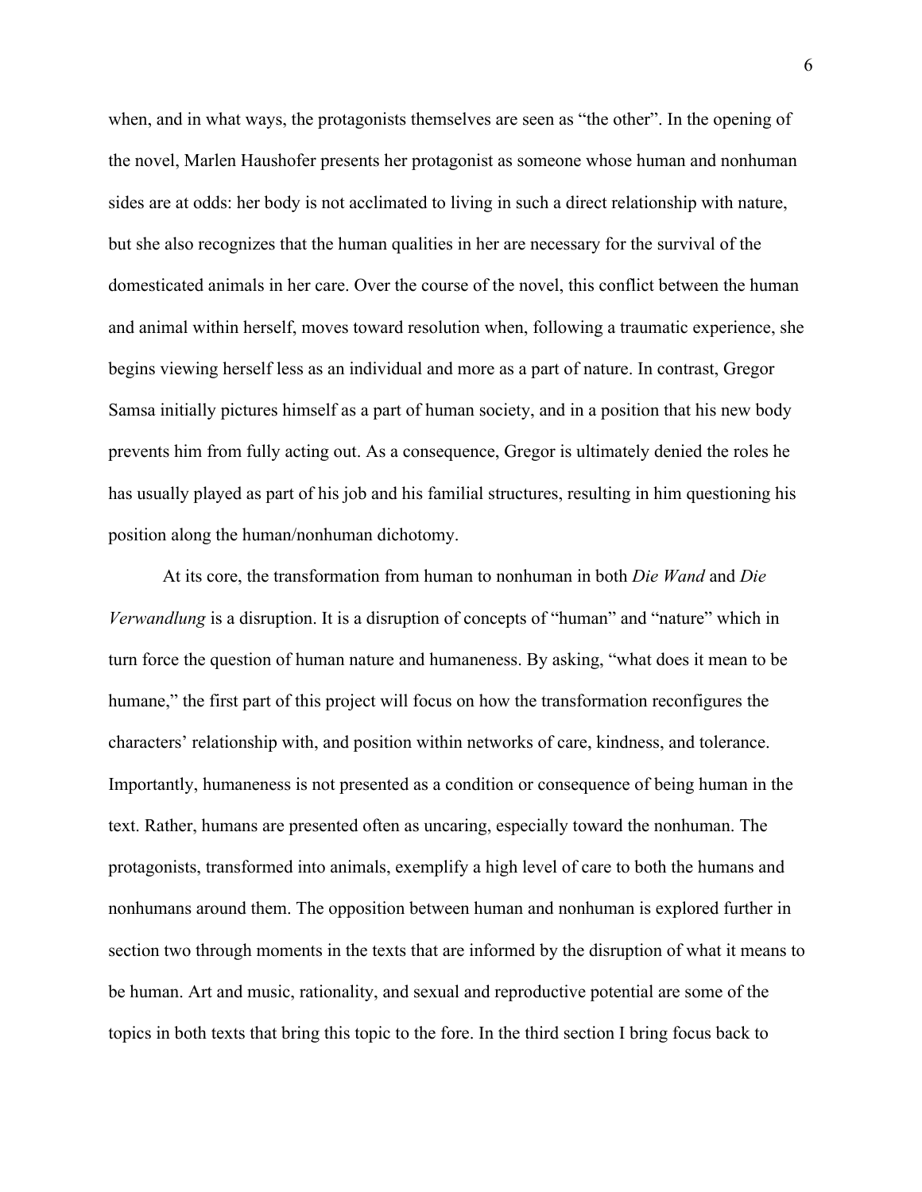when, and in what ways, the protagonists themselves are seen as "the other". In the opening of the novel, Marlen Haushofer presents her protagonist as someone whose human and nonhuman sides are at odds: her body is not acclimated to living in such a direct relationship with nature, but she also recognizes that the human qualities in her are necessary for the survival of the domesticated animals in her care. Over the course of the novel, this conflict between the human and animal within herself, moves toward resolution when, following a traumatic experience, she begins viewing herself less as an individual and more as a part of nature. In contrast, Gregor Samsa initially pictures himself as a part of human society, and in a position that his new body prevents him from fully acting out. As a consequence, Gregor is ultimately denied the roles he has usually played as part of his job and his familial structures, resulting in him questioning his position along the human/nonhuman dichotomy.

At its core, the transformation from human to nonhuman in both *Die Wand* and *Die Verwandlung* is a disruption. It is a disruption of concepts of "human" and "nature" which in turn force the question of human nature and humaneness. By asking, "what does it mean to be humane," the first part of this project will focus on how the transformation reconfigures the characters' relationship with, and position within networks of care, kindness, and tolerance. Importantly, humaneness is not presented as a condition or consequence of being human in the text. Rather, humans are presented often as uncaring, especially toward the nonhuman. The protagonists, transformed into animals, exemplify a high level of care to both the humans and nonhumans around them. The opposition between human and nonhuman is explored further in section two through moments in the texts that are informed by the disruption of what it means to be human. Art and music, rationality, and sexual and reproductive potential are some of the topics in both texts that bring this topic to the fore. In the third section I bring focus back to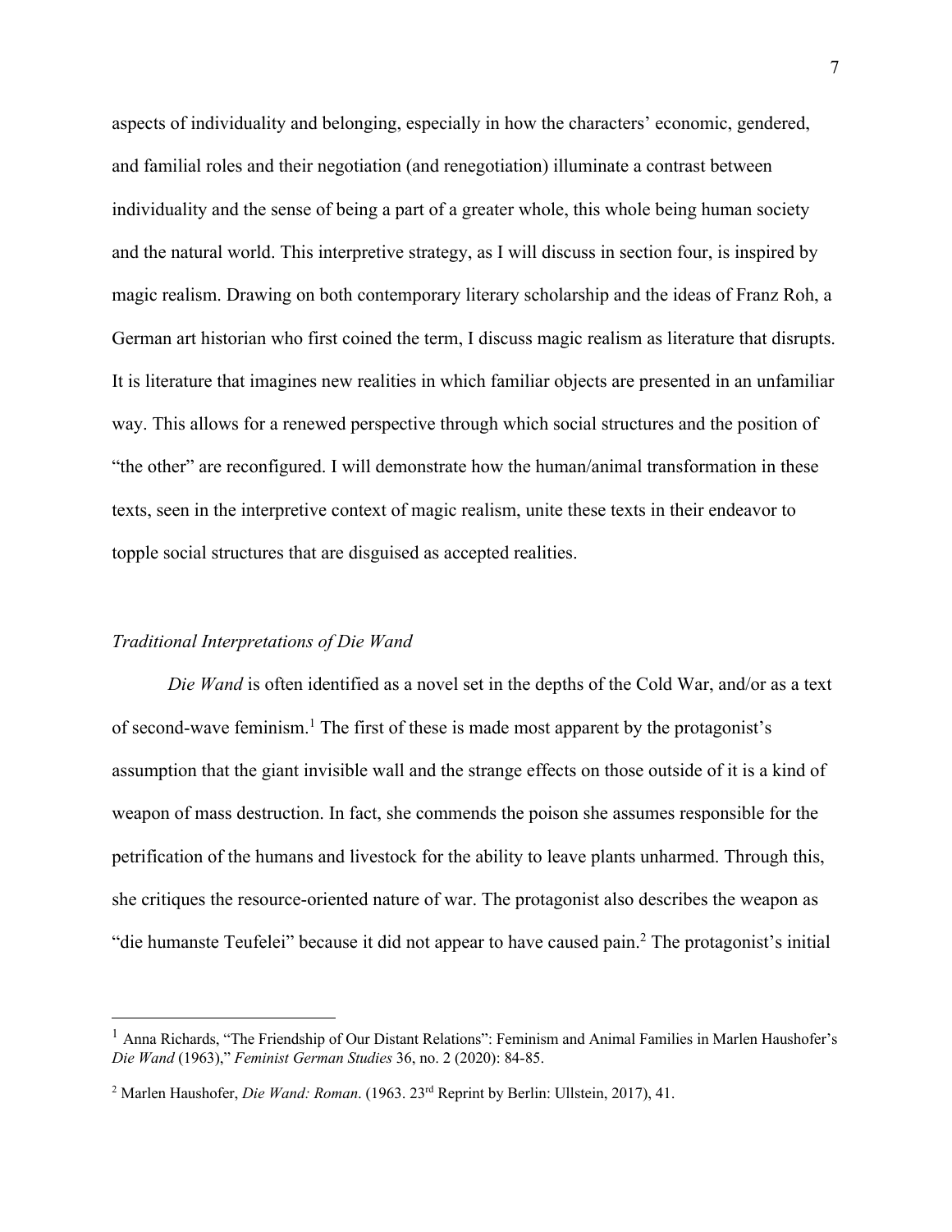aspects of individuality and belonging, especially in how the characters' economic, gendered, and familial roles and their negotiation (and renegotiation) illuminate a contrast between individuality and the sense of being a part of a greater whole, this whole being human society and the natural world. This interpretive strategy, as I will discuss in section four, is inspired by magic realism. Drawing on both contemporary literary scholarship and the ideas of Franz Roh, a German art historian who first coined the term, I discuss magic realism as literature that disrupts. It is literature that imagines new realities in which familiar objects are presented in an unfamiliar way. This allows for a renewed perspective through which social structures and the position of "the other" are reconfigured. I will demonstrate how the human/animal transformation in these texts, seen in the interpretive context of magic realism, unite these texts in their endeavor to topple social structures that are disguised as accepted realities.

### *Traditional Interpretations of Die Wand*

*Die Wand* is often identified as a novel set in the depths of the Cold War, and/or as a text of second-wave feminism.[1] The first of these is made most apparent by the protagonist's assumption that the giant invisible wall and the strange effects on those outside of it is a kind of weapon of mass destruction. In fact, she commends the poison she assumes responsible for the petrification of the humans and livestock for the ability to leave plants unharmed. Through this, she critiques the resource-oriented nature of war. The protagonist also describes the weapon as "die humanste Teufelei" because it did not appear to have caused pain.[2] The protagonist's initial

---

[1] Anna Richards, "The Friendship of Our Distant Relations": Feminism and Animal Families in Marlen Haushofer's *Die Wand* (1963)," *Feminist German Studies* 36, no. 2 (2020): 84-85.

[2] Marlen Haushofer, *Die Wand: Roman*. (1963. 23rd Reprint by Berlin: Ullstein, 2017), 41.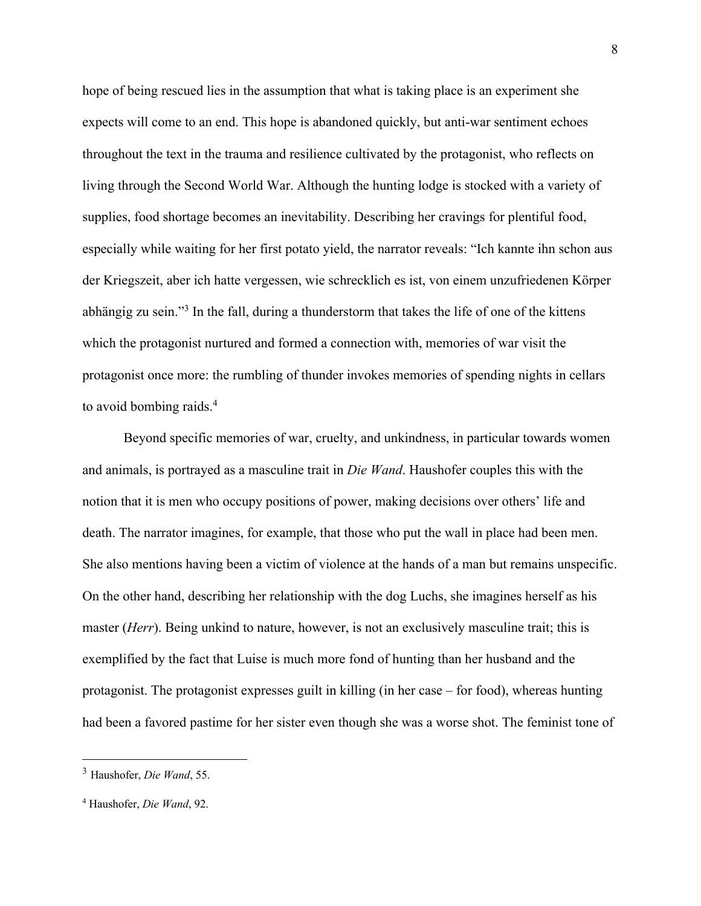hope of being rescued lies in the assumption that what is taking place is an experiment she expects will come to an end. This hope is abandoned quickly, but anti-war sentiment echoes throughout the text in the trauma and resilience cultivated by the protagonist, who reflects on living through the Second World War. Although the hunting lodge is stocked with a variety of supplies, food shortage becomes an inevitability. Describing her cravings for plentiful food, especially while waiting for her first potato yield, the narrator reveals: "Ich kannte ihn schon aus der Kriegszeit, aber ich hatte vergessen, wie schrecklich es ist, von einem unzufriedenen Körper abhängig zu sein."[3] In the fall, during a thunderstorm that takes the life of one of the kittens which the protagonist nurtured and formed a connection with, memories of war visit the protagonist once more: the rumbling of thunder invokes memories of spending nights in cellars to avoid bombing raids.[4]

Beyond specific memories of war, cruelty, and unkindness, in particular towards women and animals, is portrayed as a masculine trait in *Die Wand*. Haushofer couples this with the notion that it is men who occupy positions of power, making decisions over others' life and death. The narrator imagines, for example, that those who put the wall in place had been men. She also mentions having been a victim of violence at the hands of a man but remains unspecific. On the other hand, describing her relationship with the dog Luchs, she imagines herself as his master (*Herr*). Being unkind to nature, however, is not an exclusively masculine trait; this is exemplified by the fact that Luise is much more fond of hunting than her husband and the protagonist. The protagonist expresses guilt in killing (in her case – for food), whereas hunting had been a favored pastime for her sister even though she was a worse shot. The feminist tone of

---

[3] Haushofer, *Die Wand*, 55.

[4] Haushofer, *Die Wand*, 92.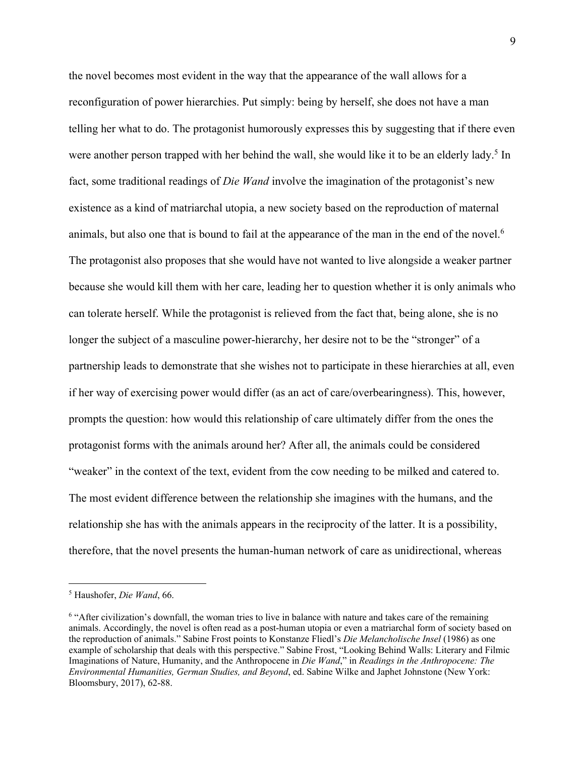the novel becomes most evident in the way that the appearance of the wall allows for a reconfiguration of power hierarchies. Put simply: being by herself, she does not have a man telling her what to do. The protagonist humorously expresses this by suggesting that if there even were another person trapped with her behind the wall, she would like it to be an elderly lady.[5] In fact, some traditional readings of *Die Wand* involve the imagination of the protagonist's new existence as a kind of matriarchal utopia, a new society based on the reproduction of maternal animals, but also one that is bound to fail at the appearance of the man in the end of the novel.[6] The protagonist also proposes that she would have not wanted to live alongside a weaker partner because she would kill them with her care, leading her to question whether it is only animals who can tolerate herself. While the protagonist is relieved from the fact that, being alone, she is no longer the subject of a masculine power-hierarchy, her desire not to be the "stronger" of a partnership leads to demonstrate that she wishes not to participate in these hierarchies at all, even if her way of exercising power would differ (as an act of care/overbearingness). This, however, prompts the question: how would this relationship of care ultimately differ from the ones the protagonist forms with the animals around her? After all, the animals could be considered "weaker" in the context of the text, evident from the cow needing to be milked and catered to. The most evident difference between the relationship she imagines with the humans, and the relationship she has with the animals appears in the reciprocity of the latter. It is a possibility, therefore, that the novel presents the human-human network of care as unidirectional, whereas

---

[5] Haushofer, *Die Wand*, 66.

[6] "After civilization's downfall, the woman tries to live in balance with nature and takes care of the remaining animals. Accordingly, the novel is often read as a post-human utopia or even a matriarchal form of society based on the reproduction of animals." Sabine Frost points to Konstanze Fliedl's *Die Melancholische Insel* (1986) as one example of scholarship that deals with this perspective." Sabine Frost, "Looking Behind Walls: Literary and Filmic Imaginations of Nature, Humanity, and the Anthropocene in *Die Wand*," in *Readings in the Anthropocene: The Environmental Humanities, German Studies, and Beyond*, ed. Sabine Wilke and Japhet Johnstone (New York: Bloomsbury, 2017), 62-88.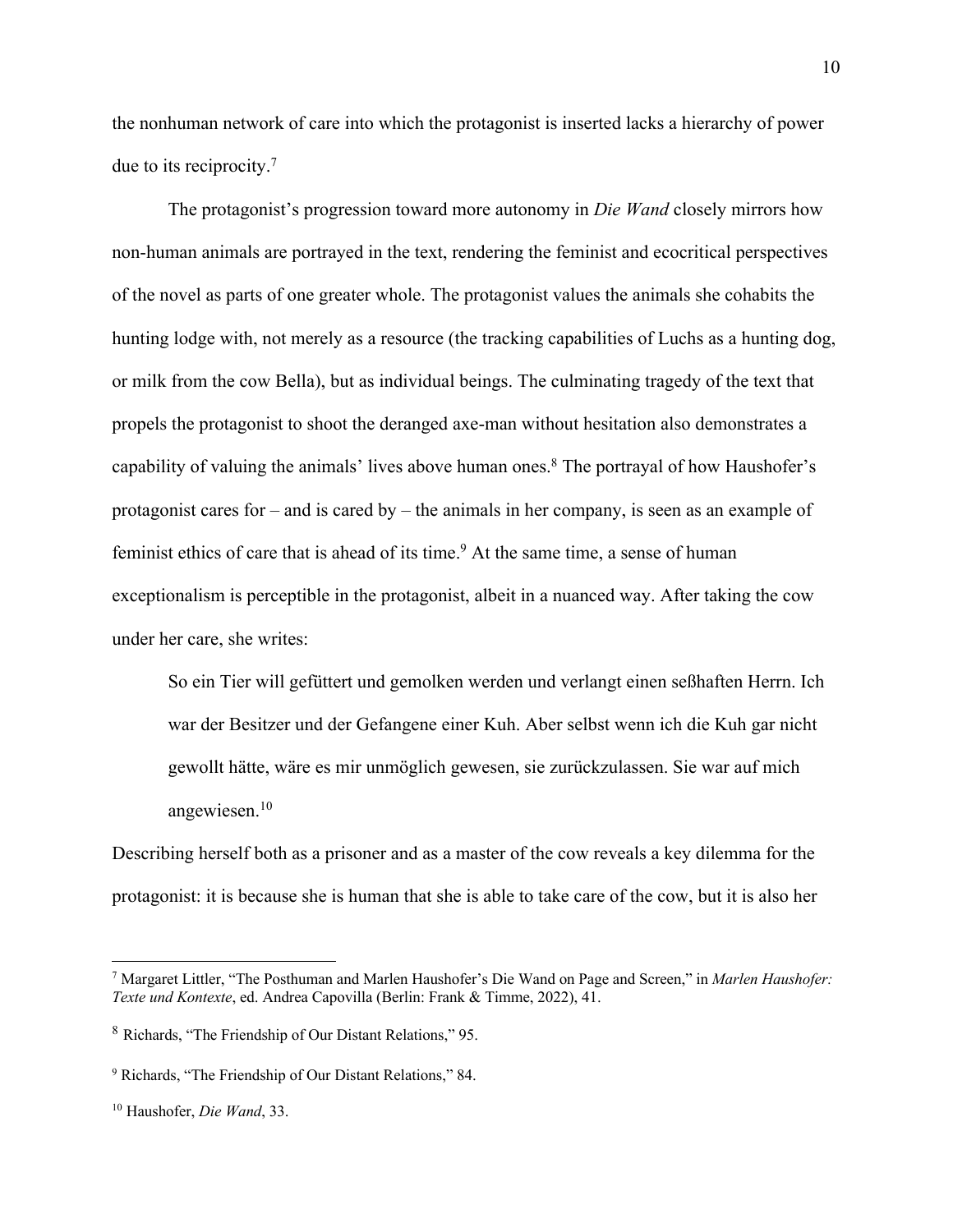the nonhuman network of care into which the protagonist is inserted lacks a hierarchy of power due to its reciprocity.[7]

The protagonist's progression toward more autonomy in *Die Wand* closely mirrors how non-human animals are portrayed in the text, rendering the feminist and ecocritical perspectives of the novel as parts of one greater whole. The protagonist values the animals she cohabits the hunting lodge with, not merely as a resource (the tracking capabilities of Luchs as a hunting dog, or milk from the cow Bella), but as individual beings. The culminating tragedy of the text that propels the protagonist to shoot the deranged axe-man without hesitation also demonstrates a capability of valuing the animals' lives above human ones.[8] The portrayal of how Haushofer's protagonist cares for – and is cared by – the animals in her company, is seen as an example of feminist ethics of care that is ahead of its time.[9] At the same time, a sense of human exceptionalism is perceptible in the protagonist, albeit in a nuanced way. After taking the cow under her care, she writes:

> So ein Tier will gefüttert und gemolken werden und verlangt einen seßhaften Herrn. Ich war der Besitzer und der Gefangene einer Kuh. Aber selbst wenn ich die Kuh gar nicht gewollt hätte, wäre es mir unmöglich gewesen, sie zurückzulassen. Sie war auf mich angewiesen.[10]

Describing herself both as a prisoner and as a master of the cow reveals a key dilemma for the protagonist: it is because she is human that she is able to take care of the cow, but it is also her

---

[7] Margaret Littler, "The Posthuman and Marlen Haushofer's Die Wand on Page and Screen," in *Marlen Haushofer: Texte und Kontexte*, ed. Andrea Capovilla (Berlin: Frank & Timme, 2022), 41.

[8] Richards, "The Friendship of Our Distant Relations," 95.

[9] Richards, "The Friendship of Our Distant Relations," 84.

[10] Haushofer, *Die Wand*, 33.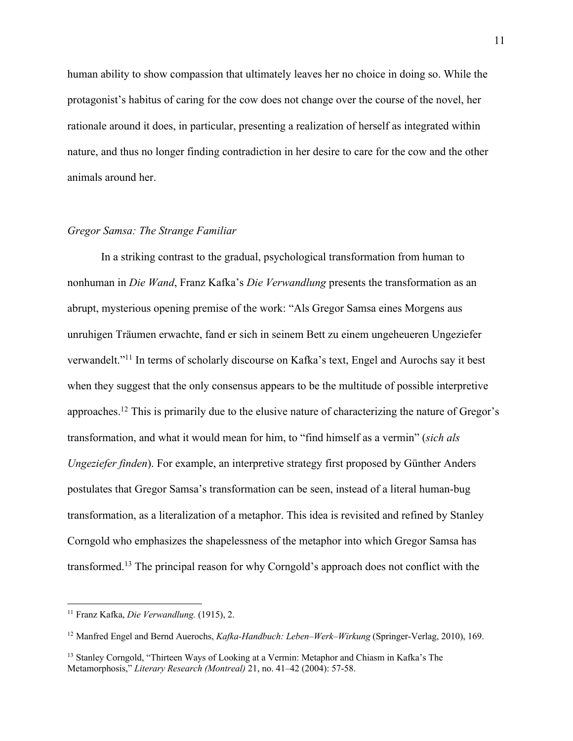human ability to show compassion that ultimately leaves her no choice in doing so. While the protagonist's habitus of caring for the cow does not change over the course of the novel, her rationale around it does, in particular, presenting a realization of herself as integrated within nature, and thus no longer finding contradiction in her desire to care for the cow and the other animals around her.

*Gregor Samsa: The Strange Familiar*

In a striking contrast to the gradual, psychological transformation from human to nonhuman in *Die Wand*, Franz Kafka's *Die Verwandlung* presents the transformation as an abrupt, mysterious opening premise of the work: "Als Gregor Samsa eines Morgens aus unruhigen Träumen erwachte, fand er sich in seinem Bett zu einem ungeheueren Ungeziefer verwandelt."[11] In terms of scholarly discourse on Kafka's text, Engel and Aurochs say it best when they suggest that the only consensus appears to be the multitude of possible interpretive approaches.[12] This is primarily due to the elusive nature of characterizing the nature of Gregor's transformation, and what it would mean for him, to "find himself as a vermin" (*sich als Ungeziefer finden*). For example, an interpretive strategy first proposed by Günther Anders postulates that Gregor Samsa's transformation can be seen, instead of a literal human-bug transformation, as a literalization of a metaphor. This idea is revisited and refined by Stanley Corngold who emphasizes the shapelessness of the metaphor into which Gregor Samsa has transformed.[13] The principal reason for why Corngold's approach does not conflict with the

---

[11] Franz Kafka, *Die Verwandlung.* (1915), 2.

[12] Manfred Engel and Bernd Auerochs, *Kafka-Handbuch: Leben–Werk–Wirkung* (Springer-Verlag, 2010), 169.

[13] Stanley Corngold, "Thirteen Ways of Looking at a Vermin: Metaphor and Chiasm in Kafka's The Metamorphosis," *Literary Research (Montreal)* 21, no. 41–42 (2004): 57-58.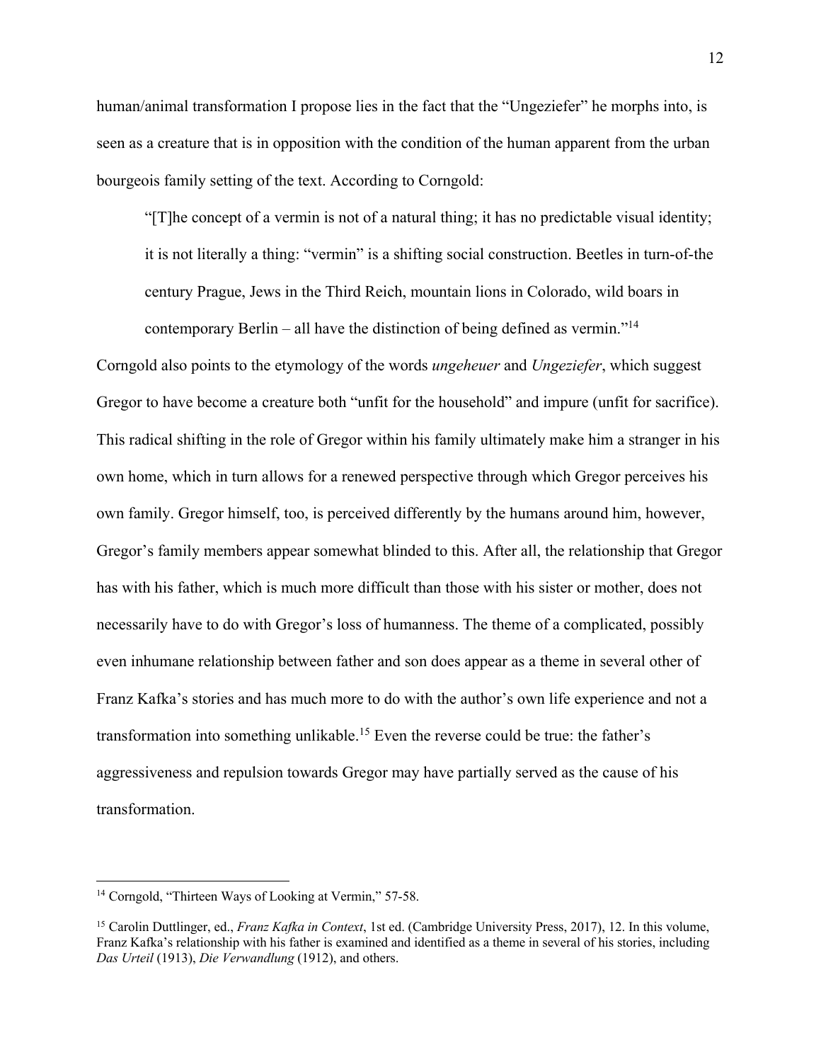human/animal transformation I propose lies in the fact that the "Ungeziefer" he morphs into, is seen as a creature that is in opposition with the condition of the human apparent from the urban bourgeois family setting of the text. According to Corngold:

> "[T]he concept of a vermin is not of a natural thing; it has no predictable visual identity; it is not literally a thing: "vermin" is a shifting social construction. Beetles in turn-of-the century Prague, Jews in the Third Reich, mountain lions in Colorado, wild boars in contemporary Berlin – all have the distinction of being defined as vermin."[14]

Corngold also points to the etymology of the words *ungeheuer* and *Ungeziefer*, which suggest Gregor to have become a creature both "unfit for the household" and impure (unfit for sacrifice). This radical shifting in the role of Gregor within his family ultimately make him a stranger in his own home, which in turn allows for a renewed perspective through which Gregor perceives his own family. Gregor himself, too, is perceived differently by the humans around him, however, Gregor's family members appear somewhat blinded to this. After all, the relationship that Gregor has with his father, which is much more difficult than those with his sister or mother, does not necessarily have to do with Gregor's loss of humanness. The theme of a complicated, possibly even inhumane relationship between father and son does appear as a theme in several other of Franz Kafka's stories and has much more to do with the author's own life experience and not a transformation into something unlikable.[15] Even the reverse could be true: the father's aggressiveness and repulsion towards Gregor may have partially served as the cause of his transformation.

---

[14] Corngold, "Thirteen Ways of Looking at Vermin," 57-58.

[15] Carolin Duttlinger, ed., *Franz Kafka in Context*, 1st ed. (Cambridge University Press, 2017), 12. In this volume, Franz Kafka's relationship with his father is examined and identified as a theme in several of his stories, including *Das Urteil* (1913), *Die Verwandlung* (1912), and others.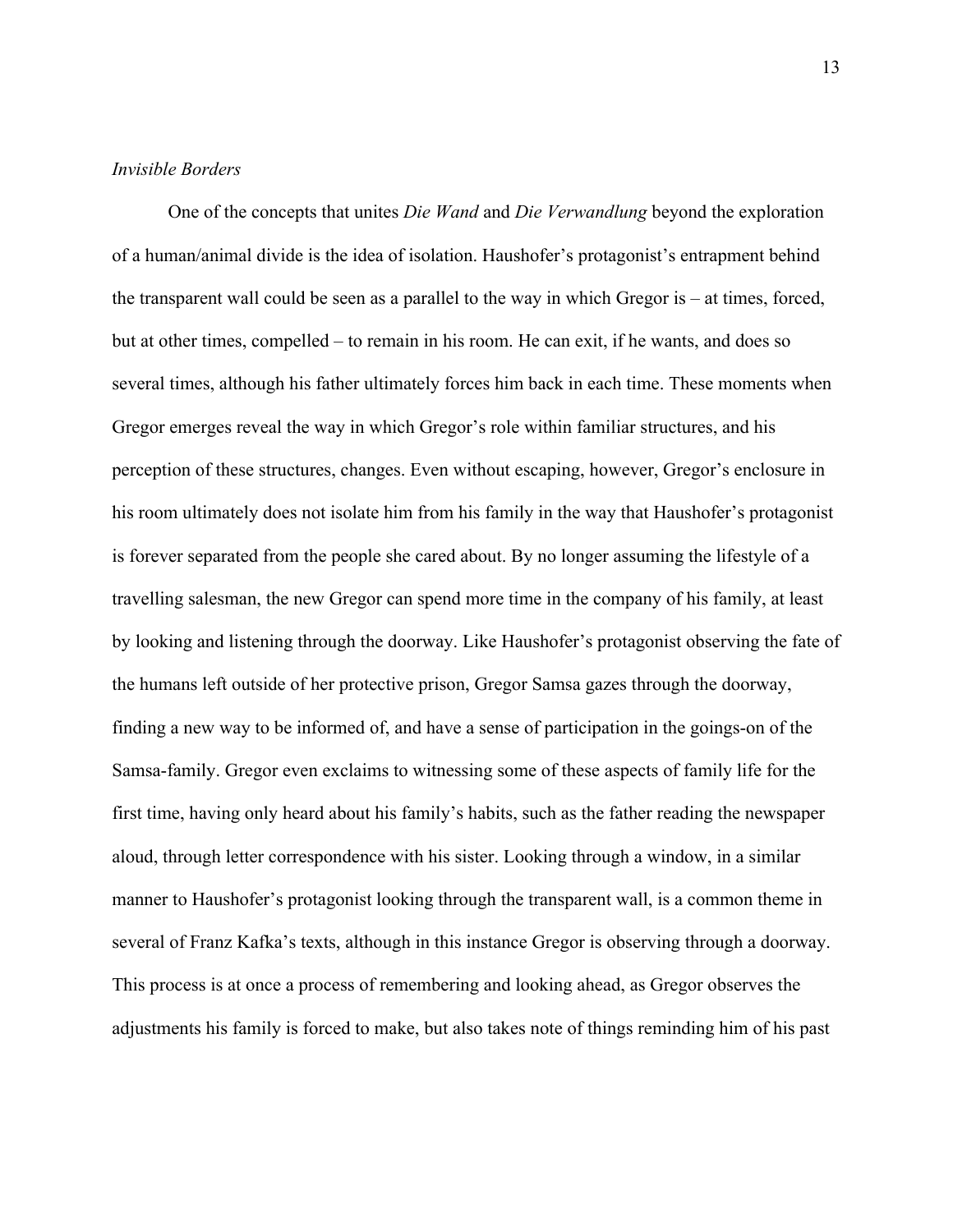*Invisible Borders*

One of the concepts that unites *Die Wand* and *Die Verwandlung* beyond the exploration of a human/animal divide is the idea of isolation. Haushofer's protagonist's entrapment behind the transparent wall could be seen as a parallel to the way in which Gregor is – at times, forced, but at other times, compelled – to remain in his room. He can exit, if he wants, and does so several times, although his father ultimately forces him back in each time. These moments when Gregor emerges reveal the way in which Gregor's role within familiar structures, and his perception of these structures, changes. Even without escaping, however, Gregor's enclosure in his room ultimately does not isolate him from his family in the way that Haushofer's protagonist is forever separated from the people she cared about. By no longer assuming the lifestyle of a travelling salesman, the new Gregor can spend more time in the company of his family, at least by looking and listening through the doorway. Like Haushofer's protagonist observing the fate of the humans left outside of her protective prison, Gregor Samsa gazes through the doorway, finding a new way to be informed of, and have a sense of participation in the goings-on of the Samsa-family. Gregor even exclaims to witnessing some of these aspects of family life for the first time, having only heard about his family's habits, such as the father reading the newspaper aloud, through letter correspondence with his sister. Looking through a window, in a similar manner to Haushofer's protagonist looking through the transparent wall, is a common theme in several of Franz Kafka's texts, although in this instance Gregor is observing through a doorway. This process is at once a process of remembering and looking ahead, as Gregor observes the adjustments his family is forced to make, but also takes note of things reminding him of his past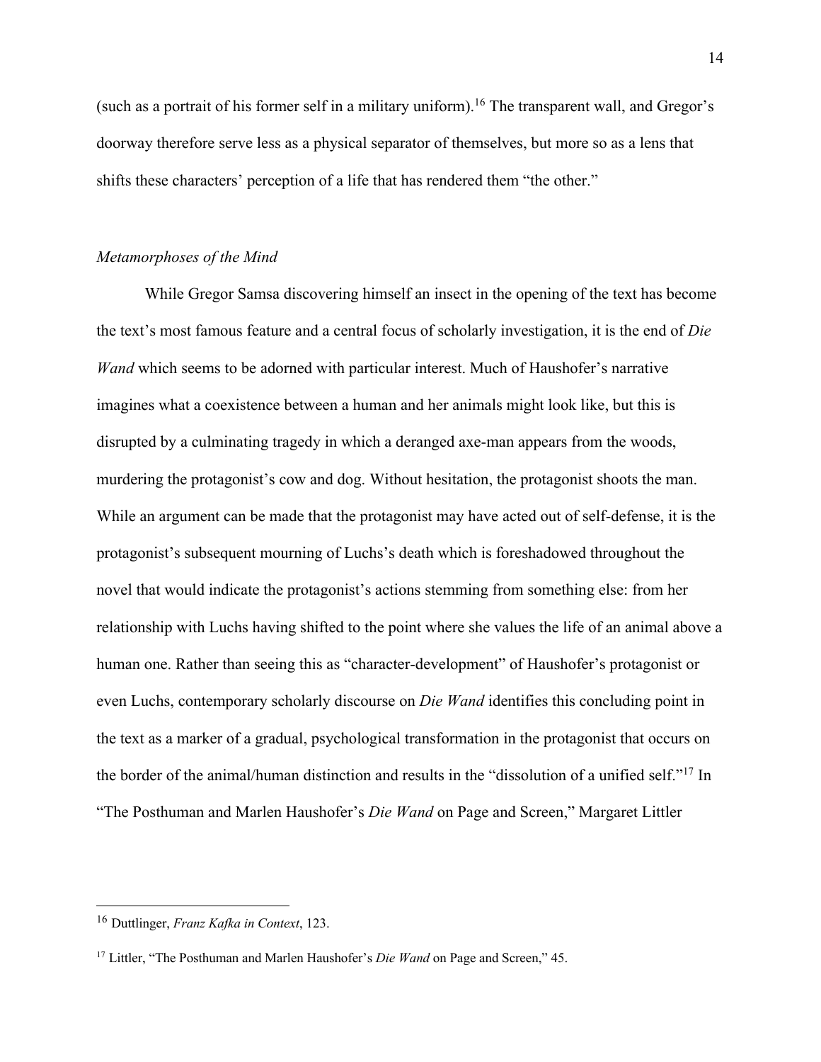(such as a portrait of his former self in a military uniform).[16] The transparent wall, and Gregor's doorway therefore serve less as a physical separator of themselves, but more so as a lens that shifts these characters' perception of a life that has rendered them "the other."

### *Metamorphoses of the Mind*

While Gregor Samsa discovering himself an insect in the opening of the text has become the text's most famous feature and a central focus of scholarly investigation, it is the end of *Die Wand* which seems to be adorned with particular interest. Much of Haushofer's narrative imagines what a coexistence between a human and her animals might look like, but this is disrupted by a culminating tragedy in which a deranged axe-man appears from the woods, murdering the protagonist's cow and dog. Without hesitation, the protagonist shoots the man. While an argument can be made that the protagonist may have acted out of self-defense, it is the protagonist's subsequent mourning of Luchs's death which is foreshadowed throughout the novel that would indicate the protagonist's actions stemming from something else: from her relationship with Luchs having shifted to the point where she values the life of an animal above a human one. Rather than seeing this as "character-development" of Haushofer's protagonist or even Luchs, contemporary scholarly discourse on *Die Wand* identifies this concluding point in the text as a marker of a gradual, psychological transformation in the protagonist that occurs on the border of the animal/human distinction and results in the "dissolution of a unified self."[17] In "The Posthuman and Marlen Haushofer's *Die Wand* on Page and Screen," Margaret Littler

---

[16] Duttlinger, *Franz Kafka in Context*, 123.

[17] Littler, "The Posthuman and Marlen Haushofer's *Die Wand* on Page and Screen," 45.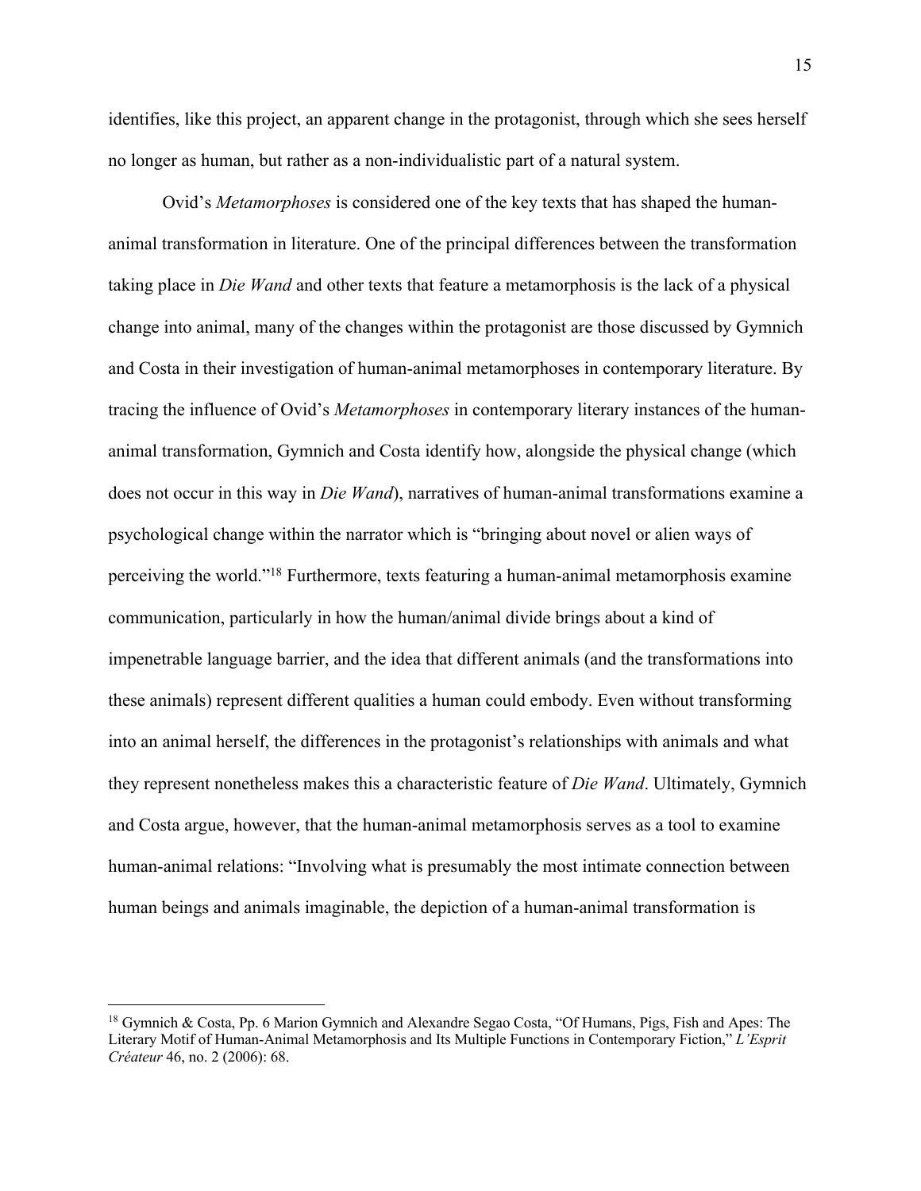identifies, like this project, an apparent change in the protagonist, through which she sees herself no longer as human, but rather as a non-individualistic part of a natural system.

Ovid's *Metamorphoses* is considered one of the key texts that has shaped the human-animal transformation in literature. One of the principal differences between the transformation taking place in *Die Wand* and other texts that feature a metamorphosis is the lack of a physical change into animal, many of the changes within the protagonist are those discussed by Gymnich and Costa in their investigation of human-animal metamorphoses in contemporary literature. By tracing the influence of Ovid's *Metamorphoses* in contemporary literary instances of the human-animal transformation, Gymnich and Costa identify how, alongside the physical change (which does not occur in this way in *Die Wand*), narratives of human-animal transformations examine a psychological change within the narrator which is "bringing about novel or alien ways of perceiving the world."[18] Furthermore, texts featuring a human-animal metamorphosis examine communication, particularly in how the human/animal divide brings about a kind of impenetrable language barrier, and the idea that different animals (and the transformations into these animals) represent different qualities a human could embody. Even without transforming into an animal herself, the differences in the protagonist's relationships with animals and what they represent nonetheless makes this a characteristic feature of *Die Wand*. Ultimately, Gymnich and Costa argue, however, that the human-animal metamorphosis serves as a tool to examine human-animal relations: "Involving what is presumably the most intimate connection between human beings and animals imaginable, the depiction of a human-animal transformation is

---

[18] Gymnich & Costa, Pp. 6 Marion Gymnich and Alexandre Segao Costa, "Of Humans, Pigs, Fish and Apes: The Literary Motif of Human-Animal Metamorphosis and Its Multiple Functions in Contemporary Fiction," *L'Esprit Créateur* 46, no. 2 (2006): 68.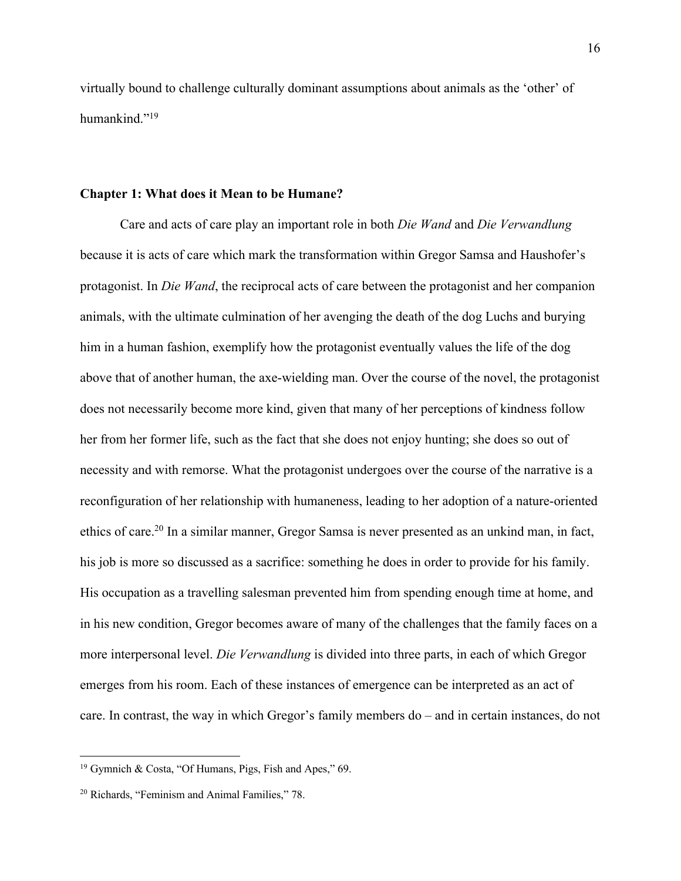virtually bound to challenge culturally dominant assumptions about animals as the 'other' of humankind."[19]

## Chapter 1: What does it Mean to be Humane?

Care and acts of care play an important role in both *Die Wand* and *Die Verwandlung* because it is acts of care which mark the transformation within Gregor Samsa and Haushofer's protagonist. In *Die Wand*, the reciprocal acts of care between the protagonist and her companion animals, with the ultimate culmination of her avenging the death of the dog Luchs and burying him in a human fashion, exemplify how the protagonist eventually values the life of the dog above that of another human, the axe-wielding man. Over the course of the novel, the protagonist does not necessarily become more kind, given that many of her perceptions of kindness follow her from her former life, such as the fact that she does not enjoy hunting; she does so out of necessity and with remorse. What the protagonist undergoes over the course of the narrative is a reconfiguration of her relationship with humaneness, leading to her adoption of a nature-oriented ethics of care.[20] In a similar manner, Gregor Samsa is never presented as an unkind man, in fact, his job is more so discussed as a sacrifice: something he does in order to provide for his family. His occupation as a travelling salesman prevented him from spending enough time at home, and in his new condition, Gregor becomes aware of many of the challenges that the family faces on a more interpersonal level. *Die Verwandlung* is divided into three parts, in each of which Gregor emerges from his room. Each of these instances of emergence can be interpreted as an act of care. In contrast, the way in which Gregor's family members do – and in certain instances, do not

---

[19] Gymnich & Costa, "Of Humans, Pigs, Fish and Apes," 69.

[20] Richards, "Feminism and Animal Families," 78.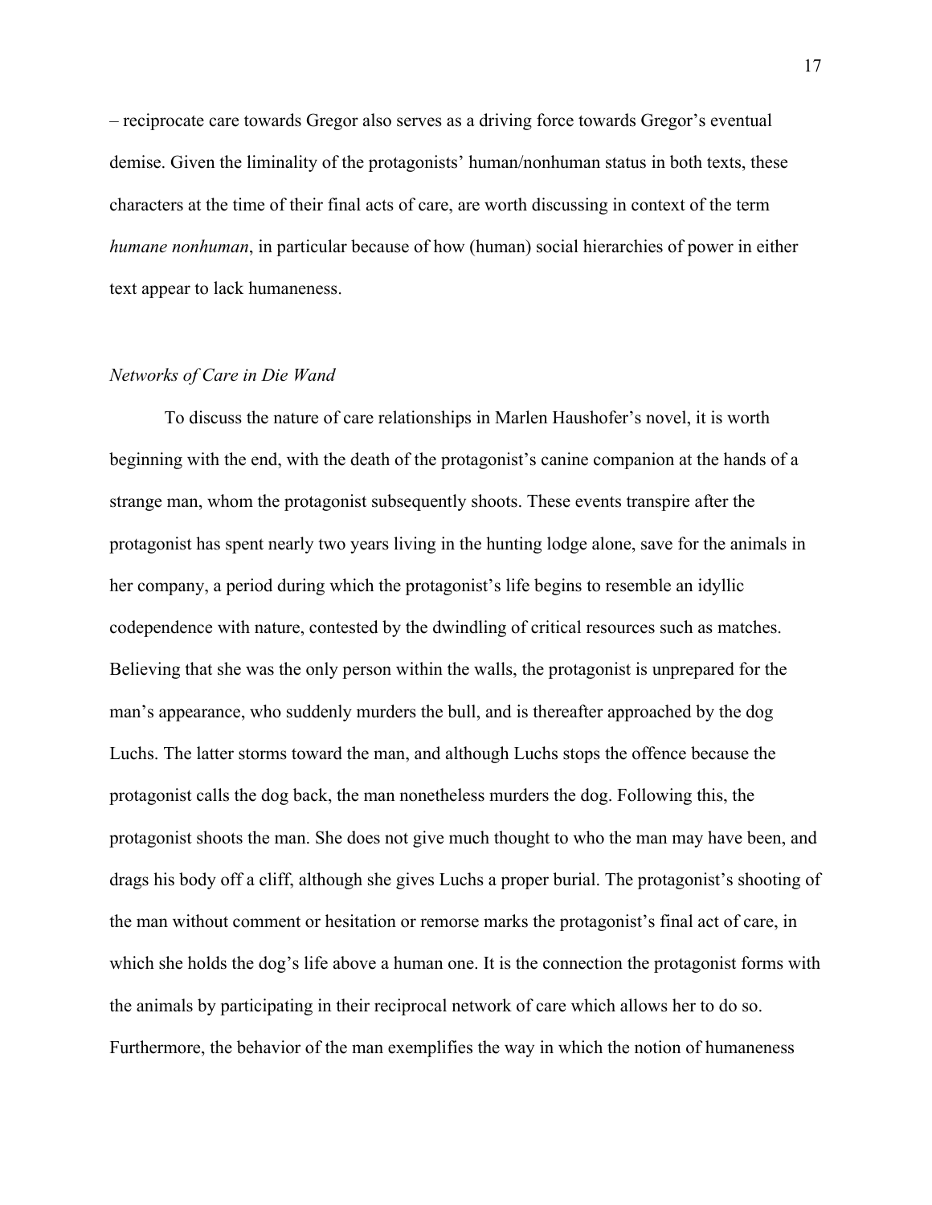– reciprocate care towards Gregor also serves as a driving force towards Gregor's eventual demise. Given the liminality of the protagonists' human/nonhuman status in both texts, these characters at the time of their final acts of care, are worth discussing in context of the term *humane nonhuman*, in particular because of how (human) social hierarchies of power in either text appear to lack humaneness.

### *Networks of Care in Die Wand*

To discuss the nature of care relationships in Marlen Haushofer's novel, it is worth beginning with the end, with the death of the protagonist's canine companion at the hands of a strange man, whom the protagonist subsequently shoots. These events transpire after the protagonist has spent nearly two years living in the hunting lodge alone, save for the animals in her company, a period during which the protagonist's life begins to resemble an idyllic codependence with nature, contested by the dwindling of critical resources such as matches. Believing that she was the only person within the walls, the protagonist is unprepared for the man's appearance, who suddenly murders the bull, and is thereafter approached by the dog Luchs. The latter storms toward the man, and although Luchs stops the offence because the protagonist calls the dog back, the man nonetheless murders the dog. Following this, the protagonist shoots the man. She does not give much thought to who the man may have been, and drags his body off a cliff, although she gives Luchs a proper burial. The protagonist's shooting of the man without comment or hesitation or remorse marks the protagonist's final act of care, in which she holds the dog's life above a human one. It is the connection the protagonist forms with the animals by participating in their reciprocal network of care which allows her to do so. Furthermore, the behavior of the man exemplifies the way in which the notion of humaneness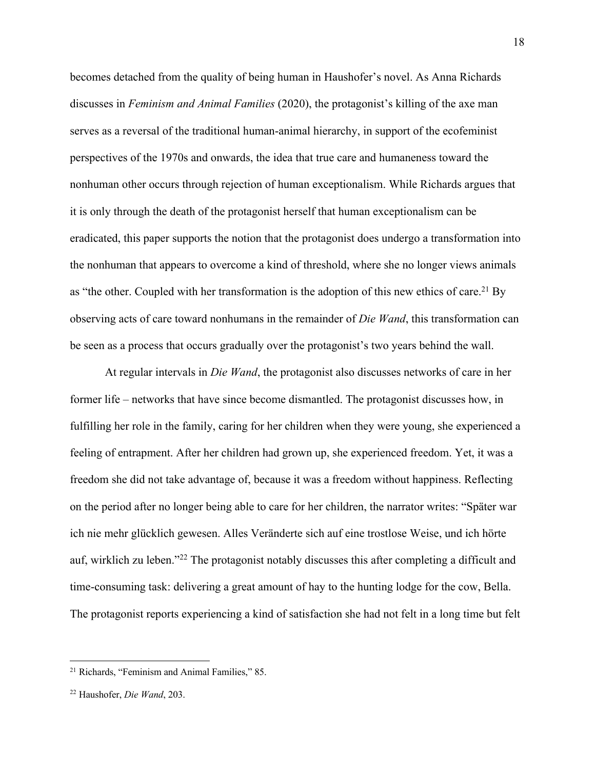becomes detached from the quality of being human in Haushofer's novel. As Anna Richards discusses in *Feminism and Animal Families* (2020), the protagonist's killing of the axe man serves as a reversal of the traditional human-animal hierarchy, in support of the ecofeminist perspectives of the 1970s and onwards, the idea that true care and humaneness toward the nonhuman other occurs through rejection of human exceptionalism. While Richards argues that it is only through the death of the protagonist herself that human exceptionalism can be eradicated, this paper supports the notion that the protagonist does undergo a transformation into the nonhuman that appears to overcome a kind of threshold, where she no longer views animals as "the other. Coupled with her transformation is the adoption of this new ethics of care.[21] By observing acts of care toward nonhumans in the remainder of *Die Wand*, this transformation can be seen as a process that occurs gradually over the protagonist's two years behind the wall.

At regular intervals in *Die Wand*, the protagonist also discusses networks of care in her former life – networks that have since become dismantled. The protagonist discusses how, in fulfilling her role in the family, caring for her children when they were young, she experienced a feeling of entrapment. After her children had grown up, she experienced freedom. Yet, it was a freedom she did not take advantage of, because it was a freedom without happiness. Reflecting on the period after no longer being able to care for her children, the narrator writes: "Später war ich nie mehr glücklich gewesen. Alles Veränderte sich auf eine trostlose Weise, und ich hörte auf, wirklich zu leben."[22] The protagonist notably discusses this after completing a difficult and time-consuming task: delivering a great amount of hay to the hunting lodge for the cow, Bella. The protagonist reports experiencing a kind of satisfaction she had not felt in a long time but felt

---

[21] Richards, "Feminism and Animal Families," 85.

[22] Haushofer, *Die Wand*, 203.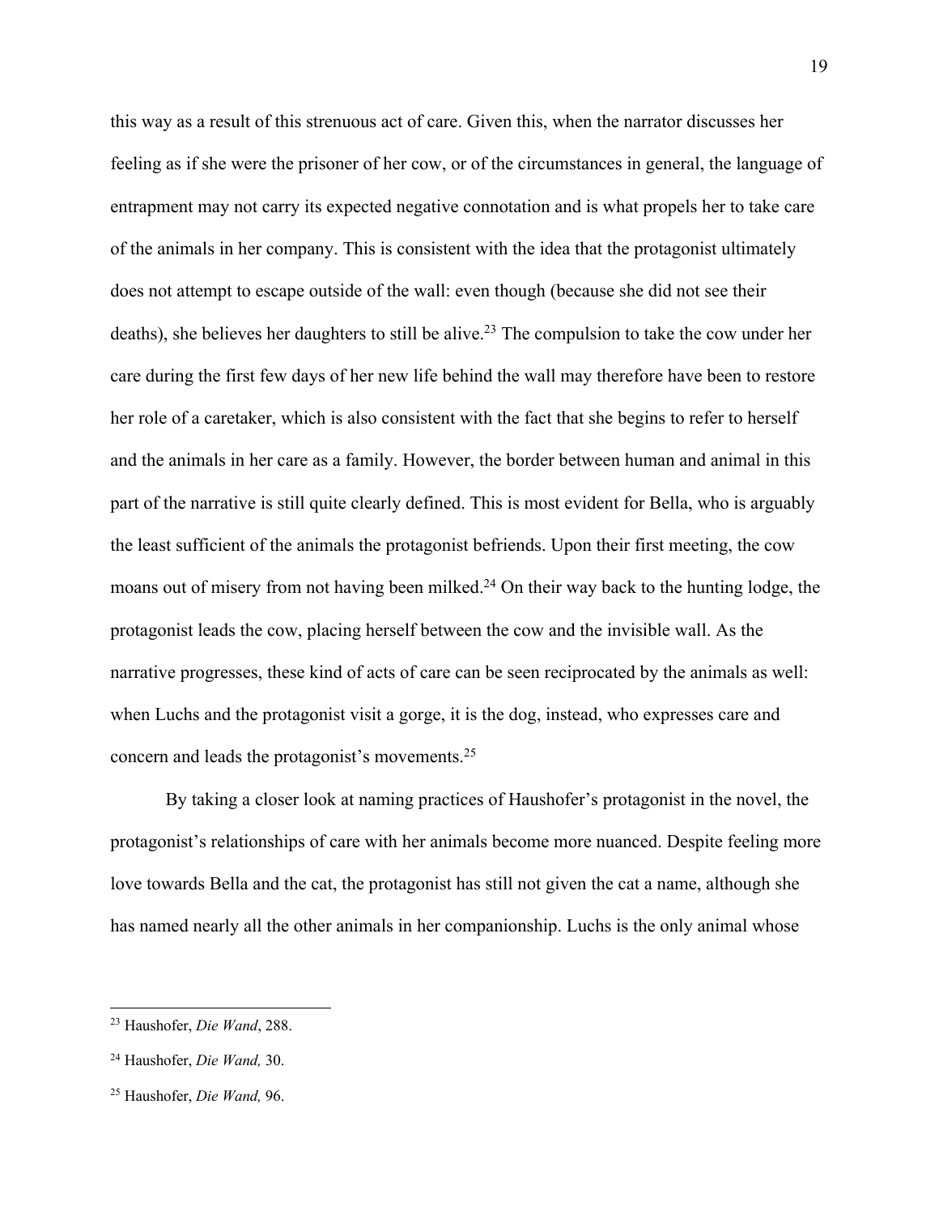this way as a result of this strenuous act of care. Given this, when the narrator discusses her feeling as if she were the prisoner of her cow, or of the circumstances in general, the language of entrapment may not carry its expected negative connotation and is what propels her to take care of the animals in her company. This is consistent with the idea that the protagonist ultimately does not attempt to escape outside of the wall: even though (because she did not see their deaths), she believes her daughters to still be alive.[23] The compulsion to take the cow under her care during the first few days of her new life behind the wall may therefore have been to restore her role of a caretaker, which is also consistent with the fact that she begins to refer to herself and the animals in her care as a family. However, the border between human and animal in this part of the narrative is still quite clearly defined. This is most evident for Bella, who is arguably the least sufficient of the animals the protagonist befriends. Upon their first meeting, the cow moans out of misery from not having been milked.[24] On their way back to the hunting lodge, the protagonist leads the cow, placing herself between the cow and the invisible wall. As the narrative progresses, these kind of acts of care can be seen reciprocated by the animals as well: when Luchs and the protagonist visit a gorge, it is the dog, instead, who expresses care and concern and leads the protagonist's movements.[25]

By taking a closer look at naming practices of Haushofer's protagonist in the novel, the protagonist's relationships of care with her animals become more nuanced. Despite feeling more love towards Bella and the cat, the protagonist has still not given the cat a name, although she has named nearly all the other animals in her companionship. Luchs is the only animal whose

---

[23] Haushofer, *Die Wand*, 288.

[24] Haushofer, *Die Wand,* 30.

[25] Haushofer, *Die Wand,* 96.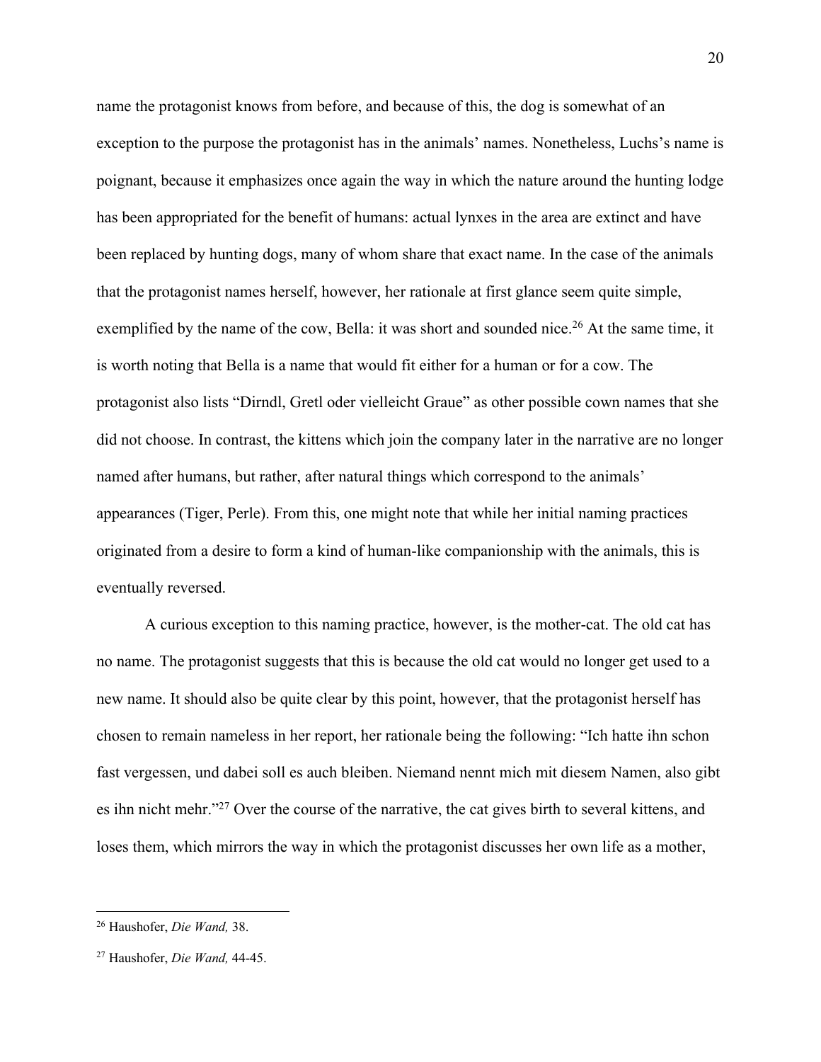name the protagonist knows from before, and because of this, the dog is somewhat of an exception to the purpose the protagonist has in the animals' names. Nonetheless, Luchs's name is poignant, because it emphasizes once again the way in which the nature around the hunting lodge has been appropriated for the benefit of humans: actual lynxes in the area are extinct and have been replaced by hunting dogs, many of whom share that exact name. In the case of the animals that the protagonist names herself, however, her rationale at first glance seem quite simple, exemplified by the name of the cow, Bella: it was short and sounded nice.[26] At the same time, it is worth noting that Bella is a name that would fit either for a human or for a cow. The protagonist also lists "Dirndl, Gretl oder vielleicht Graue" as other possible cown names that she did not choose. In contrast, the kittens which join the company later in the narrative are no longer named after humans, but rather, after natural things which correspond to the animals' appearances (Tiger, Perle). From this, one might note that while her initial naming practices originated from a desire to form a kind of human-like companionship with the animals, this is eventually reversed.

A curious exception to this naming practice, however, is the mother-cat. The old cat has no name. The protagonist suggests that this is because the old cat would no longer get used to a new name. It should also be quite clear by this point, however, that the protagonist herself has chosen to remain nameless in her report, her rationale being the following: "Ich hatte ihn schon fast vergessen, und dabei soll es auch bleiben. Niemand nennt mich mit diesem Namen, also gibt es ihn nicht mehr."[27] Over the course of the narrative, the cat gives birth to several kittens, and loses them, which mirrors the way in which the protagonist discusses her own life as a mother,

---

[26] Haushofer, *Die Wand,* 38.

[27] Haushofer, *Die Wand,* 44-45.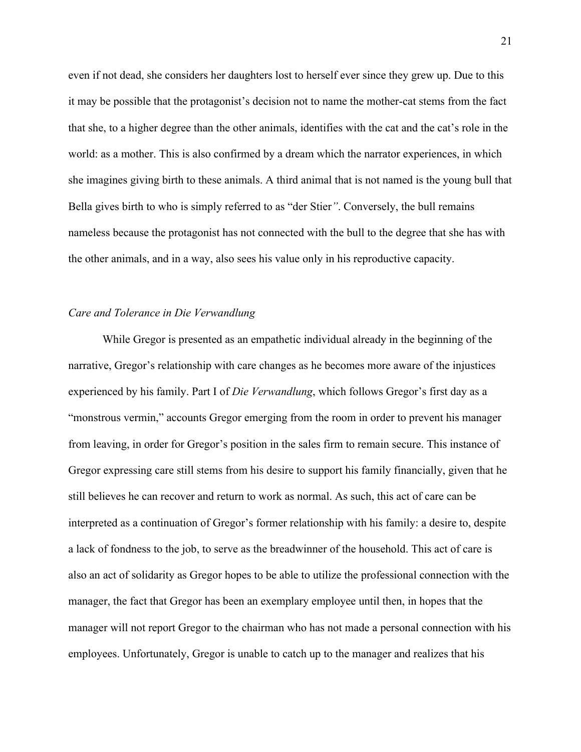even if not dead, she considers her daughters lost to herself ever since they grew up. Due to this it may be possible that the protagonist's decision not to name the mother-cat stems from the fact that she, to a higher degree than the other animals, identifies with the cat and the cat's role in the world: as a mother. This is also confirmed by a dream which the narrator experiences, in which she imagines giving birth to these animals. A third animal that is not named is the young bull that Bella gives birth to who is simply referred to as "der Stier*"*. Conversely, the bull remains nameless because the protagonist has not connected with the bull to the degree that she has with the other animals, and in a way, also sees his value only in his reproductive capacity.

### *Care and Tolerance in Die Verwandlung*

While Gregor is presented as an empathetic individual already in the beginning of the narrative, Gregor's relationship with care changes as he becomes more aware of the injustices experienced by his family. Part I of *Die Verwandlung*, which follows Gregor's first day as a "monstrous vermin," accounts Gregor emerging from the room in order to prevent his manager from leaving, in order for Gregor's position in the sales firm to remain secure. This instance of Gregor expressing care still stems from his desire to support his family financially, given that he still believes he can recover and return to work as normal. As such, this act of care can be interpreted as a continuation of Gregor's former relationship with his family: a desire to, despite a lack of fondness to the job, to serve as the breadwinner of the household. This act of care is also an act of solidarity as Gregor hopes to be able to utilize the professional connection with the manager, the fact that Gregor has been an exemplary employee until then, in hopes that the manager will not report Gregor to the chairman who has not made a personal connection with his employees. Unfortunately, Gregor is unable to catch up to the manager and realizes that his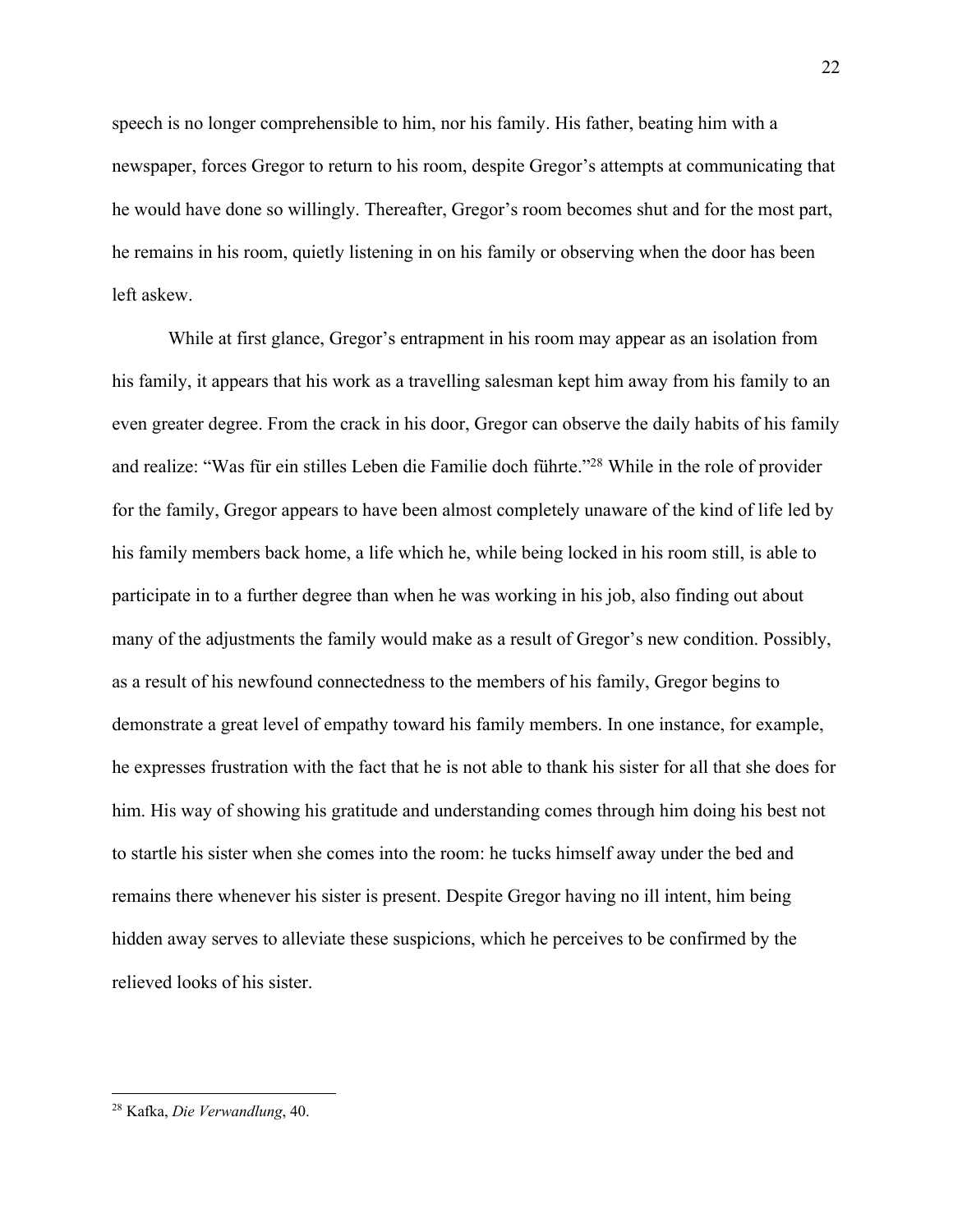speech is no longer comprehensible to him, nor his family. His father, beating him with a newspaper, forces Gregor to return to his room, despite Gregor's attempts at communicating that he would have done so willingly. Thereafter, Gregor's room becomes shut and for the most part, he remains in his room, quietly listening in on his family or observing when the door has been left askew.

While at first glance, Gregor's entrapment in his room may appear as an isolation from his family, it appears that his work as a travelling salesman kept him away from his family to an even greater degree. From the crack in his door, Gregor can observe the daily habits of his family and realize: "Was für ein stilles Leben die Familie doch führte."[28] While in the role of provider for the family, Gregor appears to have been almost completely unaware of the kind of life led by his family members back home, a life which he, while being locked in his room still, is able to participate in to a further degree than when he was working in his job, also finding out about many of the adjustments the family would make as a result of Gregor's new condition. Possibly, as a result of his newfound connectedness to the members of his family, Gregor begins to demonstrate a great level of empathy toward his family members. In one instance, for example, he expresses frustration with the fact that he is not able to thank his sister for all that she does for him. His way of showing his gratitude and understanding comes through him doing his best not to startle his sister when she comes into the room: he tucks himself away under the bed and remains there whenever his sister is present. Despite Gregor having no ill intent, him being hidden away serves to alleviate these suspicions, which he perceives to be confirmed by the relieved looks of his sister.

---

[28] Kafka, *Die Verwandlung*, 40.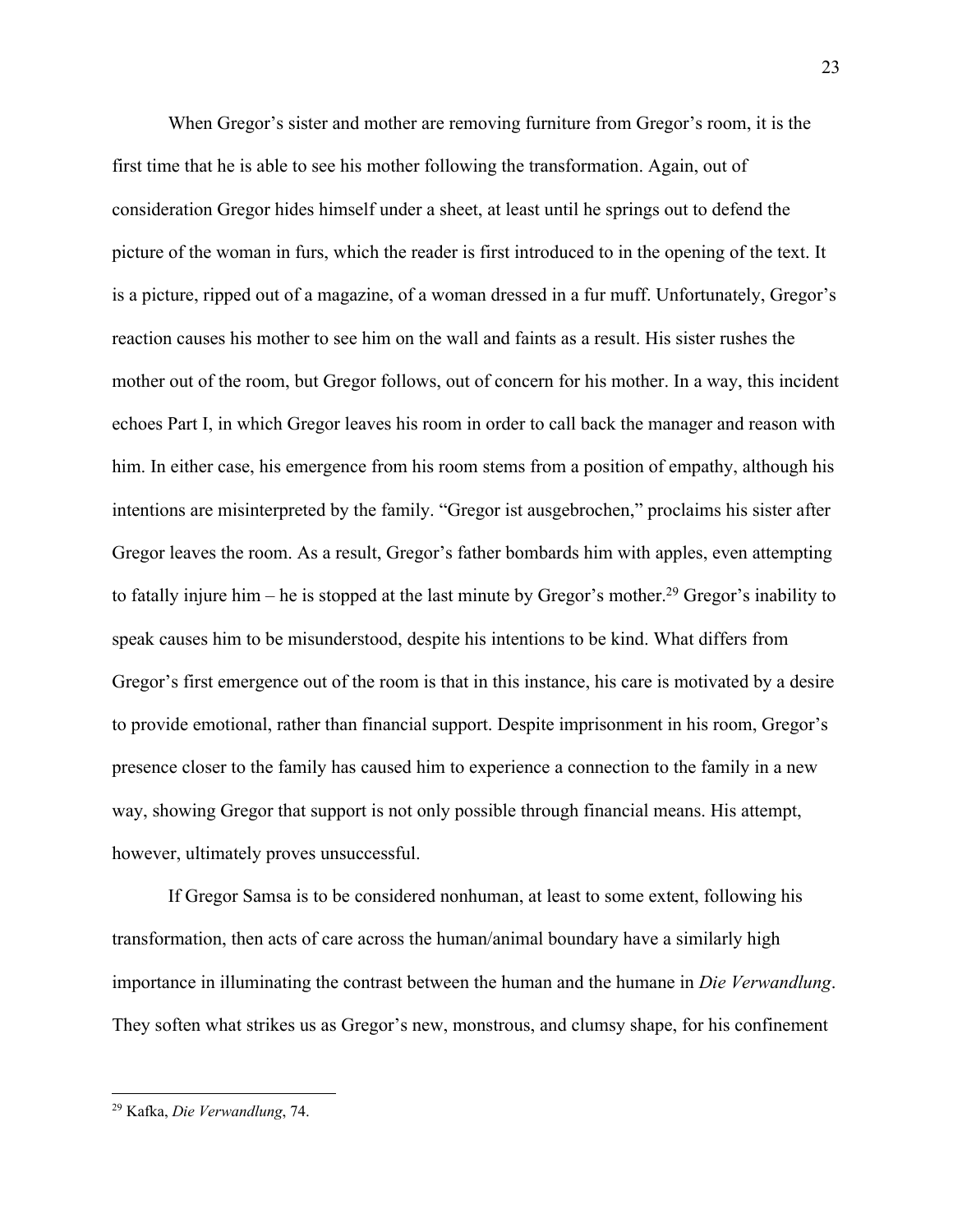When Gregor's sister and mother are removing furniture from Gregor's room, it is the first time that he is able to see his mother following the transformation. Again, out of consideration Gregor hides himself under a sheet, at least until he springs out to defend the picture of the woman in furs, which the reader is first introduced to in the opening of the text. It is a picture, ripped out of a magazine, of a woman dressed in a fur muff. Unfortunately, Gregor's reaction causes his mother to see him on the wall and faints as a result. His sister rushes the mother out of the room, but Gregor follows, out of concern for his mother. In a way, this incident echoes Part I, in which Gregor leaves his room in order to call back the manager and reason with him. In either case, his emergence from his room stems from a position of empathy, although his intentions are misinterpreted by the family. "Gregor ist ausgebrochen," proclaims his sister after Gregor leaves the room. As a result, Gregor's father bombards him with apples, even attempting to fatally injure him – he is stopped at the last minute by Gregor's mother.[29] Gregor's inability to speak causes him to be misunderstood, despite his intentions to be kind. What differs from Gregor's first emergence out of the room is that in this instance, his care is motivated by a desire to provide emotional, rather than financial support. Despite imprisonment in his room, Gregor's presence closer to the family has caused him to experience a connection to the family in a new way, showing Gregor that support is not only possible through financial means. His attempt, however, ultimately proves unsuccessful.

If Gregor Samsa is to be considered nonhuman, at least to some extent, following his transformation, then acts of care across the human/animal boundary have a similarly high importance in illuminating the contrast between the human and the humane in *Die Verwandlung*. They soften what strikes us as Gregor's new, monstrous, and clumsy shape, for his confinement

[29] Kafka, *Die Verwandlung*, 74.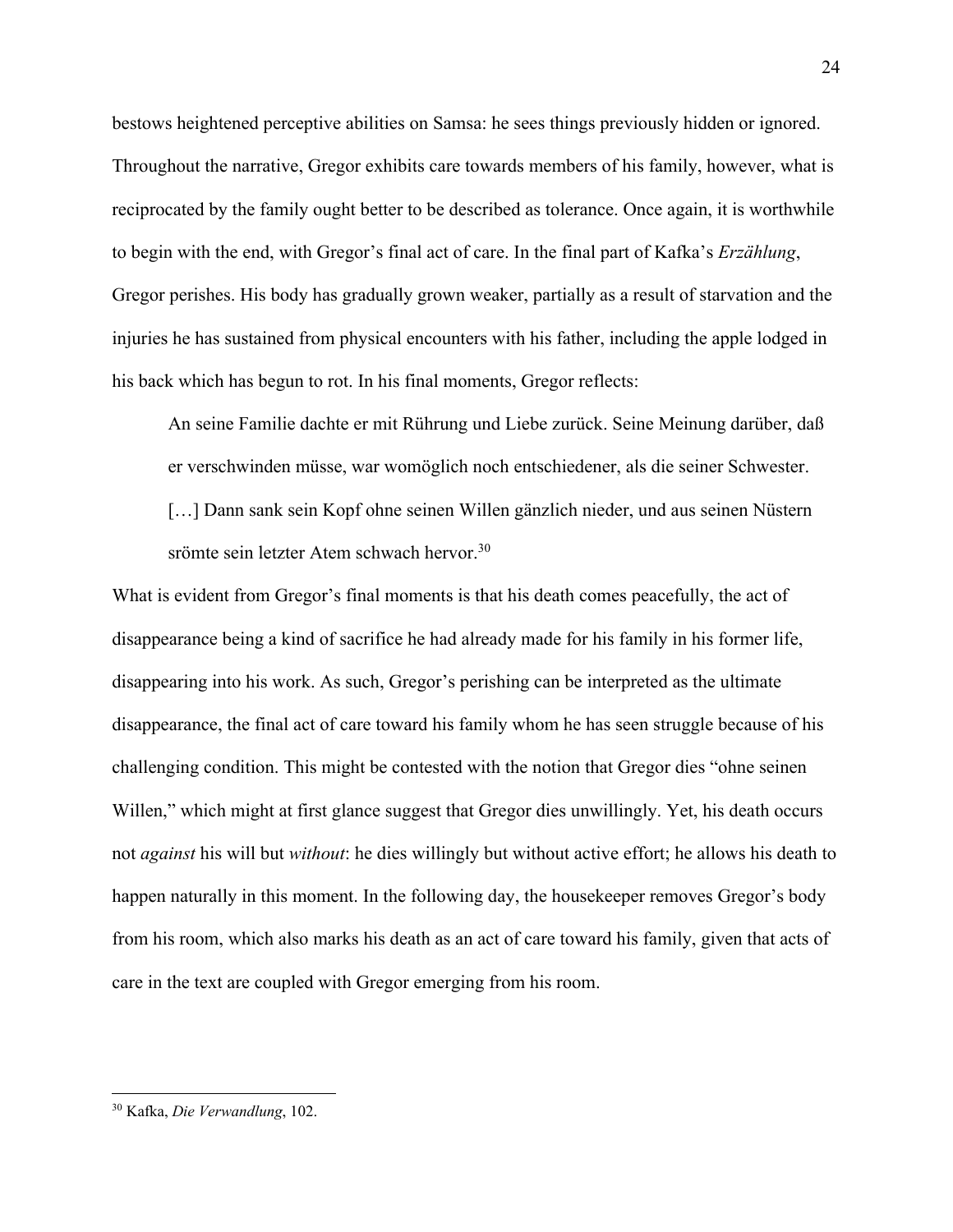bestows heightened perceptive abilities on Samsa: he sees things previously hidden or ignored. Throughout the narrative, Gregor exhibits care towards members of his family, however, what is reciprocated by the family ought better to be described as tolerance. Once again, it is worthwhile to begin with the end, with Gregor's final act of care. In the final part of Kafka's *Erzählung*, Gregor perishes. His body has gradually grown weaker, partially as a result of starvation and the injuries he has sustained from physical encounters with his father, including the apple lodged in his back which has begun to rot. In his final moments, Gregor reflects:

> An seine Familie dachte er mit Rührung und Liebe zurück. Seine Meinung darüber, daß er verschwinden müsse, war womöglich noch entschiedener, als die seiner Schwester. […] Dann sank sein Kopf ohne seinen Willen gänzlich nieder, und aus seinen Nüstern srömte sein letzter Atem schwach hervor.[30]

What is evident from Gregor's final moments is that his death comes peacefully, the act of disappearance being a kind of sacrifice he had already made for his family in his former life, disappearing into his work. As such, Gregor's perishing can be interpreted as the ultimate disappearance, the final act of care toward his family whom he has seen struggle because of his challenging condition. This might be contested with the notion that Gregor dies "ohne seinen Willen," which might at first glance suggest that Gregor dies unwillingly. Yet, his death occurs not *against* his will but *without*: he dies willingly but without active effort; he allows his death to happen naturally in this moment. In the following day, the housekeeper removes Gregor's body from his room, which also marks his death as an act of care toward his family, given that acts of care in the text are coupled with Gregor emerging from his room.

---

[30] Kafka, *Die Verwandlung*, 102.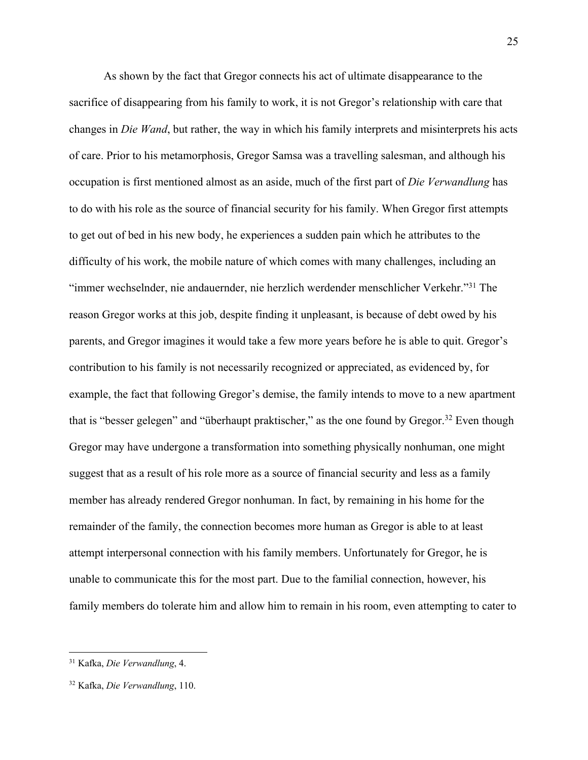As shown by the fact that Gregor connects his act of ultimate disappearance to the sacrifice of disappearing from his family to work, it is not Gregor's relationship with care that changes in *Die Wand*, but rather, the way in which his family interprets and misinterprets his acts of care. Prior to his metamorphosis, Gregor Samsa was a travelling salesman, and although his occupation is first mentioned almost as an aside, much of the first part of *Die Verwandlung* has to do with his role as the source of financial security for his family. When Gregor first attempts to get out of bed in his new body, he experiences a sudden pain which he attributes to the difficulty of his work, the mobile nature of which comes with many challenges, including an "immer wechselnder, nie andauernder, nie herzlich werdender menschlicher Verkehr."[31] The reason Gregor works at this job, despite finding it unpleasant, is because of debt owed by his parents, and Gregor imagines it would take a few more years before he is able to quit. Gregor's contribution to his family is not necessarily recognized or appreciated, as evidenced by, for example, the fact that following Gregor's demise, the family intends to move to a new apartment that is "besser gelegen" and "überhaupt praktischer," as the one found by Gregor.[32] Even though Gregor may have undergone a transformation into something physically nonhuman, one might suggest that as a result of his role more as a source of financial security and less as a family member has already rendered Gregor nonhuman. In fact, by remaining in his home for the remainder of the family, the connection becomes more human as Gregor is able to at least attempt interpersonal connection with his family members. Unfortunately for Gregor, he is unable to communicate this for the most part. Due to the familial connection, however, his family members do tolerate him and allow him to remain in his room, even attempting to cater to

---

[31] Kafka, *Die Verwandlung*, 4.

[32] Kafka, *Die Verwandlung*, 110.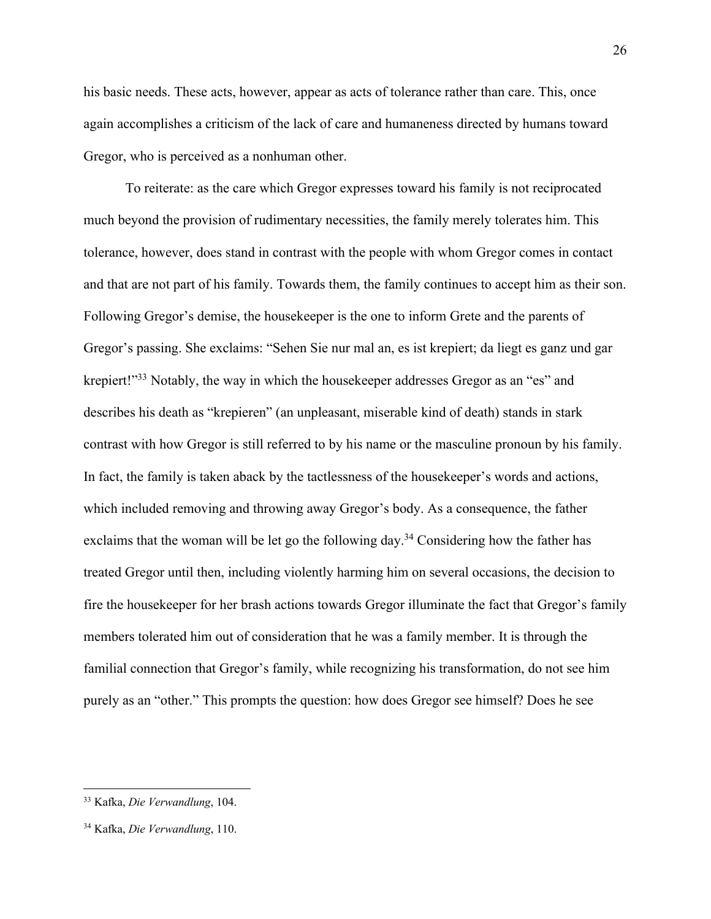his basic needs. These acts, however, appear as acts of tolerance rather than care. This, once again accomplishes a criticism of the lack of care and humaneness directed by humans toward Gregor, who is perceived as a nonhuman other.

To reiterate: as the care which Gregor expresses toward his family is not reciprocated much beyond the provision of rudimentary necessities, the family merely tolerates him. This tolerance, however, does stand in contrast with the people with whom Gregor comes in contact and that are not part of his family. Towards them, the family continues to accept him as their son. Following Gregor's demise, the housekeeper is the one to inform Grete and the parents of Gregor's passing. She exclaims: "Sehen Sie nur mal an, es ist krepiert; da liegt es ganz und gar krepiert!"[33] Notably, the way in which the housekeeper addresses Gregor as an "es" and describes his death as "krepieren" (an unpleasant, miserable kind of death) stands in stark contrast with how Gregor is still referred to by his name or the masculine pronoun by his family. In fact, the family is taken aback by the tactlessness of the housekeeper's words and actions, which included removing and throwing away Gregor's body. As a consequence, the father exclaims that the woman will be let go the following day.[34] Considering how the father has treated Gregor until then, including violently harming him on several occasions, the decision to fire the housekeeper for her brash actions towards Gregor illuminate the fact that Gregor's family members tolerated him out of consideration that he was a family member. It is through the familial connection that Gregor's family, while recognizing his transformation, do not see him purely as an "other." This prompts the question: how does Gregor see himself? Does he see

[33] Kafka, *Die Verwandlung*, 104.

[34] Kafka, *Die Verwandlung*, 110.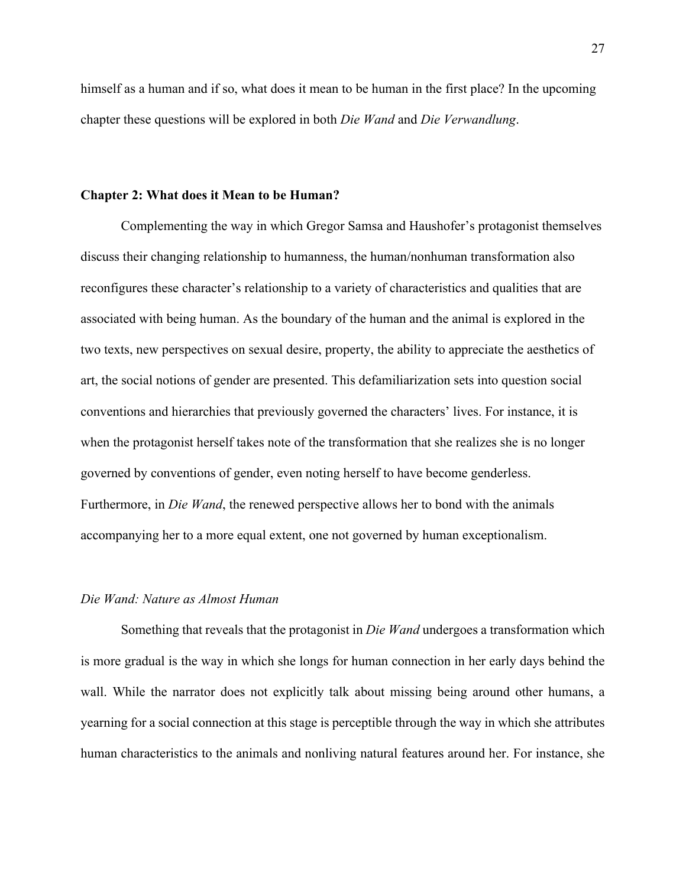himself as a human and if so, what does it mean to be human in the first place? In the upcoming chapter these questions will be explored in both *Die Wand* and *Die Verwandlung*.

## Chapter 2: What does it Mean to be Human?

Complementing the way in which Gregor Samsa and Haushofer's protagonist themselves discuss their changing relationship to humanness, the human/nonhuman transformation also reconfigures these character's relationship to a variety of characteristics and qualities that are associated with being human. As the boundary of the human and the animal is explored in the two texts, new perspectives on sexual desire, property, the ability to appreciate the aesthetics of art, the social notions of gender are presented. This defamiliarization sets into question social conventions and hierarchies that previously governed the characters' lives. For instance, it is when the protagonist herself takes note of the transformation that she realizes she is no longer governed by conventions of gender, even noting herself to have become genderless. Furthermore, in *Die Wand*, the renewed perspective allows her to bond with the animals accompanying her to a more equal extent, one not governed by human exceptionalism.

### *Die Wand: Nature as Almost Human*

Something that reveals that the protagonist in *Die Wand* undergoes a transformation which is more gradual is the way in which she longs for human connection in her early days behind the wall. While the narrator does not explicitly talk about missing being around other humans, a yearning for a social connection at this stage is perceptible through the way in which she attributes human characteristics to the animals and nonliving natural features around her. For instance, she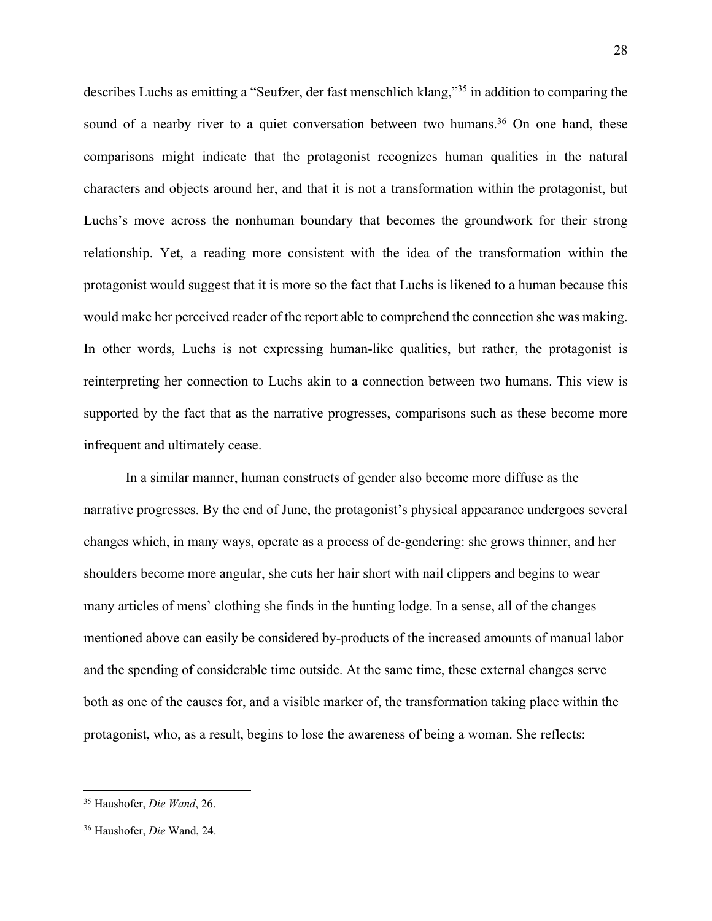describes Luchs as emitting a "Seufzer, der fast menschlich klang,"[35] in addition to comparing the sound of a nearby river to a quiet conversation between two humans.[36] On one hand, these comparisons might indicate that the protagonist recognizes human qualities in the natural characters and objects around her, and that it is not a transformation within the protagonist, but Luchs's move across the nonhuman boundary that becomes the groundwork for their strong relationship. Yet, a reading more consistent with the idea of the transformation within the protagonist would suggest that it is more so the fact that Luchs is likened to a human because this would make her perceived reader of the report able to comprehend the connection she was making. In other words, Luchs is not expressing human-like qualities, but rather, the protagonist is reinterpreting her connection to Luchs akin to a connection between two humans. This view is supported by the fact that as the narrative progresses, comparisons such as these become more infrequent and ultimately cease.

In a similar manner, human constructs of gender also become more diffuse as the narrative progresses. By the end of June, the protagonist's physical appearance undergoes several changes which, in many ways, operate as a process of de-gendering: she grows thinner, and her shoulders become more angular, she cuts her hair short with nail clippers and begins to wear many articles of mens' clothing she finds in the hunting lodge. In a sense, all of the changes mentioned above can easily be considered by-products of the increased amounts of manual labor and the spending of considerable time outside. At the same time, these external changes serve both as one of the causes for, and a visible marker of, the transformation taking place within the protagonist, who, as a result, begins to lose the awareness of being a woman. She reflects:

---

[35] Haushofer, *Die Wand*, 26.

[36] Haushofer, *Die* Wand, 24.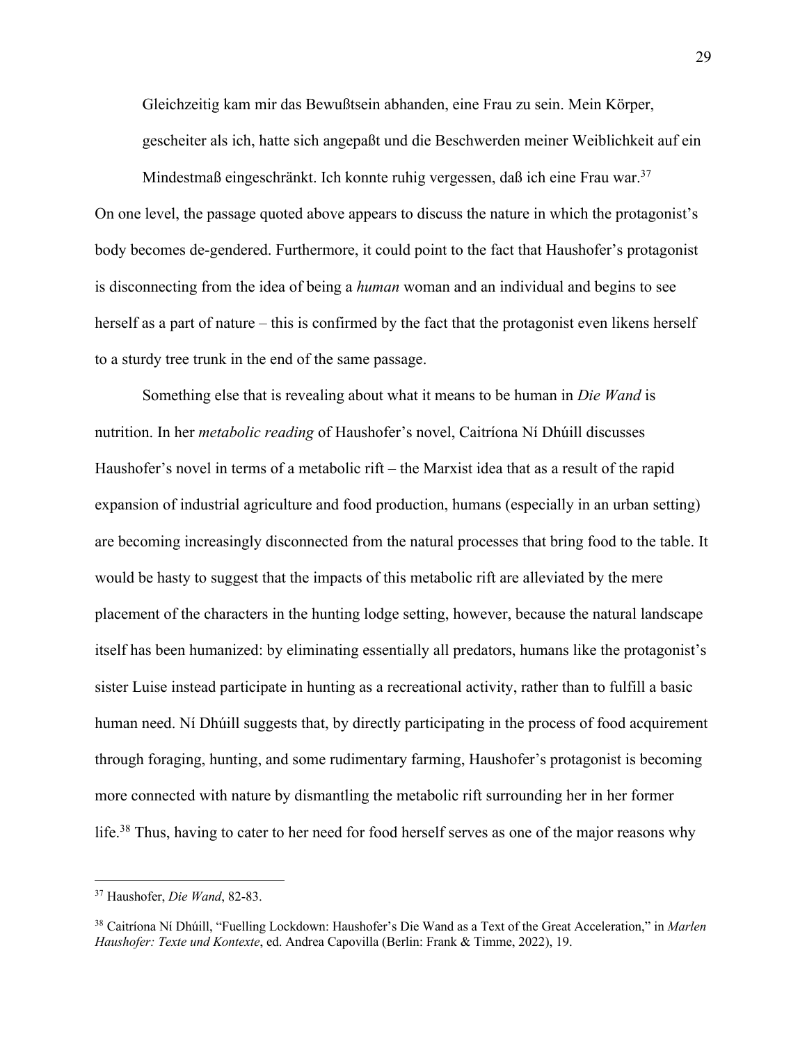> Gleichzeitig kam mir das Bewußtsein abhanden, eine Frau zu sein. Mein Körper, gescheiter als ich, hatte sich angepaßt und die Beschwerden meiner Weiblichkeit auf ein Mindestmaß eingeschränkt. Ich konnte ruhig vergessen, daß ich eine Frau war.[37]

On one level, the passage quoted above appears to discuss the nature in which the protagonist's body becomes de-gendered. Furthermore, it could point to the fact that Haushofer's protagonist is disconnecting from the idea of being a *human* woman and an individual and begins to see herself as a part of nature – this is confirmed by the fact that the protagonist even likens herself to a sturdy tree trunk in the end of the same passage.

Something else that is revealing about what it means to be human in *Die Wand* is nutrition. In her *metabolic reading* of Haushofer's novel, Caitríona Ní Dhúill discusses Haushofer's novel in terms of a metabolic rift – the Marxist idea that as a result of the rapid expansion of industrial agriculture and food production, humans (especially in an urban setting) are becoming increasingly disconnected from the natural processes that bring food to the table. It would be hasty to suggest that the impacts of this metabolic rift are alleviated by the mere placement of the characters in the hunting lodge setting, however, because the natural landscape itself has been humanized: by eliminating essentially all predators, humans like the protagonist's sister Luise instead participate in hunting as a recreational activity, rather than to fulfill a basic human need. Ní Dhúill suggests that, by directly participating in the process of food acquirement through foraging, hunting, and some rudimentary farming, Haushofer's protagonist is becoming more connected with nature by dismantling the metabolic rift surrounding her in her former life.[38] Thus, having to cater to her need for food herself serves as one of the major reasons why

---

[37] Haushofer, *Die Wand*, 82-83.

[38] Caitríona Ní Dhúill, "Fuelling Lockdown: Haushofer's Die Wand as a Text of the Great Acceleration," in *Marlen Haushofer: Texte und Kontexte*, ed. Andrea Capovilla (Berlin: Frank & Timme, 2022), 19.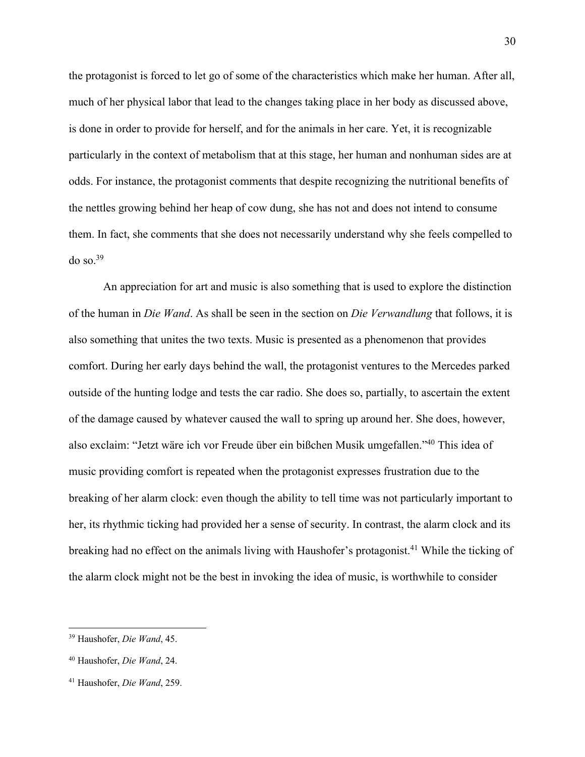the protagonist is forced to let go of some of the characteristics which make her human. After all, much of her physical labor that lead to the changes taking place in her body as discussed above, is done in order to provide for herself, and for the animals in her care. Yet, it is recognizable particularly in the context of metabolism that at this stage, her human and nonhuman sides are at odds. For instance, the protagonist comments that despite recognizing the nutritional benefits of the nettles growing behind her heap of cow dung, she has not and does not intend to consume them. In fact, she comments that she does not necessarily understand why she feels compelled to do so.[39]

An appreciation for art and music is also something that is used to explore the distinction of the human in *Die Wand*. As shall be seen in the section on *Die Verwandlung* that follows, it is also something that unites the two texts. Music is presented as a phenomenon that provides comfort. During her early days behind the wall, the protagonist ventures to the Mercedes parked outside of the hunting lodge and tests the car radio. She does so, partially, to ascertain the extent of the damage caused by whatever caused the wall to spring up around her. She does, however, also exclaim: "Jetzt wäre ich vor Freude über ein bißchen Musik umgefallen."[40] This idea of music providing comfort is repeated when the protagonist expresses frustration due to the breaking of her alarm clock: even though the ability to tell time was not particularly important to her, its rhythmic ticking had provided her a sense of security. In contrast, the alarm clock and its breaking had no effect on the animals living with Haushofer's protagonist.[41] While the ticking of the alarm clock might not be the best in invoking the idea of music, is worthwhile to consider

---

[39] Haushofer, *Die Wand*, 45.

[40] Haushofer, *Die Wand*, 24.

[41] Haushofer, *Die Wand*, 259.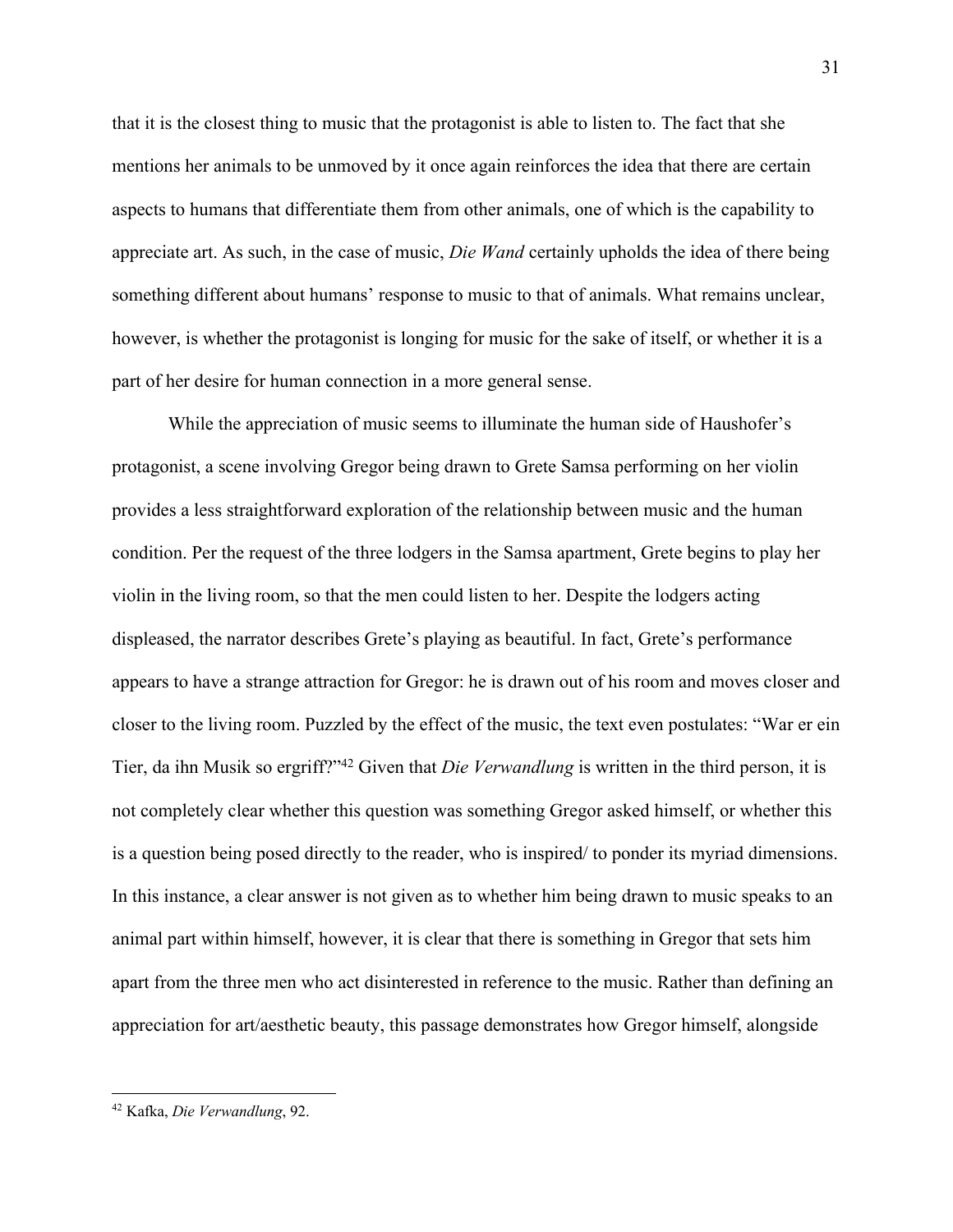that it is the closest thing to music that the protagonist is able to listen to. The fact that she mentions her animals to be unmoved by it once again reinforces the idea that there are certain aspects to humans that differentiate them from other animals, one of which is the capability to appreciate art. As such, in the case of music, *Die Wand* certainly upholds the idea of there being something different about humans' response to music to that of animals. What remains unclear, however, is whether the protagonist is longing for music for the sake of itself, or whether it is a part of her desire for human connection in a more general sense.

While the appreciation of music seems to illuminate the human side of Haushofer's protagonist, a scene involving Gregor being drawn to Grete Samsa performing on her violin provides a less straightforward exploration of the relationship between music and the human condition. Per the request of the three lodgers in the Samsa apartment, Grete begins to play her violin in the living room, so that the men could listen to her. Despite the lodgers acting displeased, the narrator describes Grete's playing as beautiful. In fact, Grete's performance appears to have a strange attraction for Gregor: he is drawn out of his room and moves closer and closer to the living room. Puzzled by the effect of the music, the text even postulates: "War er ein Tier, da ihn Musik so ergriff?"[42] Given that *Die Verwandlung* is written in the third person, it is not completely clear whether this question was something Gregor asked himself, or whether this is a question being posed directly to the reader, who is inspired/ to ponder its myriad dimensions. In this instance, a clear answer is not given as to whether him being drawn to music speaks to an animal part within himself, however, it is clear that there is something in Gregor that sets him apart from the three men who act disinterested in reference to the music. Rather than defining an appreciation for art/aesthetic beauty, this passage demonstrates how Gregor himself, alongside

[42] Kafka, *Die Verwandlung*, 92.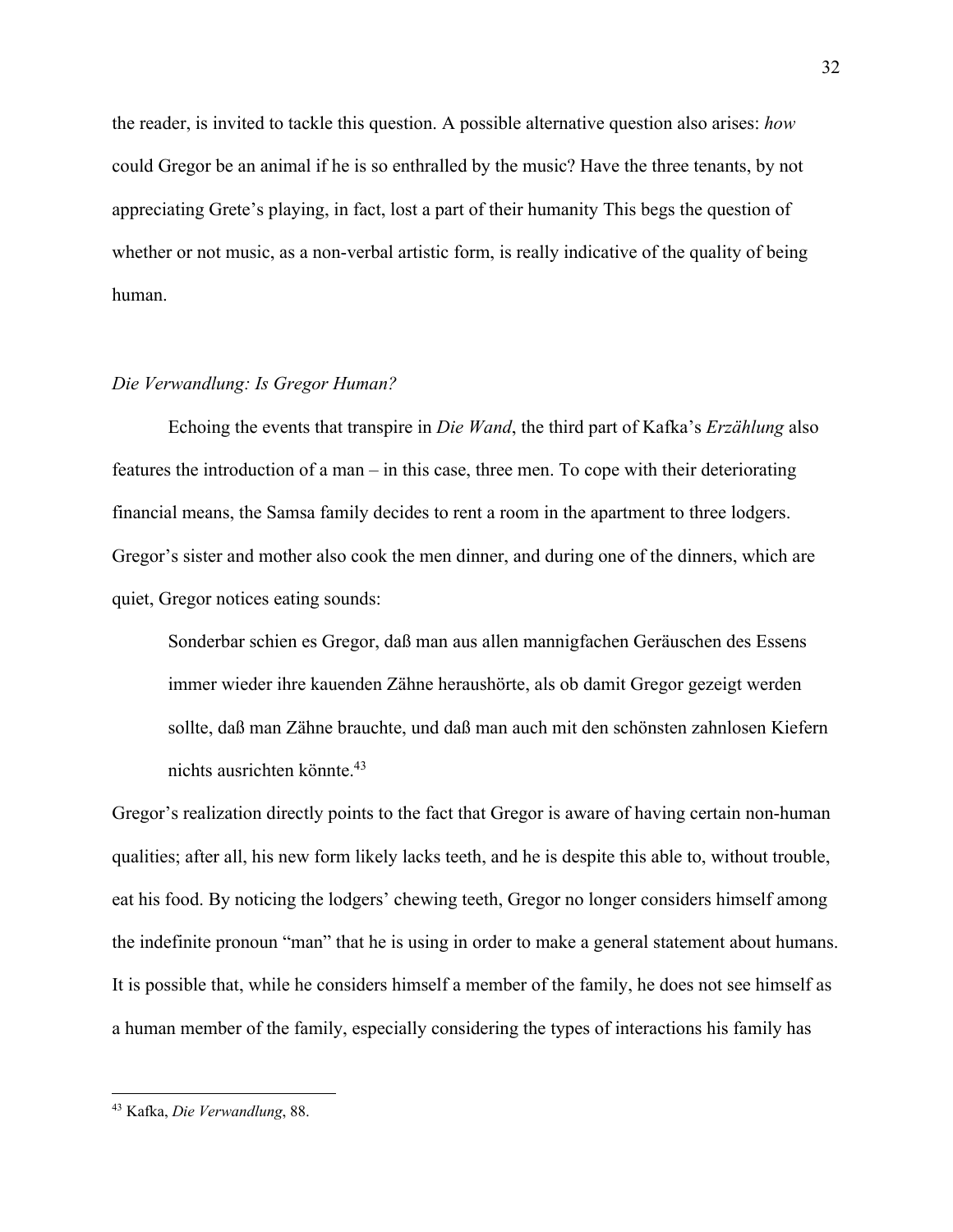the reader, is invited to tackle this question. A possible alternative question also arises: *how* could Gregor be an animal if he is so enthralled by the music? Have the three tenants, by not appreciating Grete's playing, in fact, lost a part of their humanity This begs the question of whether or not music, as a non-verbal artistic form, is really indicative of the quality of being human.

### *Die Verwandlung: Is Gregor Human?*

Echoing the events that transpire in *Die Wand*, the third part of Kafka's *Erzählung* also features the introduction of a man – in this case, three men. To cope with their deteriorating financial means, the Samsa family decides to rent a room in the apartment to three lodgers. Gregor's sister and mother also cook the men dinner, and during one of the dinners, which are quiet, Gregor notices eating sounds:

> Sonderbar schien es Gregor, daß man aus allen mannigfachen Geräuschen des Essens immer wieder ihre kauenden Zähne heraushörte, als ob damit Gregor gezeigt werden sollte, daß man Zähne brauchte, und daß man auch mit den schönsten zahnlosen Kiefern nichts ausrichten könnte.[43]

Gregor's realization directly points to the fact that Gregor is aware of having certain non-human qualities; after all, his new form likely lacks teeth, and he is despite this able to, without trouble, eat his food. By noticing the lodgers' chewing teeth, Gregor no longer considers himself among the indefinite pronoun "man" that he is using in order to make a general statement about humans. It is possible that, while he considers himself a member of the family, he does not see himself as a human member of the family, especially considering the types of interactions his family has

---

[43] Kafka, *Die Verwandlung*, 88.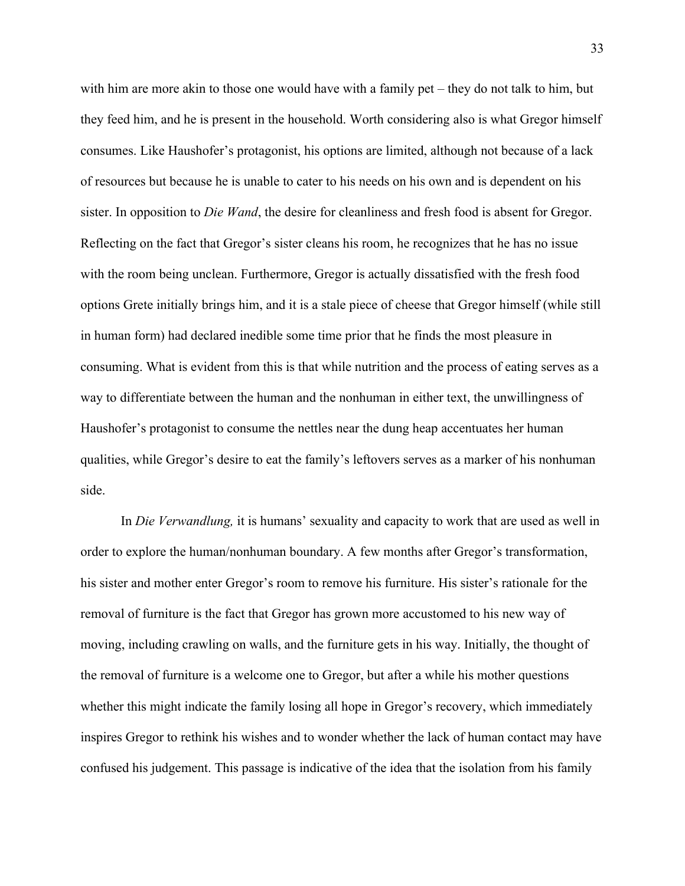with him are more akin to those one would have with a family pet – they do not talk to him, but they feed him, and he is present in the household. Worth considering also is what Gregor himself consumes. Like Haushofer's protagonist, his options are limited, although not because of a lack of resources but because he is unable to cater to his needs on his own and is dependent on his sister. In opposition to *Die Wand*, the desire for cleanliness and fresh food is absent for Gregor. Reflecting on the fact that Gregor's sister cleans his room, he recognizes that he has no issue with the room being unclean. Furthermore, Gregor is actually dissatisfied with the fresh food options Grete initially brings him, and it is a stale piece of cheese that Gregor himself (while still in human form) had declared inedible some time prior that he finds the most pleasure in consuming. What is evident from this is that while nutrition and the process of eating serves as a way to differentiate between the human and the nonhuman in either text, the unwillingness of Haushofer's protagonist to consume the nettles near the dung heap accentuates her human qualities, while Gregor's desire to eat the family's leftovers serves as a marker of his nonhuman side.

In *Die Verwandlung,* it is humans' sexuality and capacity to work that are used as well in order to explore the human/nonhuman boundary. A few months after Gregor's transformation, his sister and mother enter Gregor's room to remove his furniture. His sister's rationale for the removal of furniture is the fact that Gregor has grown more accustomed to his new way of moving, including crawling on walls, and the furniture gets in his way. Initially, the thought of the removal of furniture is a welcome one to Gregor, but after a while his mother questions whether this might indicate the family losing all hope in Gregor's recovery, which immediately inspires Gregor to rethink his wishes and to wonder whether the lack of human contact may have confused his judgement. This passage is indicative of the idea that the isolation from his family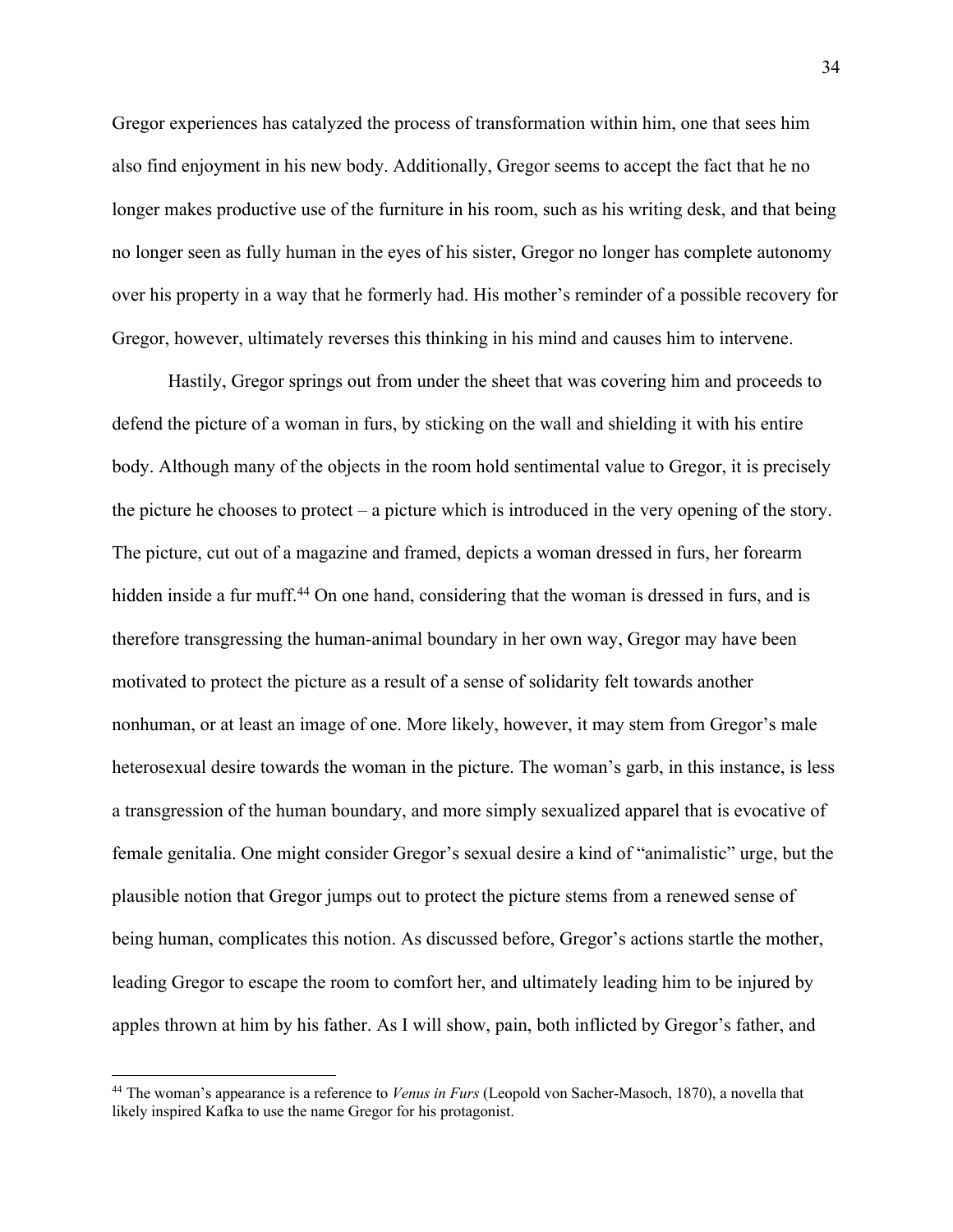Gregor experiences has catalyzed the process of transformation within him, one that sees him also find enjoyment in his new body. Additionally, Gregor seems to accept the fact that he no longer makes productive use of the furniture in his room, such as his writing desk, and that being no longer seen as fully human in the eyes of his sister, Gregor no longer has complete autonomy over his property in a way that he formerly had. His mother's reminder of a possible recovery for Gregor, however, ultimately reverses this thinking in his mind and causes him to intervene.

Hastily, Gregor springs out from under the sheet that was covering him and proceeds to defend the picture of a woman in furs, by sticking on the wall and shielding it with his entire body. Although many of the objects in the room hold sentimental value to Gregor, it is precisely the picture he chooses to protect – a picture which is introduced in the very opening of the story. The picture, cut out of a magazine and framed, depicts a woman dressed in furs, her forearm hidden inside a fur muff.[44] On one hand, considering that the woman is dressed in furs, and is therefore transgressing the human-animal boundary in her own way, Gregor may have been motivated to protect the picture as a result of a sense of solidarity felt towards another nonhuman, or at least an image of one. More likely, however, it may stem from Gregor's male heterosexual desire towards the woman in the picture. The woman's garb, in this instance, is less a transgression of the human boundary, and more simply sexualized apparel that is evocative of female genitalia. One might consider Gregor's sexual desire a kind of "animalistic" urge, but the plausible notion that Gregor jumps out to protect the picture stems from a renewed sense of being human, complicates this notion. As discussed before, Gregor's actions startle the mother, leading Gregor to escape the room to comfort her, and ultimately leading him to be injured by apples thrown at him by his father. As I will show, pain, both inflicted by Gregor's father, and

[44] The woman's appearance is a reference to *Venus in Furs* (Leopold von Sacher-Masoch, 1870), a novella that likely inspired Kafka to use the name Gregor for his protagonist.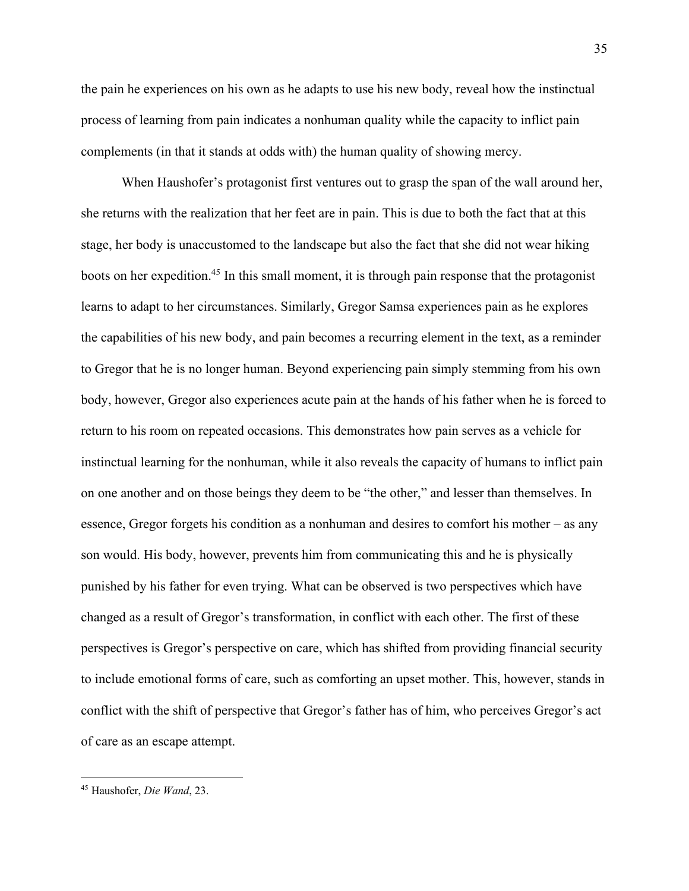the pain he experiences on his own as he adapts to use his new body, reveal how the instinctual process of learning from pain indicates a nonhuman quality while the capacity to inflict pain complements (in that it stands at odds with) the human quality of showing mercy.

When Haushofer's protagonist first ventures out to grasp the span of the wall around her, she returns with the realization that her feet are in pain. This is due to both the fact that at this stage, her body is unaccustomed to the landscape but also the fact that she did not wear hiking boots on her expedition.[45] In this small moment, it is through pain response that the protagonist learns to adapt to her circumstances. Similarly, Gregor Samsa experiences pain as he explores the capabilities of his new body, and pain becomes a recurring element in the text, as a reminder to Gregor that he is no longer human. Beyond experiencing pain simply stemming from his own body, however, Gregor also experiences acute pain at the hands of his father when he is forced to return to his room on repeated occasions. This demonstrates how pain serves as a vehicle for instinctual learning for the nonhuman, while it also reveals the capacity of humans to inflict pain on one another and on those beings they deem to be "the other," and lesser than themselves. In essence, Gregor forgets his condition as a nonhuman and desires to comfort his mother – as any son would. His body, however, prevents him from communicating this and he is physically punished by his father for even trying. What can be observed is two perspectives which have changed as a result of Gregor's transformation, in conflict with each other. The first of these perspectives is Gregor's perspective on care, which has shifted from providing financial security to include emotional forms of care, such as comforting an upset mother. This, however, stands in conflict with the shift of perspective that Gregor's father has of him, who perceives Gregor's act of care as an escape attempt.

---

[45] Haushofer, *Die Wand*, 23.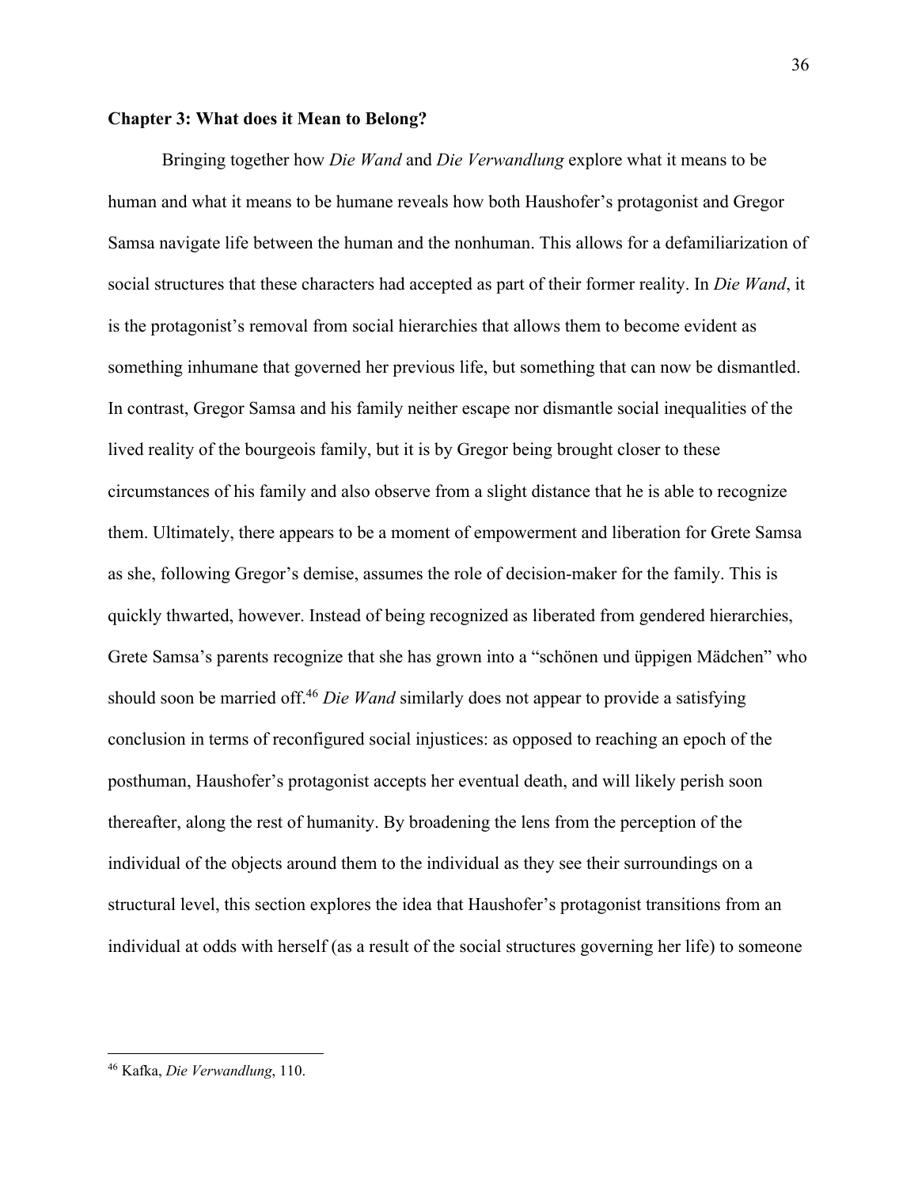## Chapter 3: What does it Mean to Belong?

Bringing together how *Die Wand* and *Die Verwandlung* explore what it means to be human and what it means to be humane reveals how both Haushofer's protagonist and Gregor Samsa navigate life between the human and the nonhuman. This allows for a defamiliarization of social structures that these characters had accepted as part of their former reality. In *Die Wand*, it is the protagonist's removal from social hierarchies that allows them to become evident as something inhumane that governed her previous life, but something that can now be dismantled. In contrast, Gregor Samsa and his family neither escape nor dismantle social inequalities of the lived reality of the bourgeois family, but it is by Gregor being brought closer to these circumstances of his family and also observe from a slight distance that he is able to recognize them. Ultimately, there appears to be a moment of empowerment and liberation for Grete Samsa as she, following Gregor's demise, assumes the role of decision-maker for the family. This is quickly thwarted, however. Instead of being recognized as liberated from gendered hierarchies, Grete Samsa's parents recognize that she has grown into a "schönen und üppigen Mädchen" who should soon be married off.[46] *Die Wand* similarly does not appear to provide a satisfying conclusion in terms of reconfigured social injustices: as opposed to reaching an epoch of the posthuman, Haushofer's protagonist accepts her eventual death, and will likely perish soon thereafter, along the rest of humanity. By broadening the lens from the perception of the individual of the objects around them to the individual as they see their surroundings on a structural level, this section explores the idea that Haushofer's protagonist transitions from an individual at odds with herself (as a result of the social structures governing her life) to someone

---

[46] Kafka, *Die Verwandlung*, 110.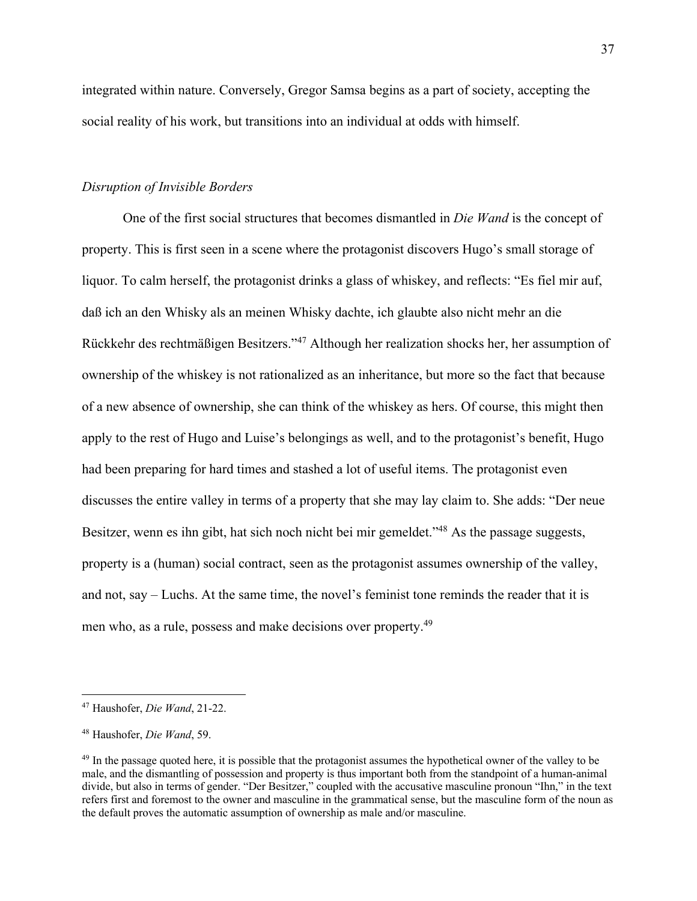integrated within nature. Conversely, Gregor Samsa begins as a part of society, accepting the social reality of his work, but transitions into an individual at odds with himself.

### *Disruption of Invisible Borders*

One of the first social structures that becomes dismantled in *Die Wand* is the concept of property. This is first seen in a scene where the protagonist discovers Hugo's small storage of liquor. To calm herself, the protagonist drinks a glass of whiskey, and reflects: "Es fiel mir auf, daß ich an den Whisky als an meinen Whisky dachte, ich glaubte also nicht mehr an die Rückkehr des rechtmäßigen Besitzers."[47] Although her realization shocks her, her assumption of ownership of the whiskey is not rationalized as an inheritance, but more so the fact that because of a new absence of ownership, she can think of the whiskey as hers. Of course, this might then apply to the rest of Hugo and Luise's belongings as well, and to the protagonist's benefit, Hugo had been preparing for hard times and stashed a lot of useful items. The protagonist even discusses the entire valley in terms of a property that she may lay claim to. She adds: "Der neue Besitzer, wenn es ihn gibt, hat sich noch nicht bei mir gemeldet."[48] As the passage suggests, property is a (human) social contract, seen as the protagonist assumes ownership of the valley, and not, say – Luchs. At the same time, the novel's feminist tone reminds the reader that it is men who, as a rule, possess and make decisions over property.[49]

---

[47] Haushofer, *Die Wand*, 21-22.

[48] Haushofer, *Die Wand*, 59.

[49] In the passage quoted here, it is possible that the protagonist assumes the hypothetical owner of the valley to be male, and the dismantling of possession and property is thus important both from the standpoint of a human-animal divide, but also in terms of gender. "Der Besitzer," coupled with the accusative masculine pronoun "Ihn," in the text refers first and foremost to the owner and masculine in the grammatical sense, but the masculine form of the noun as the default proves the automatic assumption of ownership as male and/or masculine.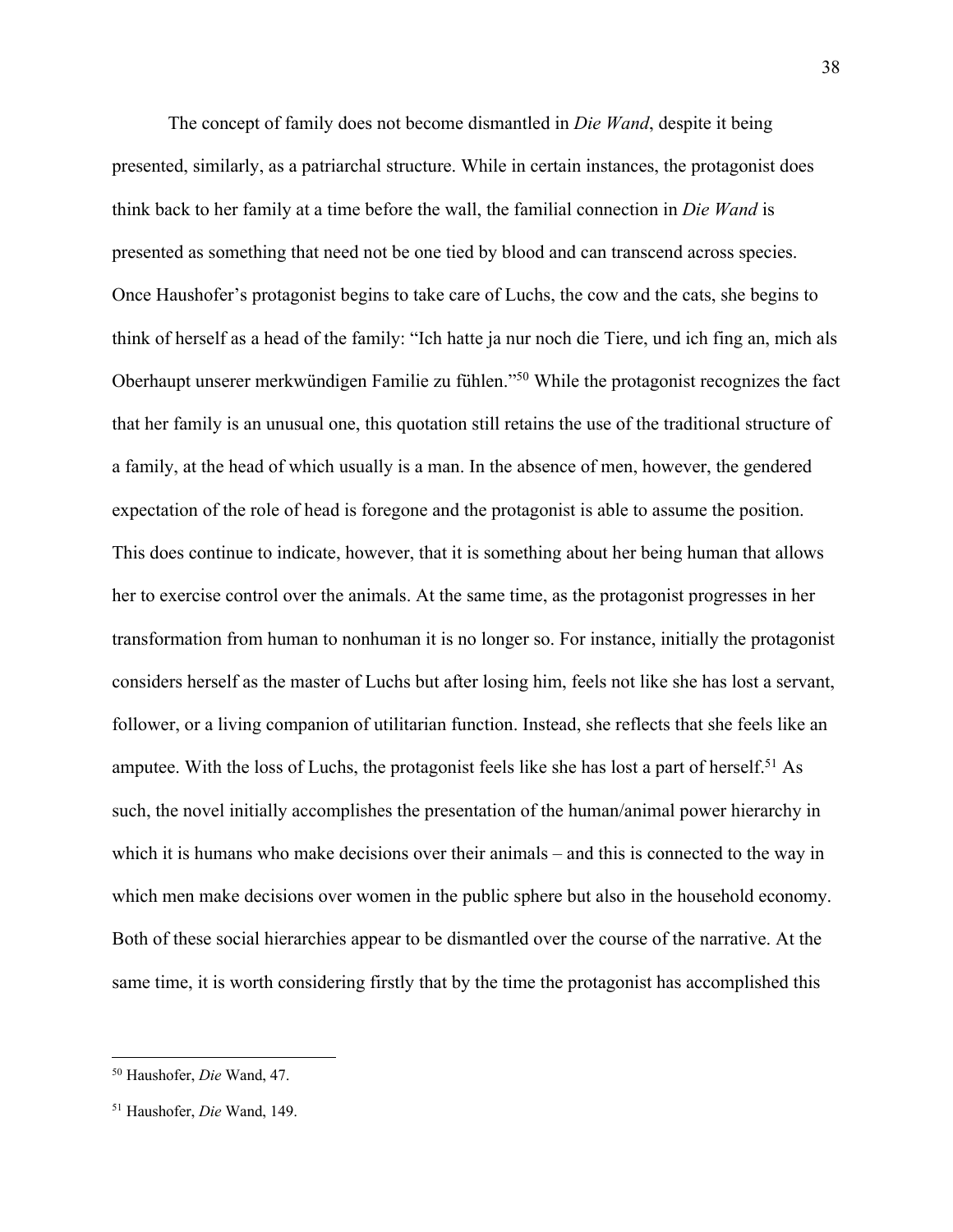The concept of family does not become dismantled in *Die Wand*, despite it being presented, similarly, as a patriarchal structure. While in certain instances, the protagonist does think back to her family at a time before the wall, the familial connection in *Die Wand* is presented as something that need not be one tied by blood and can transcend across species. Once Haushofer's protagonist begins to take care of Luchs, the cow and the cats, she begins to think of herself as a head of the family: "Ich hatte ja nur noch die Tiere, und ich fing an, mich als Oberhaupt unserer merkwündigen Familie zu fühlen."[50] While the protagonist recognizes the fact that her family is an unusual one, this quotation still retains the use of the traditional structure of a family, at the head of which usually is a man. In the absence of men, however, the gendered expectation of the role of head is foregone and the protagonist is able to assume the position. This does continue to indicate, however, that it is something about her being human that allows her to exercise control over the animals. At the same time, as the protagonist progresses in her transformation from human to nonhuman it is no longer so. For instance, initially the protagonist considers herself as the master of Luchs but after losing him, feels not like she has lost a servant, follower, or a living companion of utilitarian function. Instead, she reflects that she feels like an amputee. With the loss of Luchs, the protagonist feels like she has lost a part of herself.[51] As such, the novel initially accomplishes the presentation of the human/animal power hierarchy in which it is humans who make decisions over their animals – and this is connected to the way in which men make decisions over women in the public sphere but also in the household economy. Both of these social hierarchies appear to be dismantled over the course of the narrative. At the same time, it is worth considering firstly that by the time the protagonist has accomplished this

---

[50] Haushofer, *Die* Wand, 47.

[51] Haushofer, *Die* Wand, 149.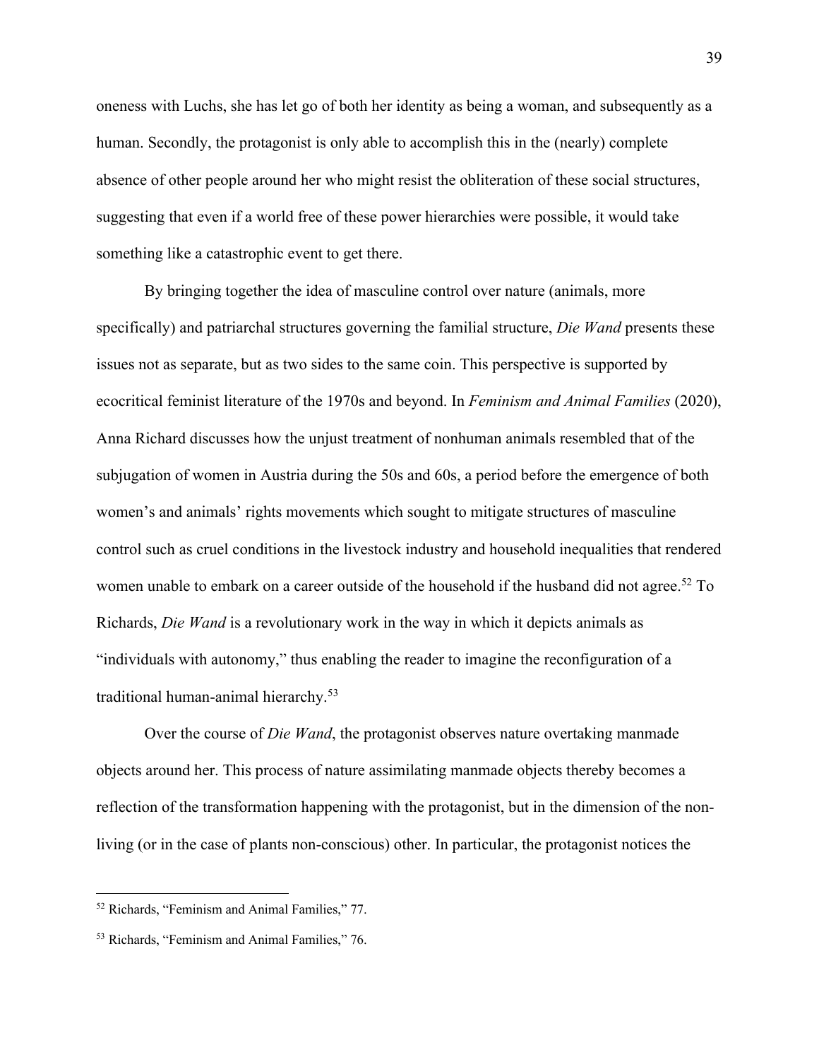oneness with Luchs, she has let go of both her identity as being a woman, and subsequently as a human. Secondly, the protagonist is only able to accomplish this in the (nearly) complete absence of other people around her who might resist the obliteration of these social structures, suggesting that even if a world free of these power hierarchies were possible, it would take something like a catastrophic event to get there.

By bringing together the idea of masculine control over nature (animals, more specifically) and patriarchal structures governing the familial structure, *Die Wand* presents these issues not as separate, but as two sides to the same coin. This perspective is supported by ecocritical feminist literature of the 1970s and beyond. In *Feminism and Animal Families* (2020), Anna Richard discusses how the unjust treatment of nonhuman animals resembled that of the subjugation of women in Austria during the 50s and 60s, a period before the emergence of both women's and animals' rights movements which sought to mitigate structures of masculine control such as cruel conditions in the livestock industry and household inequalities that rendered women unable to embark on a career outside of the household if the husband did not agree.[52] To Richards, *Die Wand* is a revolutionary work in the way in which it depicts animals as "individuals with autonomy," thus enabling the reader to imagine the reconfiguration of a traditional human-animal hierarchy.[53]

Over the course of *Die Wand*, the protagonist observes nature overtaking manmade objects around her. This process of nature assimilating manmade objects thereby becomes a reflection of the transformation happening with the protagonist, but in the dimension of the non-living (or in the case of plants non-conscious) other. In particular, the protagonist notices the

---

[52] Richards, "Feminism and Animal Families," 77.

[53] Richards, "Feminism and Animal Families," 76.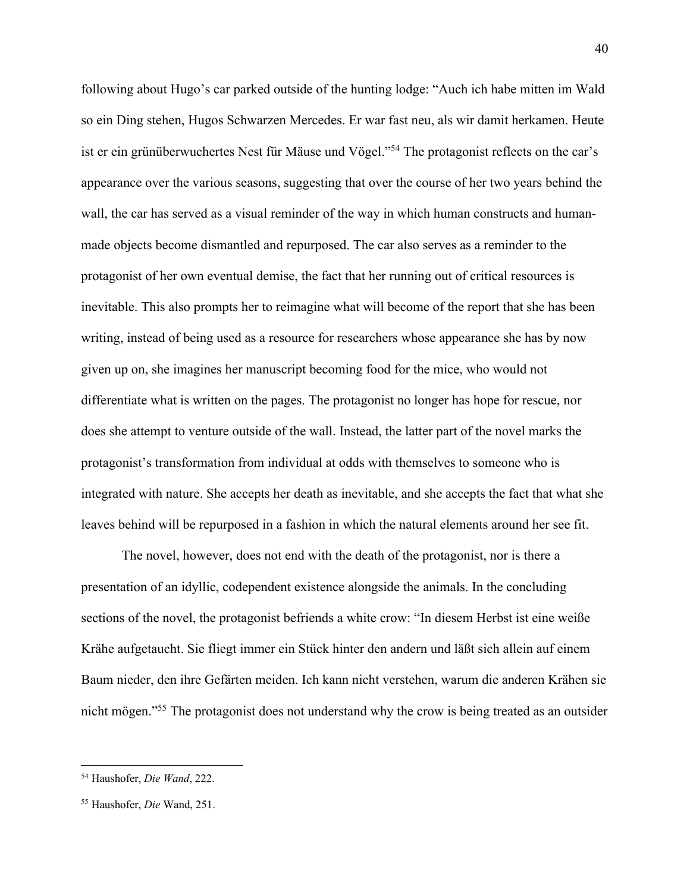following about Hugo's car parked outside of the hunting lodge: "Auch ich habe mitten im Wald so ein Ding stehen, Hugos Schwarzen Mercedes. Er war fast neu, als wir damit herkamen. Heute ist er ein grünüberwuchertes Nest für Mäuse und Vögel."[54] The protagonist reflects on the car's appearance over the various seasons, suggesting that over the course of her two years behind the wall, the car has served as a visual reminder of the way in which human constructs and human-made objects become dismantled and repurposed. The car also serves as a reminder to the protagonist of her own eventual demise, the fact that her running out of critical resources is inevitable. This also prompts her to reimagine what will become of the report that she has been writing, instead of being used as a resource for researchers whose appearance she has by now given up on, she imagines her manuscript becoming food for the mice, who would not differentiate what is written on the pages. The protagonist no longer has hope for rescue, nor does she attempt to venture outside of the wall. Instead, the latter part of the novel marks the protagonist's transformation from individual at odds with themselves to someone who is integrated with nature. She accepts her death as inevitable, and she accepts the fact that what she leaves behind will be repurposed in a fashion in which the natural elements around her see fit.

The novel, however, does not end with the death of the protagonist, nor is there a presentation of an idyllic, codependent existence alongside the animals. In the concluding sections of the novel, the protagonist befriends a white crow: "In diesem Herbst ist eine weiße Krähe aufgetaucht. Sie fliegt immer ein Stück hinter den andern und läßt sich allein auf einem Baum nieder, den ihre Gefärten meiden. Ich kann nicht verstehen, warum die anderen Krähen sie nicht mögen."[55] The protagonist does not understand why the crow is being treated as an outsider

[54] Haushofer, *Die Wand*, 222.

[55] Haushofer, *Die* Wand, 251.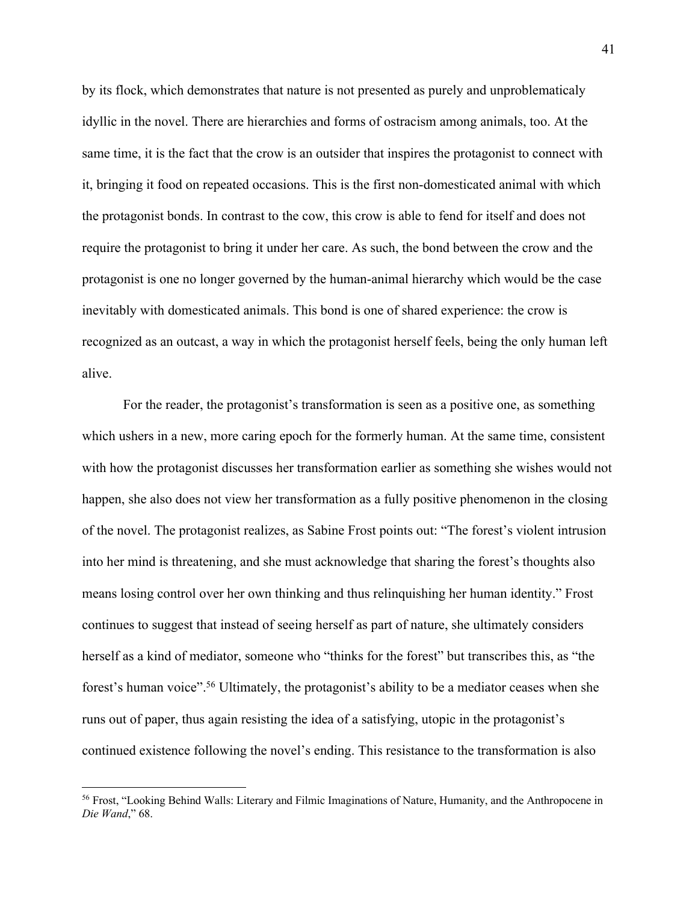by its flock, which demonstrates that nature is not presented as purely and unproblematicaly idyllic in the novel. There are hierarchies and forms of ostracism among animals, too. At the same time, it is the fact that the crow is an outsider that inspires the protagonist to connect with it, bringing it food on repeated occasions. This is the first non-domesticated animal with which the protagonist bonds. In contrast to the cow, this crow is able to fend for itself and does not require the protagonist to bring it under her care. As such, the bond between the crow and the protagonist is one no longer governed by the human-animal hierarchy which would be the case inevitably with domesticated animals. This bond is one of shared experience: the crow is recognized as an outcast, a way in which the protagonist herself feels, being the only human left alive.

For the reader, the protagonist's transformation is seen as a positive one, as something which ushers in a new, more caring epoch for the formerly human. At the same time, consistent with how the protagonist discusses her transformation earlier as something she wishes would not happen, she also does not view her transformation as a fully positive phenomenon in the closing of the novel. The protagonist realizes, as Sabine Frost points out: "The forest's violent intrusion into her mind is threatening, and she must acknowledge that sharing the forest's thoughts also means losing control over her own thinking and thus relinquishing her human identity." Frost continues to suggest that instead of seeing herself as part of nature, she ultimately considers herself as a kind of mediator, someone who "thinks for the forest" but transcribes this, as "the forest's human voice".[56] Ultimately, the protagonist's ability to be a mediator ceases when she runs out of paper, thus again resisting the idea of a satisfying, utopic in the protagonist's continued existence following the novel's ending. This resistance to the transformation is also

[56] Frost, "Looking Behind Walls: Literary and Filmic Imaginations of Nature, Humanity, and the Anthropocene in *Die Wand*," 68.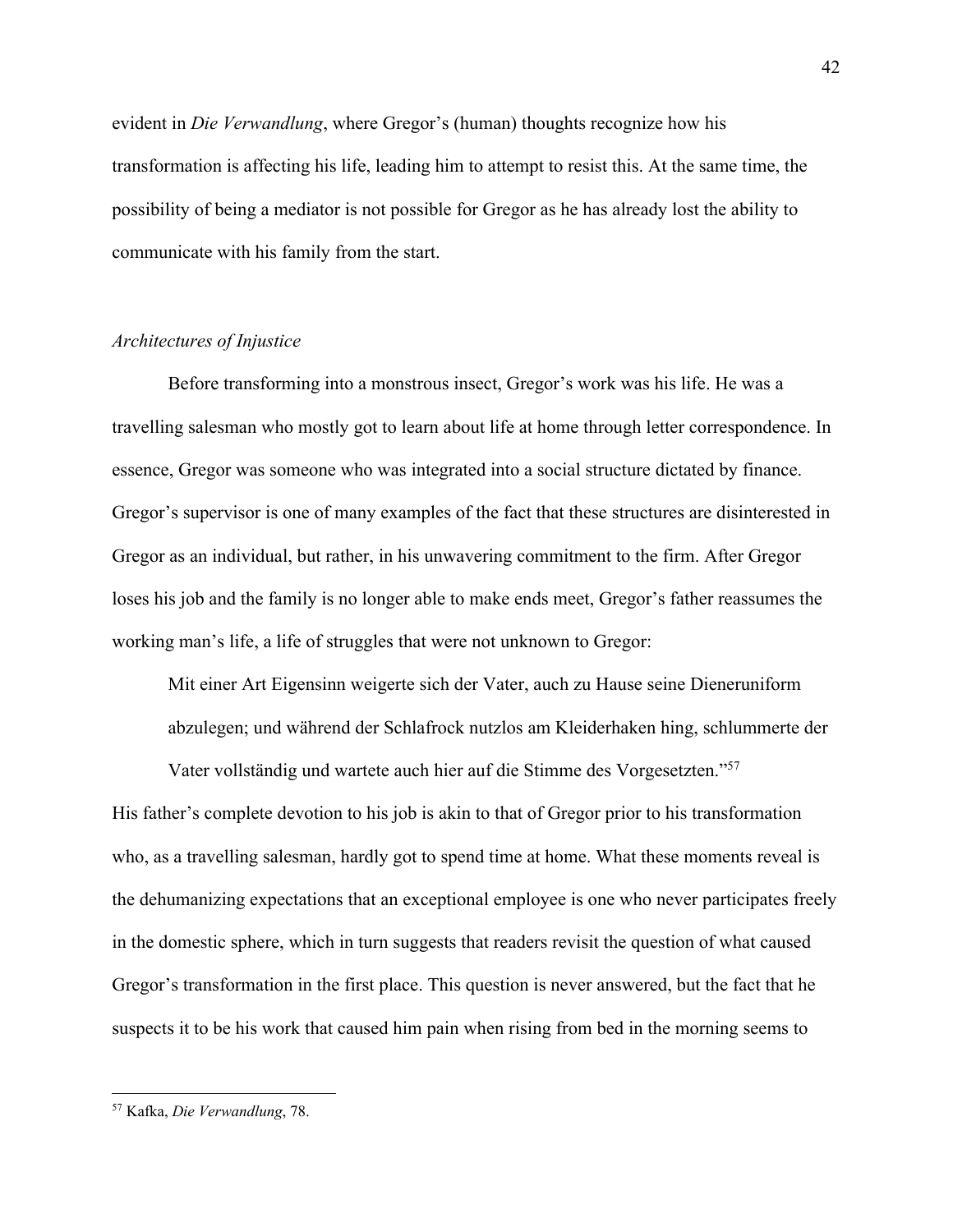evident in *Die Verwandlung*, where Gregor's (human) thoughts recognize how his transformation is affecting his life, leading him to attempt to resist this. At the same time, the possibility of being a mediator is not possible for Gregor as he has already lost the ability to communicate with his family from the start.

### *Architectures of Injustice*

Before transforming into a monstrous insect, Gregor's work was his life. He was a travelling salesman who mostly got to learn about life at home through letter correspondence. In essence, Gregor was someone who was integrated into a social structure dictated by finance. Gregor's supervisor is one of many examples of the fact that these structures are disinterested in Gregor as an individual, but rather, in his unwavering commitment to the firm. After Gregor loses his job and the family is no longer able to make ends meet, Gregor's father reassumes the working man's life, a life of struggles that were not unknown to Gregor:

> Mit einer Art Eigensinn weigerte sich der Vater, auch zu Hause seine Dieneruniform abzulegen; und während der Schlafrock nutzlos am Kleiderhaken hing, schlummerte der Vater vollständig und wartete auch hier auf die Stimme des Vorgesetzten."[57]

His father's complete devotion to his job is akin to that of Gregor prior to his transformation who, as a travelling salesman, hardly got to spend time at home. What these moments reveal is the dehumanizing expectations that an exceptional employee is one who never participates freely in the domestic sphere, which in turn suggests that readers revisit the question of what caused Gregor's transformation in the first place. This question is never answered, but the fact that he suspects it to be his work that caused him pain when rising from bed in the morning seems to

---

[57] Kafka, *Die Verwandlung*, 78.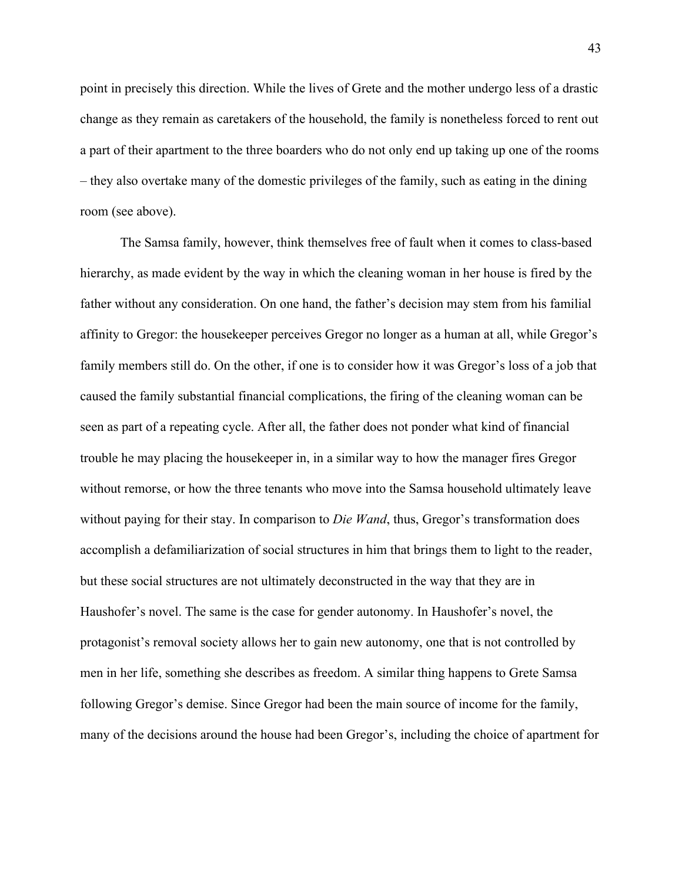point in precisely this direction. While the lives of Grete and the mother undergo less of a drastic change as they remain as caretakers of the household, the family is nonetheless forced to rent out a part of their apartment to the three boarders who do not only end up taking up one of the rooms – they also overtake many of the domestic privileges of the family, such as eating in the dining room (see above).

The Samsa family, however, think themselves free of fault when it comes to class-based hierarchy, as made evident by the way in which the cleaning woman in her house is fired by the father without any consideration. On one hand, the father's decision may stem from his familial affinity to Gregor: the housekeeper perceives Gregor no longer as a human at all, while Gregor's family members still do. On the other, if one is to consider how it was Gregor's loss of a job that caused the family substantial financial complications, the firing of the cleaning woman can be seen as part of a repeating cycle. After all, the father does not ponder what kind of financial trouble he may placing the housekeeper in, in a similar way to how the manager fires Gregor without remorse, or how the three tenants who move into the Samsa household ultimately leave without paying for their stay. In comparison to *Die Wand*, thus, Gregor's transformation does accomplish a defamiliarization of social structures in him that brings them to light to the reader, but these social structures are not ultimately deconstructed in the way that they are in Haushofer's novel. The same is the case for gender autonomy. In Haushofer's novel, the protagonist's removal society allows her to gain new autonomy, one that is not controlled by men in her life, something she describes as freedom. A similar thing happens to Grete Samsa following Gregor's demise. Since Gregor had been the main source of income for the family, many of the decisions around the house had been Gregor's, including the choice of apartment for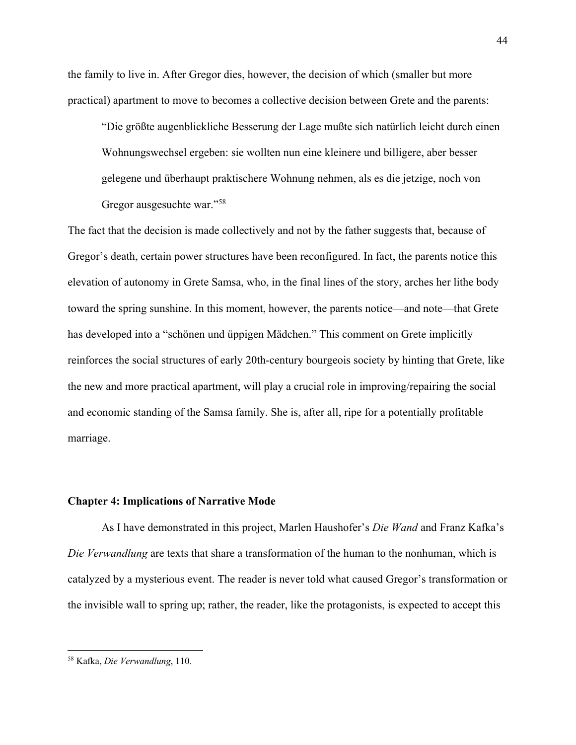the family to live in. After Gregor dies, however, the decision of which (smaller but more practical) apartment to move to becomes a collective decision between Grete and the parents:

> "Die größte augenblickliche Besserung der Lage mußte sich natürlich leicht durch einen Wohnungswechsel ergeben: sie wollten nun eine kleinere und billigere, aber besser gelegene und überhaupt praktischere Wohnung nehmen, als es die jetzige, noch von Gregor ausgesuchte war."[58]

The fact that the decision is made collectively and not by the father suggests that, because of Gregor's death, certain power structures have been reconfigured. In fact, the parents notice this elevation of autonomy in Grete Samsa, who, in the final lines of the story, arches her lithe body toward the spring sunshine. In this moment, however, the parents notice—and note—that Grete has developed into a "schönen und üppigen Mädchen." This comment on Grete implicitly reinforces the social structures of early 20th-century bourgeois society by hinting that Grete, like the new and more practical apartment, will play a crucial role in improving/repairing the social and economic standing of the Samsa family. She is, after all, ripe for a potentially profitable marriage.

## Chapter 4: Implications of Narrative Mode

As I have demonstrated in this project, Marlen Haushofer's *Die Wand* and Franz Kafka's *Die Verwandlung* are texts that share a transformation of the human to the nonhuman, which is catalyzed by a mysterious event. The reader is never told what caused Gregor's transformation or the invisible wall to spring up; rather, the reader, like the protagonists, is expected to accept this

---

[58] Kafka, *Die Verwandlung*, 110.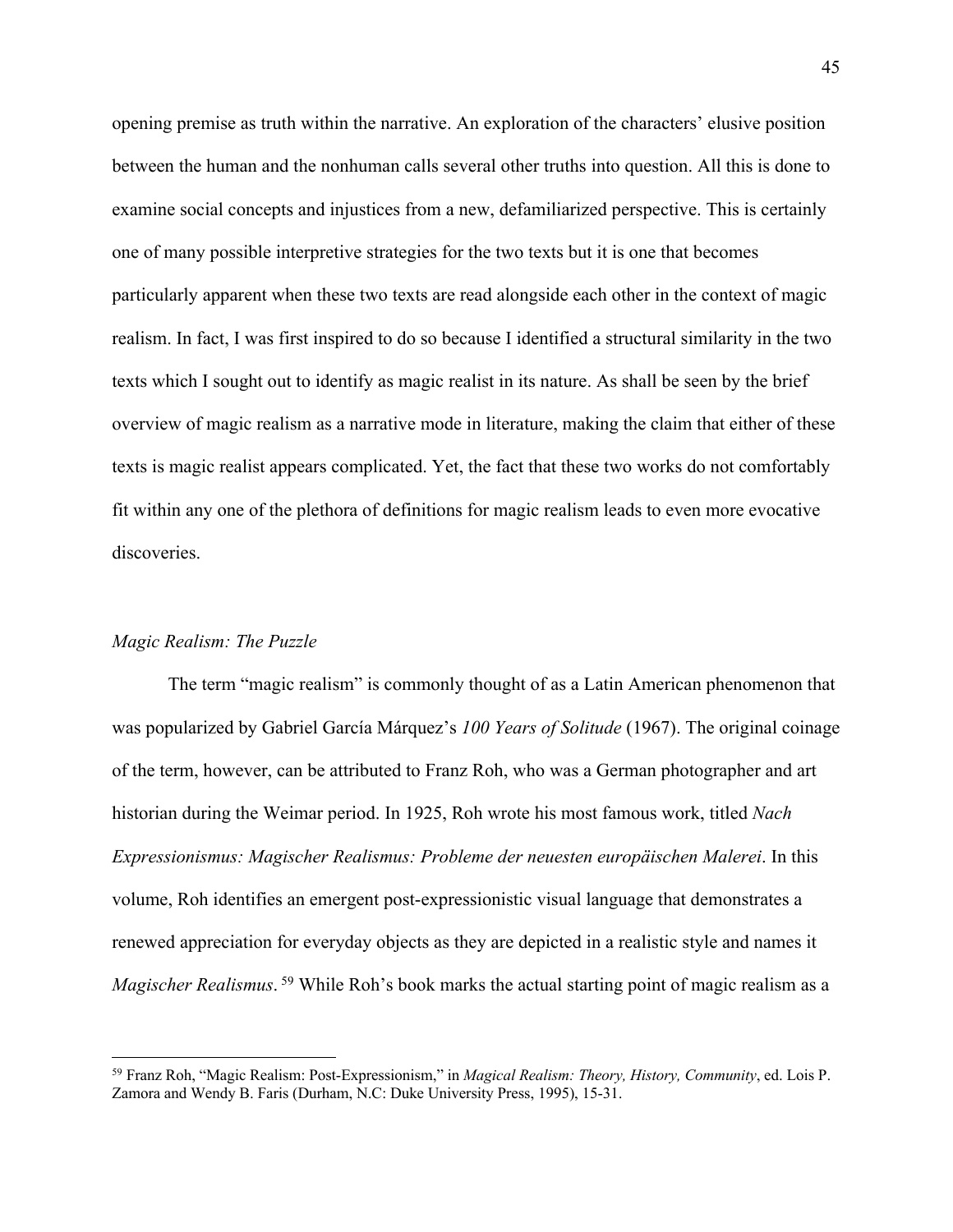opening premise as truth within the narrative. An exploration of the characters' elusive position between the human and the nonhuman calls several other truths into question. All this is done to examine social concepts and injustices from a new, defamiliarized perspective. This is certainly one of many possible interpretive strategies for the two texts but it is one that becomes particularly apparent when these two texts are read alongside each other in the context of magic realism. In fact, I was first inspired to do so because I identified a structural similarity in the two texts which I sought out to identify as magic realist in its nature. As shall be seen by the brief overview of magic realism as a narrative mode in literature, making the claim that either of these texts is magic realist appears complicated. Yet, the fact that these two works do not comfortably fit within any one of the plethora of definitions for magic realism leads to even more evocative discoveries.

*Magic Realism: The Puzzle*

The term "magic realism" is commonly thought of as a Latin American phenomenon that was popularized by Gabriel García Márquez's *100 Years of Solitude* (1967). The original coinage of the term, however, can be attributed to Franz Roh, who was a German photographer and art historian during the Weimar period. In 1925, Roh wrote his most famous work, titled *Nach Expressionismus: Magischer Realismus: Probleme der neuesten europäischen Malerei*. In this volume, Roh identifies an emergent post-expressionistic visual language that demonstrates a renewed appreciation for everyday objects as they are depicted in a realistic style and names it *Magischer Realismus*.[59] While Roh's book marks the actual starting point of magic realism as a

---

[59] Franz Roh, "Magic Realism: Post-Expressionism," in *Magical Realism: Theory, History, Community*, ed. Lois P. Zamora and Wendy B. Faris (Durham, N.C: Duke University Press, 1995), 15-31.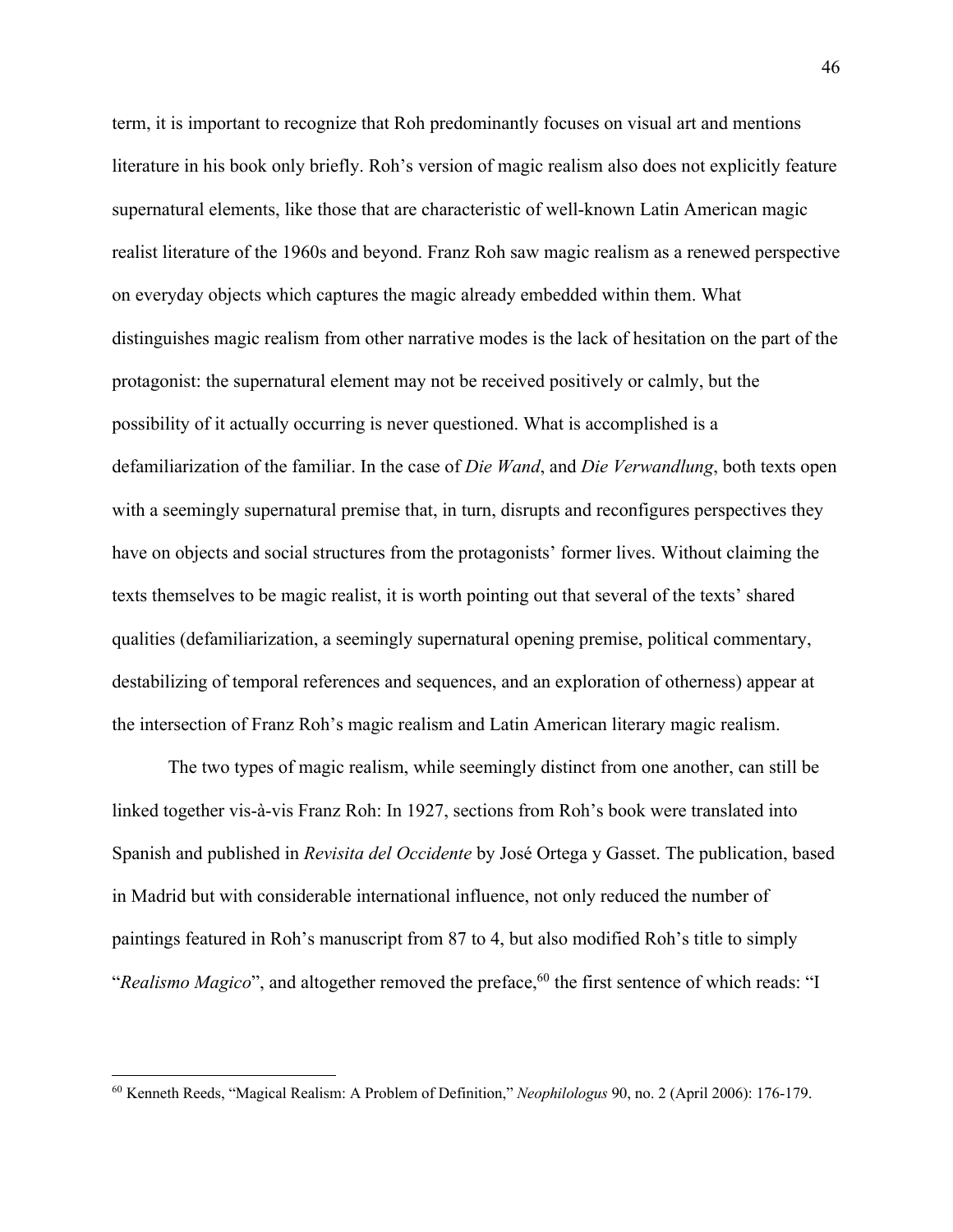term, it is important to recognize that Roh predominantly focuses on visual art and mentions literature in his book only briefly. Roh's version of magic realism also does not explicitly feature supernatural elements, like those that are characteristic of well-known Latin American magic realist literature of the 1960s and beyond. Franz Roh saw magic realism as a renewed perspective on everyday objects which captures the magic already embedded within them. What distinguishes magic realism from other narrative modes is the lack of hesitation on the part of the protagonist: the supernatural element may not be received positively or calmly, but the possibility of it actually occurring is never questioned. What is accomplished is a defamiliarization of the familiar. In the case of *Die Wand*, and *Die Verwandlung*, both texts open with a seemingly supernatural premise that, in turn, disrupts and reconfigures perspectives they have on objects and social structures from the protagonists' former lives. Without claiming the texts themselves to be magic realist, it is worth pointing out that several of the texts' shared qualities (defamiliarization, a seemingly supernatural opening premise, political commentary, destabilizing of temporal references and sequences, and an exploration of otherness) appear at the intersection of Franz Roh's magic realism and Latin American literary magic realism.

The two types of magic realism, while seemingly distinct from one another, can still be linked together vis-à-vis Franz Roh: In 1927, sections from Roh's book were translated into Spanish and published in *Revisita del Occidente* by José Ortega y Gasset. The publication, based in Madrid but with considerable international influence, not only reduced the number of paintings featured in Roh's manuscript from 87 to 4, but also modified Roh's title to simply "*Realismo Magico*", and altogether removed the preface,[60] the first sentence of which reads: "I

[60] Kenneth Reeds, "Magical Realism: A Problem of Definition," *Neophilologus* 90, no. 2 (April 2006): 176-179.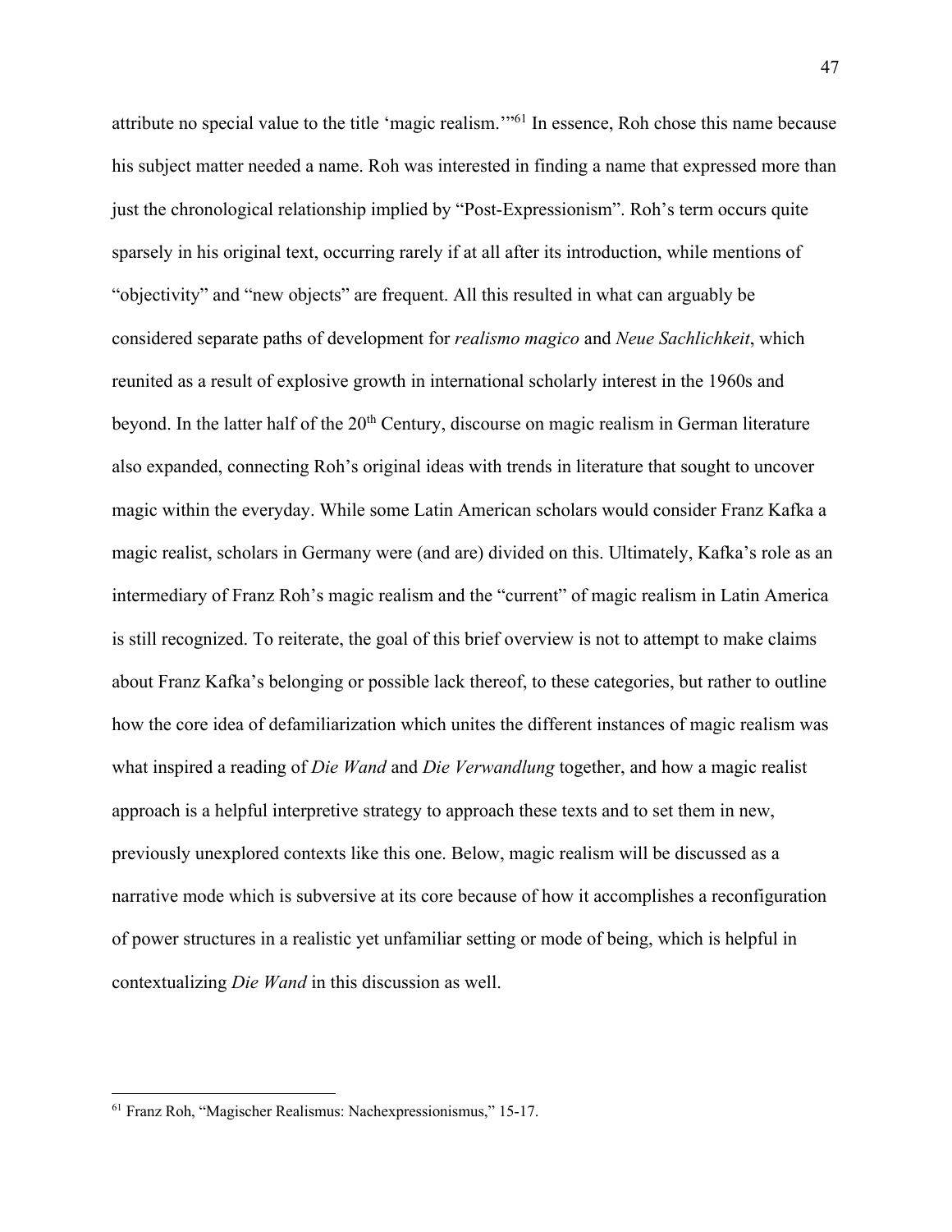attribute no special value to the title 'magic realism.'"[61] In essence, Roh chose this name because his subject matter needed a name. Roh was interested in finding a name that expressed more than just the chronological relationship implied by "Post-Expressionism". Roh's term occurs quite sparsely in his original text, occurring rarely if at all after its introduction, while mentions of "objectivity" and "new objects" are frequent. All this resulted in what can arguably be considered separate paths of development for *realismo magico* and *Neue Sachlichkeit*, which reunited as a result of explosive growth in international scholarly interest in the 1960s and beyond. In the latter half of the 20th Century, discourse on magic realism in German literature also expanded, connecting Roh's original ideas with trends in literature that sought to uncover magic within the everyday. While some Latin American scholars would consider Franz Kafka a magic realist, scholars in Germany were (and are) divided on this. Ultimately, Kafka's role as an intermediary of Franz Roh's magic realism and the "current" of magic realism in Latin America is still recognized. To reiterate, the goal of this brief overview is not to attempt to make claims about Franz Kafka's belonging or possible lack thereof, to these categories, but rather to outline how the core idea of defamiliarization which unites the different instances of magic realism was what inspired a reading of *Die Wand* and *Die Verwandlung* together, and how a magic realist approach is a helpful interpretive strategy to approach these texts and to set them in new, previously unexplored contexts like this one. Below, magic realism will be discussed as a narrative mode which is subversive at its core because of how it accomplishes a reconfiguration of power structures in a realistic yet unfamiliar setting or mode of being, which is helpful in contextualizing *Die Wand* in this discussion as well.

---

[61] Franz Roh, "Magischer Realismus: Nachexpressionismus," 15-17.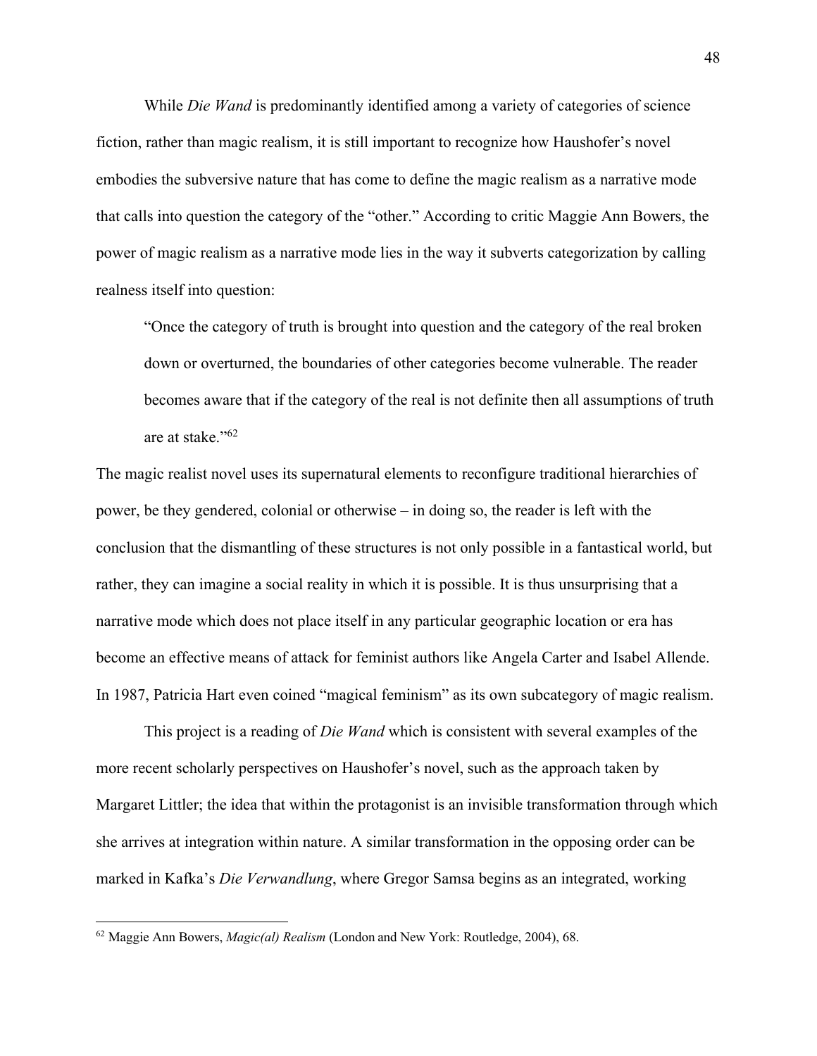While *Die Wand* is predominantly identified among a variety of categories of science fiction, rather than magic realism, it is still important to recognize how Haushofer's novel embodies the subversive nature that has come to define the magic realism as a narrative mode that calls into question the category of the "other." According to critic Maggie Ann Bowers, the power of magic realism as a narrative mode lies in the way it subverts categorization by calling realness itself into question:

> "Once the category of truth is brought into question and the category of the real broken down or overturned, the boundaries of other categories become vulnerable. The reader becomes aware that if the category of the real is not definite then all assumptions of truth are at stake."[62]

The magic realist novel uses its supernatural elements to reconfigure traditional hierarchies of power, be they gendered, colonial or otherwise – in doing so, the reader is left with the conclusion that the dismantling of these structures is not only possible in a fantastical world, but rather, they can imagine a social reality in which it is possible. It is thus unsurprising that a narrative mode which does not place itself in any particular geographic location or era has become an effective means of attack for feminist authors like Angela Carter and Isabel Allende. In 1987, Patricia Hart even coined "magical feminism" as its own subcategory of magic realism.

This project is a reading of *Die Wand* which is consistent with several examples of the more recent scholarly perspectives on Haushofer's novel, such as the approach taken by Margaret Littler; the idea that within the protagonist is an invisible transformation through which she arrives at integration within nature. A similar transformation in the opposing order can be marked in Kafka's *Die Verwandlung*, where Gregor Samsa begins as an integrated, working

---

[62] Maggie Ann Bowers, *Magic(al) Realism* (London and New York: Routledge, 2004), 68.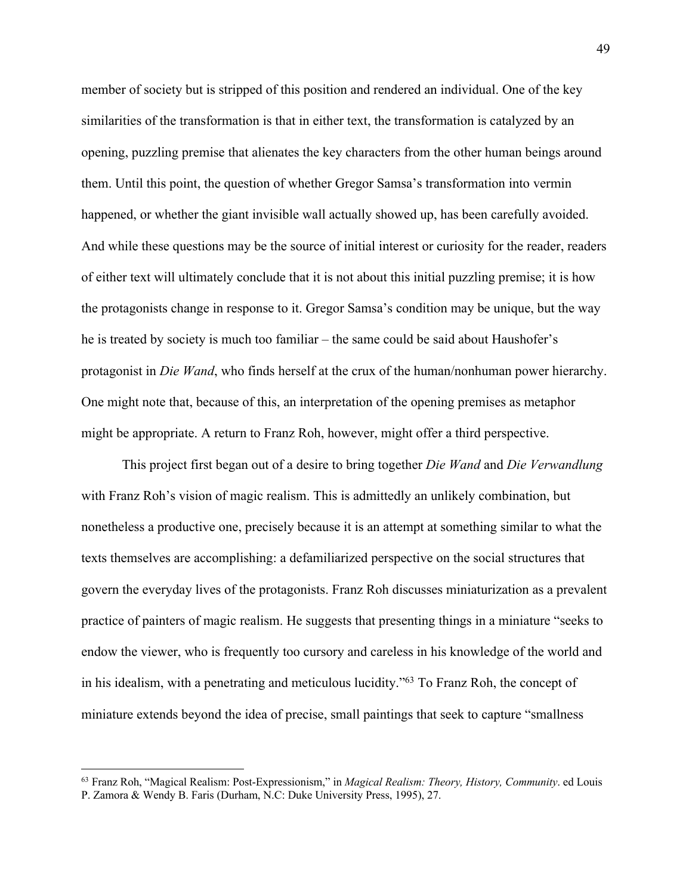member of society but is stripped of this position and rendered an individual. One of the key similarities of the transformation is that in either text, the transformation is catalyzed by an opening, puzzling premise that alienates the key characters from the other human beings around them. Until this point, the question of whether Gregor Samsa's transformation into vermin happened, or whether the giant invisible wall actually showed up, has been carefully avoided. And while these questions may be the source of initial interest or curiosity for the reader, readers of either text will ultimately conclude that it is not about this initial puzzling premise; it is how the protagonists change in response to it. Gregor Samsa's condition may be unique, but the way he is treated by society is much too familiar – the same could be said about Haushofer's protagonist in *Die Wand*, who finds herself at the crux of the human/nonhuman power hierarchy. One might note that, because of this, an interpretation of the opening premises as metaphor might be appropriate. A return to Franz Roh, however, might offer a third perspective.

This project first began out of a desire to bring together *Die Wand* and *Die Verwandlung* with Franz Roh's vision of magic realism. This is admittedly an unlikely combination, but nonetheless a productive one, precisely because it is an attempt at something similar to what the texts themselves are accomplishing: a defamiliarized perspective on the social structures that govern the everyday lives of the protagonists. Franz Roh discusses miniaturization as a prevalent practice of painters of magic realism. He suggests that presenting things in a miniature "seeks to endow the viewer, who is frequently too cursory and careless in his knowledge of the world and in his idealism, with a penetrating and meticulous lucidity."[63] To Franz Roh, the concept of miniature extends beyond the idea of precise, small paintings that seek to capture "smallness

---

[63] Franz Roh, "Magical Realism: Post-Expressionism," in *Magical Realism: Theory, History, Community*. ed Louis P. Zamora & Wendy B. Faris (Durham, N.C: Duke University Press, 1995), 27.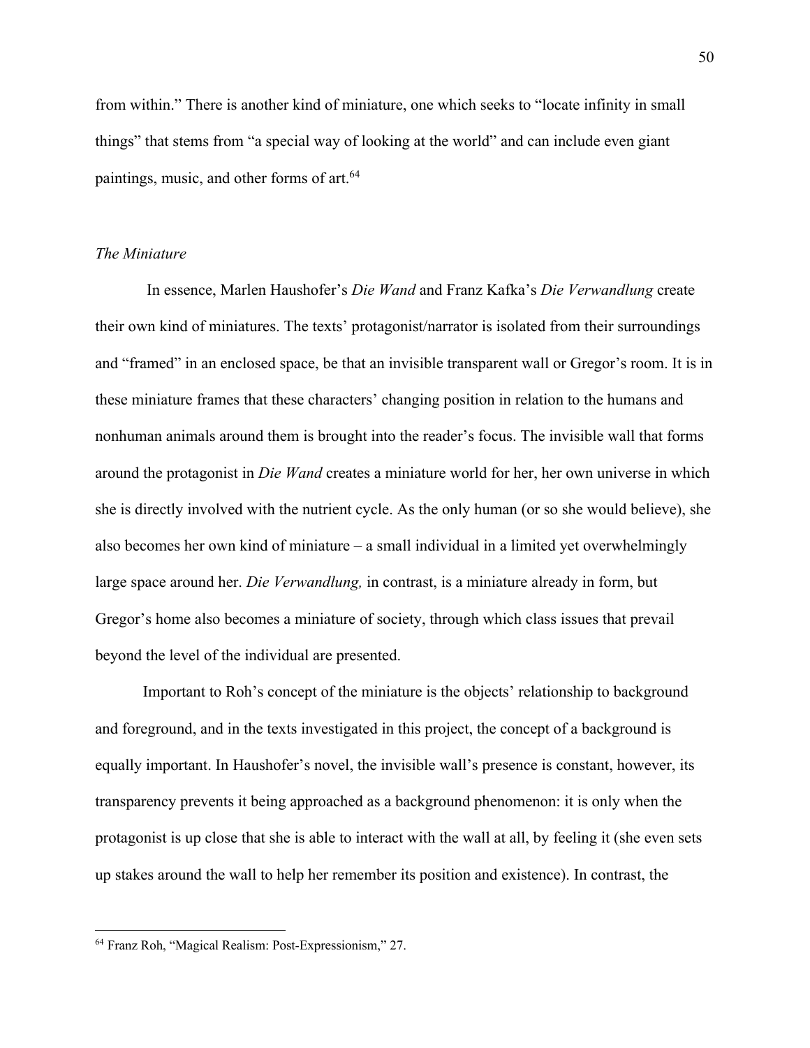from within." There is another kind of miniature, one which seeks to "locate infinity in small things" that stems from "a special way of looking at the world" and can include even giant paintings, music, and other forms of art.[64]

### *The Miniature*

In essence, Marlen Haushofer's *Die Wand* and Franz Kafka's *Die Verwandlung* create their own kind of miniatures. The texts' protagonist/narrator is isolated from their surroundings and "framed" in an enclosed space, be that an invisible transparent wall or Gregor's room. It is in these miniature frames that these characters' changing position in relation to the humans and nonhuman animals around them is brought into the reader's focus. The invisible wall that forms around the protagonist in *Die Wand* creates a miniature world for her, her own universe in which she is directly involved with the nutrient cycle. As the only human (or so she would believe), she also becomes her own kind of miniature – a small individual in a limited yet overwhelmingly large space around her. *Die Verwandlung,* in contrast, is a miniature already in form, but Gregor's home also becomes a miniature of society, through which class issues that prevail beyond the level of the individual are presented.

Important to Roh's concept of the miniature is the objects' relationship to background and foreground, and in the texts investigated in this project, the concept of a background is equally important. In Haushofer's novel, the invisible wall's presence is constant, however, its transparency prevents it being approached as a background phenomenon: it is only when the protagonist is up close that she is able to interact with the wall at all, by feeling it (she even sets up stakes around the wall to help her remember its position and existence). In contrast, the

---

[64] Franz Roh, "Magical Realism: Post-Expressionism," 27.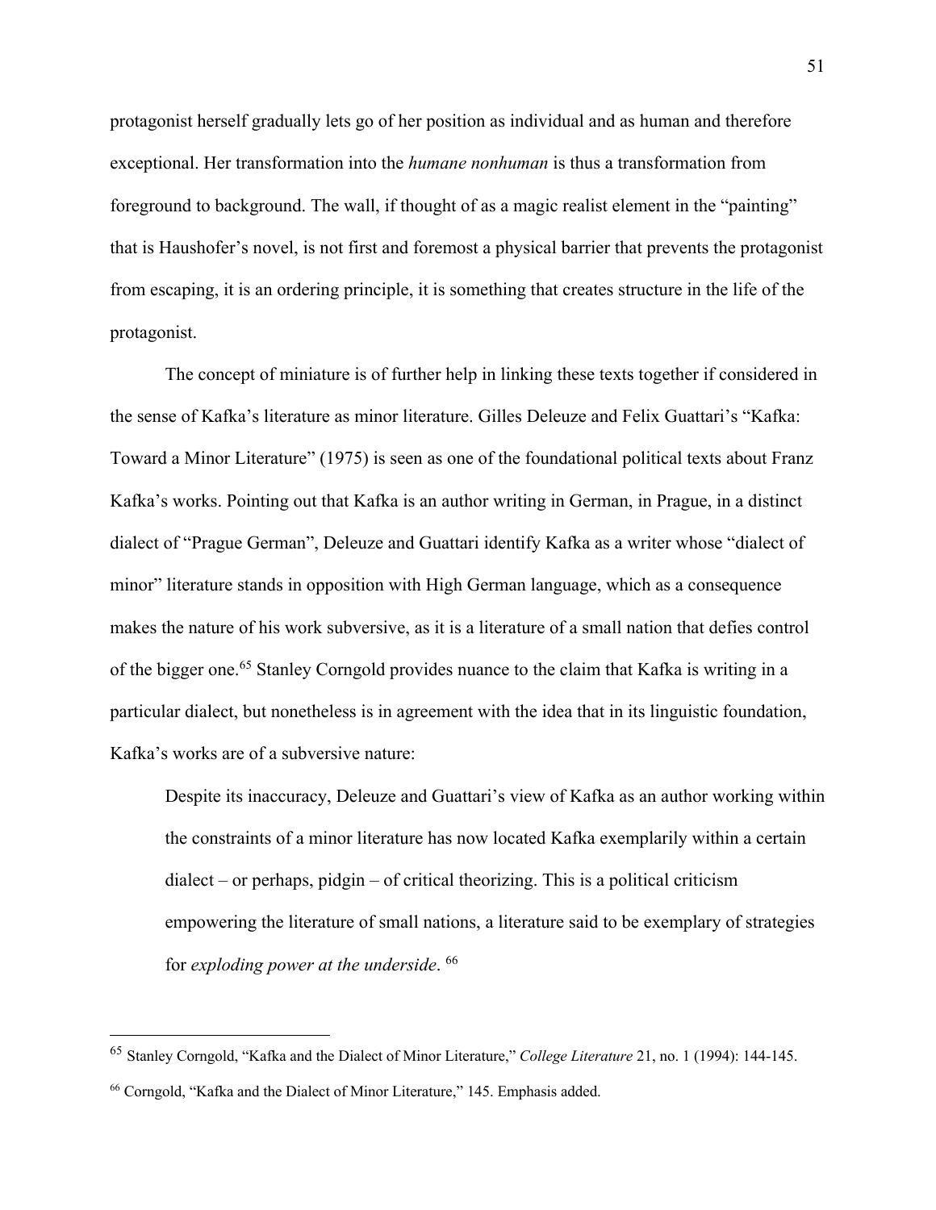protagonist herself gradually lets go of her position as individual and as human and therefore exceptional. Her transformation into the *humane nonhuman* is thus a transformation from foreground to background. The wall, if thought of as a magic realist element in the "painting" that is Haushofer's novel, is not first and foremost a physical barrier that prevents the protagonist from escaping, it is an ordering principle, it is something that creates structure in the life of the protagonist.

The concept of miniature is of further help in linking these texts together if considered in the sense of Kafka's literature as minor literature. Gilles Deleuze and Felix Guattari's "Kafka: Toward a Minor Literature" (1975) is seen as one of the foundational political texts about Franz Kafka's works. Pointing out that Kafka is an author writing in German, in Prague, in a distinct dialect of "Prague German", Deleuze and Guattari identify Kafka as a writer whose "dialect of minor" literature stands in opposition with High German language, which as a consequence makes the nature of his work subversive, as it is a literature of a small nation that defies control of the bigger one.[65] Stanley Corngold provides nuance to the claim that Kafka is writing in a particular dialect, but nonetheless is in agreement with the idea that in its linguistic foundation, Kafka's works are of a subversive nature:

> Despite its inaccuracy, Deleuze and Guattari's view of Kafka as an author working within the constraints of a minor literature has now located Kafka exemplarily within a certain dialect – or perhaps, pidgin – of critical theorizing. This is a political criticism empowering the literature of small nations, a literature said to be exemplary of strategies for *exploding power at the underside*.[66]

---

[65] Stanley Corngold, "Kafka and the Dialect of Minor Literature," *College Literature* 21, no. 1 (1994): 144-145.

[66] Corngold, "Kafka and the Dialect of Minor Literature," 145. Emphasis added.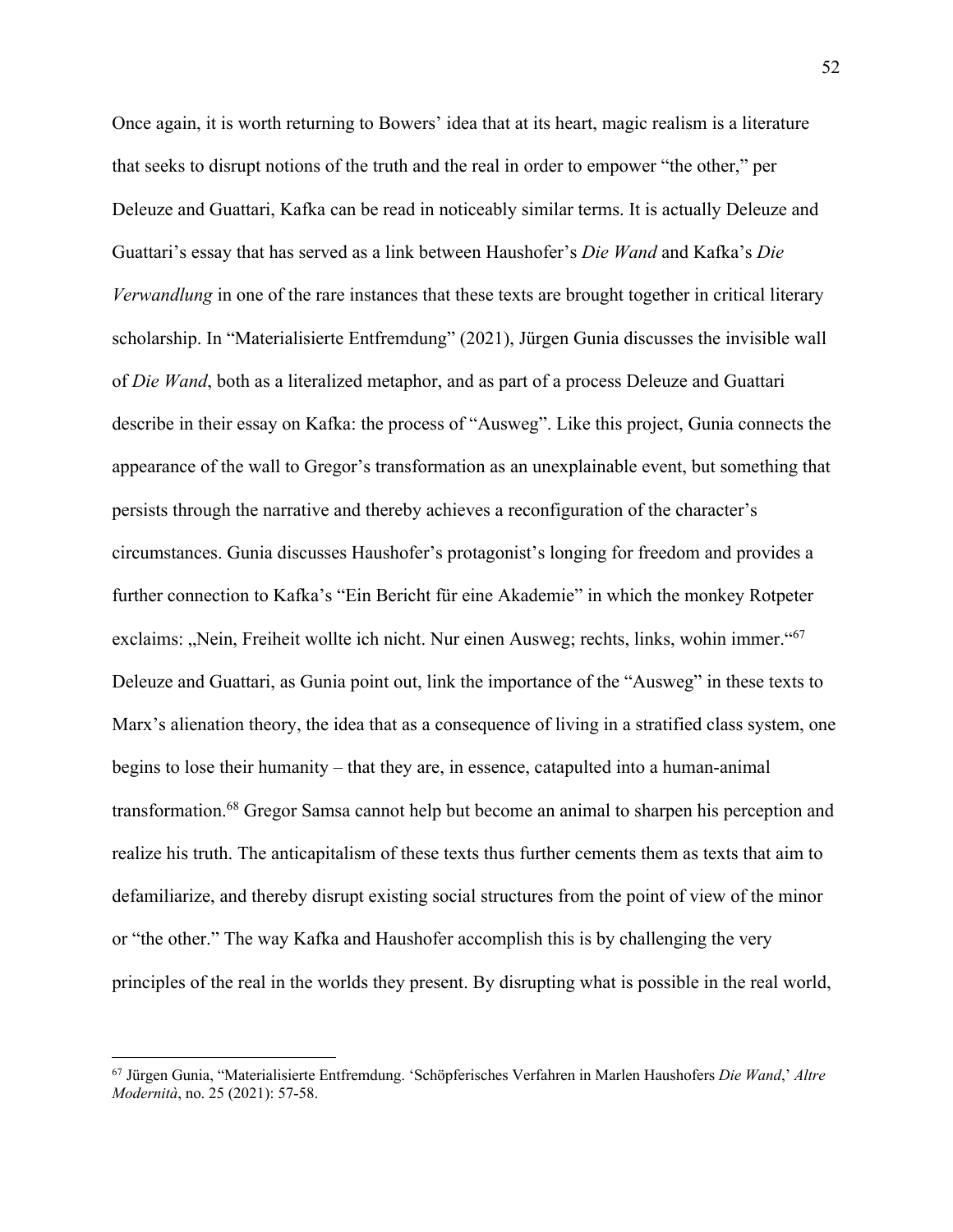Once again, it is worth returning to Bowers' idea that at its heart, magic realism is a literature that seeks to disrupt notions of the truth and the real in order to empower "the other," per Deleuze and Guattari, Kafka can be read in noticeably similar terms. It is actually Deleuze and Guattari's essay that has served as a link between Haushofer's *Die Wand* and Kafka's *Die Verwandlung* in one of the rare instances that these texts are brought together in critical literary scholarship. In "Materialisierte Entfremdung" (2021), Jürgen Gunia discusses the invisible wall of *Die Wand*, both as a literalized metaphor, and as part of a process Deleuze and Guattari describe in their essay on Kafka: the process of "Ausweg". Like this project, Gunia connects the appearance of the wall to Gregor's transformation as an unexplainable event, but something that persists through the narrative and thereby achieves a reconfiguration of the character's circumstances. Gunia discusses Haushofer's protagonist's longing for freedom and provides a further connection to Kafka's "Ein Bericht für eine Akademie" in which the monkey Rotpeter exclaims: „Nein, Freiheit wollte ich nicht. Nur einen Ausweg; rechts, links, wohin immer."[67] Deleuze and Guattari, as Gunia point out, link the importance of the "Ausweg" in these texts to Marx's alienation theory, the idea that as a consequence of living in a stratified class system, one begins to lose their humanity – that they are, in essence, catapulted into a human-animal transformation.[68] Gregor Samsa cannot help but become an animal to sharpen his perception and realize his truth. The anticapitalism of these texts thus further cements them as texts that aim to defamiliarize, and thereby disrupt existing social structures from the point of view of the minor or "the other." The way Kafka and Haushofer accomplish this is by challenging the very principles of the real in the worlds they present. By disrupting what is possible in the real world,

---

[67] Jürgen Gunia, "Materialisierte Entfremdung. 'Schöpferisches Verfahren in Marlen Haushofers *Die Wand*,' *Altre Modernità*, no. 25 (2021): 57-58.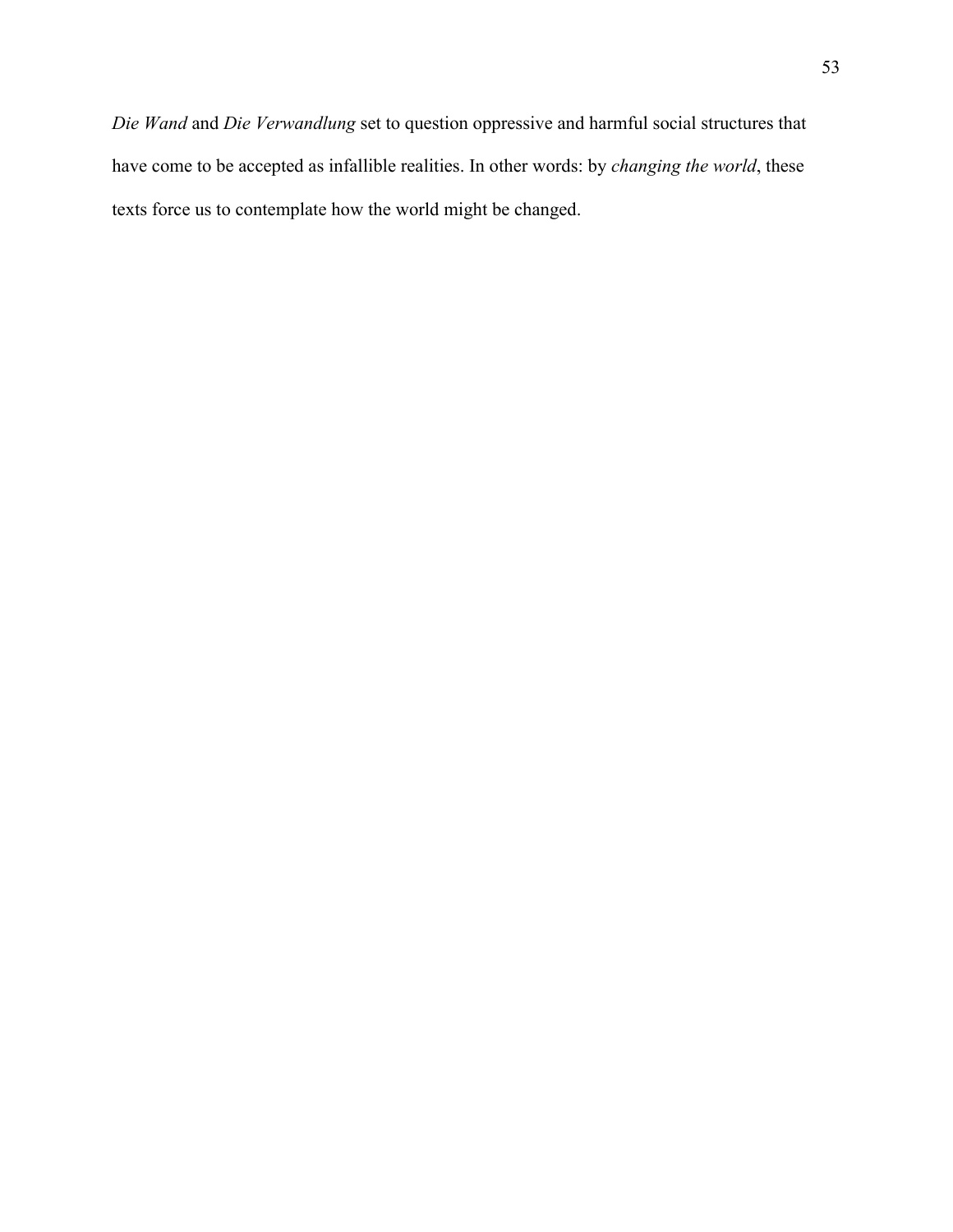*Die Wand* and *Die Verwandlung* set to question oppressive and harmful social structures that have come to be accepted as infallible realities. In other words: by *changing the world*, these texts force us to contemplate how the world might be changed.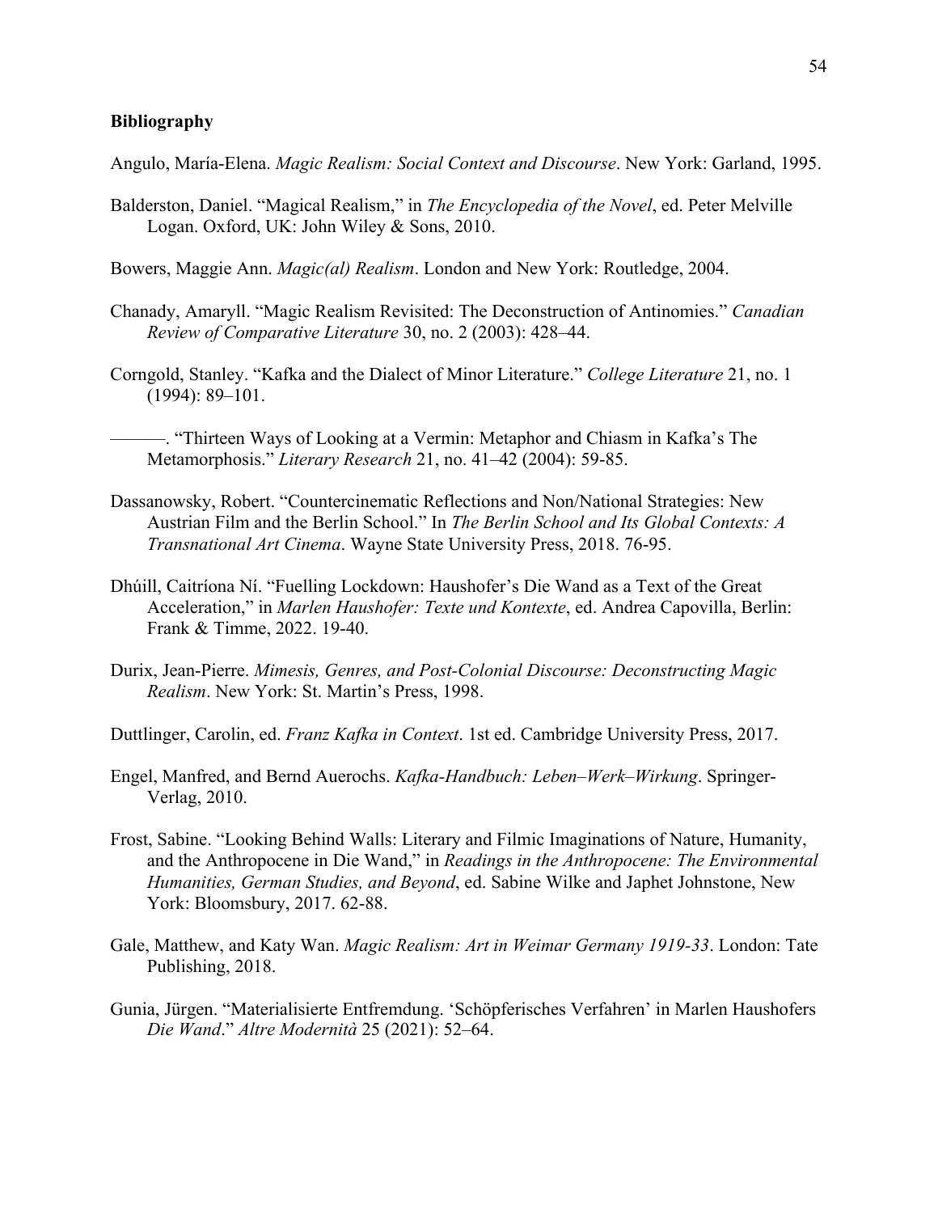**Bibliography**

Angulo, María-Elena. *Magic Realism: Social Context and Discourse*. New York: Garland, 1995.

Balderston, Daniel. "Magical Realism," in *The Encyclopedia of the Novel*, ed. Peter Melville Logan. Oxford, UK: John Wiley & Sons, 2010.

Bowers, Maggie Ann. *Magic(al) Realism*. London and New York: Routledge, 2004.

Chanady, Amaryll. "Magic Realism Revisited: The Deconstruction of Antinomies." *Canadian Review of Comparative Literature* 30, no. 2 (2003): 428–44.

Corngold, Stanley. "Kafka and the Dialect of Minor Literature." *College Literature* 21, no. 1 (1994): 89–101.

———. "Thirteen Ways of Looking at a Vermin: Metaphor and Chiasm in Kafka's The Metamorphosis." *Literary Research* 21, no. 41–42 (2004): 59-85.

Dassanowsky, Robert. "Countercinematic Reflections and Non/National Strategies: New Austrian Film and the Berlin School." In *The Berlin School and Its Global Contexts: A Transnational Art Cinema*. Wayne State University Press, 2018. 76-95.

Dhúill, Caitríona Ní. "Fuelling Lockdown: Haushofer's Die Wand as a Text of the Great Acceleration," in *Marlen Haushofer: Texte und Kontexte*, ed. Andrea Capovilla, Berlin: Frank & Timme, 2022. 19-40.

Durix, Jean-Pierre. *Mimesis, Genres, and Post-Colonial Discourse: Deconstructing Magic Realism*. New York: St. Martin's Press, 1998.

Duttlinger, Carolin, ed. *Franz Kafka in Context*. 1st ed. Cambridge University Press, 2017.

Engel, Manfred, and Bernd Auerochs. *Kafka-Handbuch: Leben–Werk–Wirkung*. Springer-Verlag, 2010.

Frost, Sabine. "Looking Behind Walls: Literary and Filmic Imaginations of Nature, Humanity, and the Anthropocene in Die Wand," in *Readings in the Anthropocene: The Environmental Humanities, German Studies, and Beyond*, ed. Sabine Wilke and Japhet Johnstone, New York: Bloomsbury, 2017. 62-88.

Gale, Matthew, and Katy Wan. *Magic Realism: Art in Weimar Germany 1919-33*. London: Tate Publishing, 2018.

Gunia, Jürgen. "Materialisierte Entfremdung. 'Schöpferisches Verfahren' in Marlen Haushofers *Die Wand*." *Altre Modernità* 25 (2021): 52–64.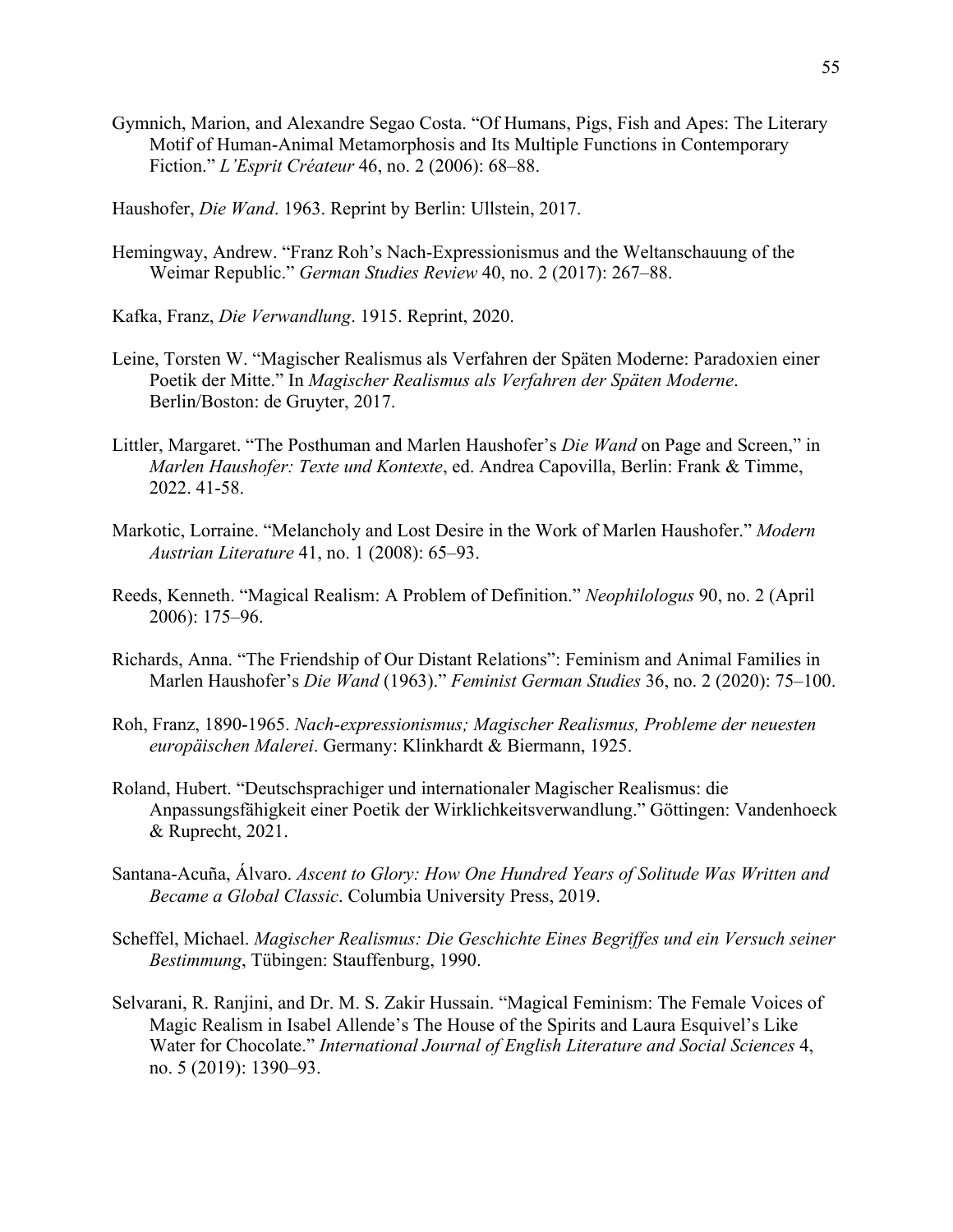Gymnich, Marion, and Alexandre Segao Costa. "Of Humans, Pigs, Fish and Apes: The Literary Motif of Human-Animal Metamorphosis and Its Multiple Functions in Contemporary Fiction." *L'Esprit Créateur* 46, no. 2 (2006): 68–88.

Haushofer, *Die Wand*. 1963. Reprint by Berlin: Ullstein, 2017.

Hemingway, Andrew. "Franz Roh's Nach-Expressionismus and the Weltanschauung of the Weimar Republic." *German Studies Review* 40, no. 2 (2017): 267–88.

Kafka, Franz, *Die Verwandlung*. 1915. Reprint, 2020.

Leine, Torsten W. "Magischer Realismus als Verfahren der Späten Moderne: Paradoxien einer Poetik der Mitte." In *Magischer Realismus als Verfahren der Späten Moderne*. Berlin/Boston: de Gruyter, 2017.

Littler, Margaret. "The Posthuman and Marlen Haushofer's *Die Wand* on Page and Screen," in *Marlen Haushofer: Texte und Kontexte*, ed. Andrea Capovilla, Berlin: Frank & Timme, 2022. 41-58.

Markotic, Lorraine. "Melancholy and Lost Desire in the Work of Marlen Haushofer." *Modern Austrian Literature* 41, no. 1 (2008): 65–93.

Reeds, Kenneth. "Magical Realism: A Problem of Definition." *Neophilologus* 90, no. 2 (April 2006): 175–96.

Richards, Anna. "The Friendship of Our Distant Relations": Feminism and Animal Families in Marlen Haushofer's *Die Wand* (1963)." *Feminist German Studies* 36, no. 2 (2020): 75–100.

Roh, Franz, 1890-1965. *Nach-expressionismus; Magischer Realismus, Probleme der neuesten europäischen Malerei*. Germany: Klinkhardt & Biermann, 1925.

Roland, Hubert. "Deutschsprachiger und internationaler Magischer Realismus: die Anpassungsfähigkeit einer Poetik der Wirklichkeitsverwandlung." Göttingen: Vandenhoeck & Ruprecht, 2021.

Santana-Acuña, Álvaro. *Ascent to Glory: How One Hundred Years of Solitude Was Written and Became a Global Classic*. Columbia University Press, 2019.

Scheffel, Michael. *Magischer Realismus: Die Geschichte Eines Begriffes und ein Versuch seiner Bestimmung*, Tübingen: Stauffenburg, 1990.

Selvarani, R. Ranjini, and Dr. M. S. Zakir Hussain. "Magical Feminism: The Female Voices of Magic Realism in Isabel Allende's The House of the Spirits and Laura Esquivel's Like Water for Chocolate." *International Journal of English Literature and Social Sciences* 4, no. 5 (2019): 1390–93.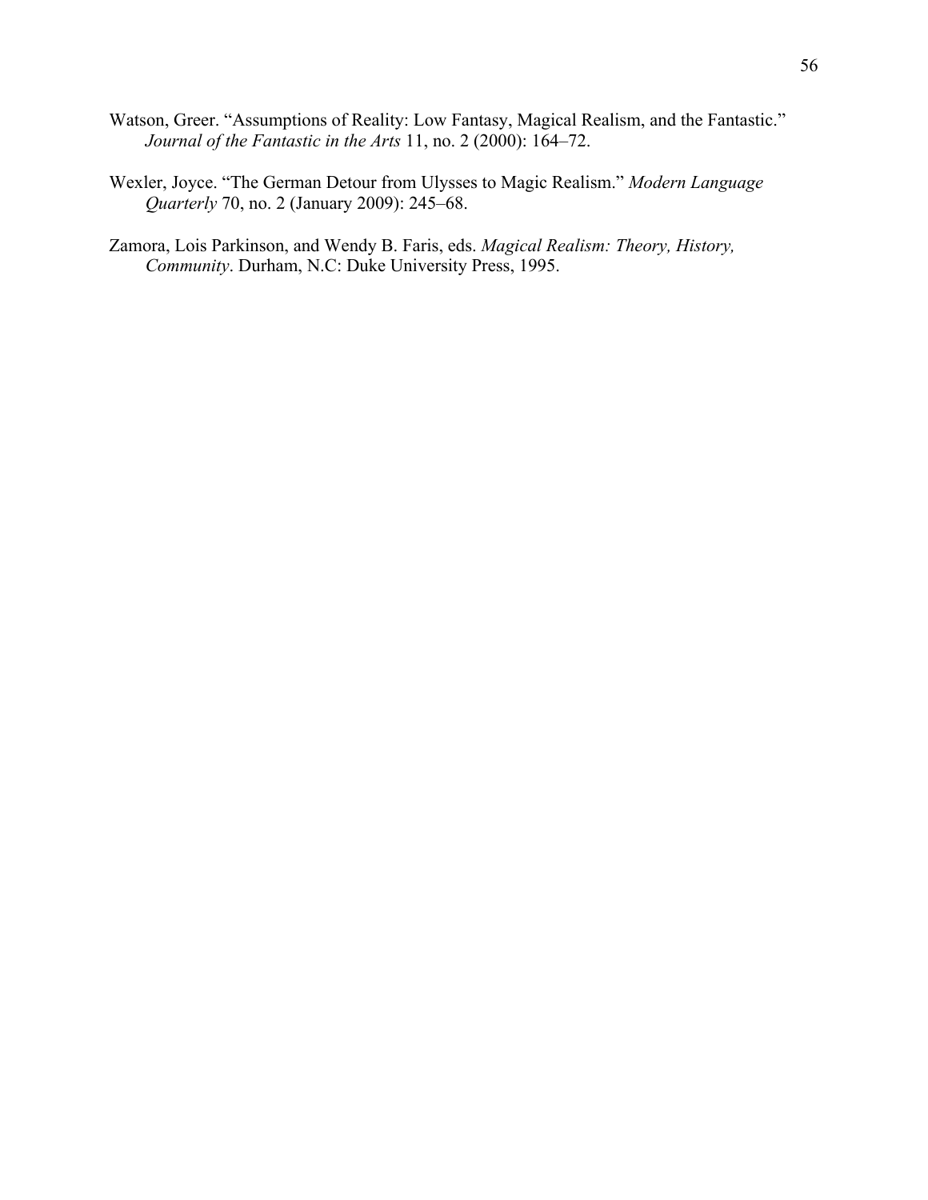Watson, Greer. “Assumptions of Reality: Low Fantasy, Magical Realism, and the Fantastic.” *Journal of the Fantastic in the Arts* 11, no. 2 (2000): 164–72.

Wexler, Joyce. “The German Detour from Ulysses to Magic Realism.” *Modern Language Quarterly* 70, no. 2 (January 2009): 245–68.

Zamora, Lois Parkinson, and Wendy B. Faris, eds. *Magical Realism: Theory, History, Community*. Durham, N.C: Duke University Press, 1995.